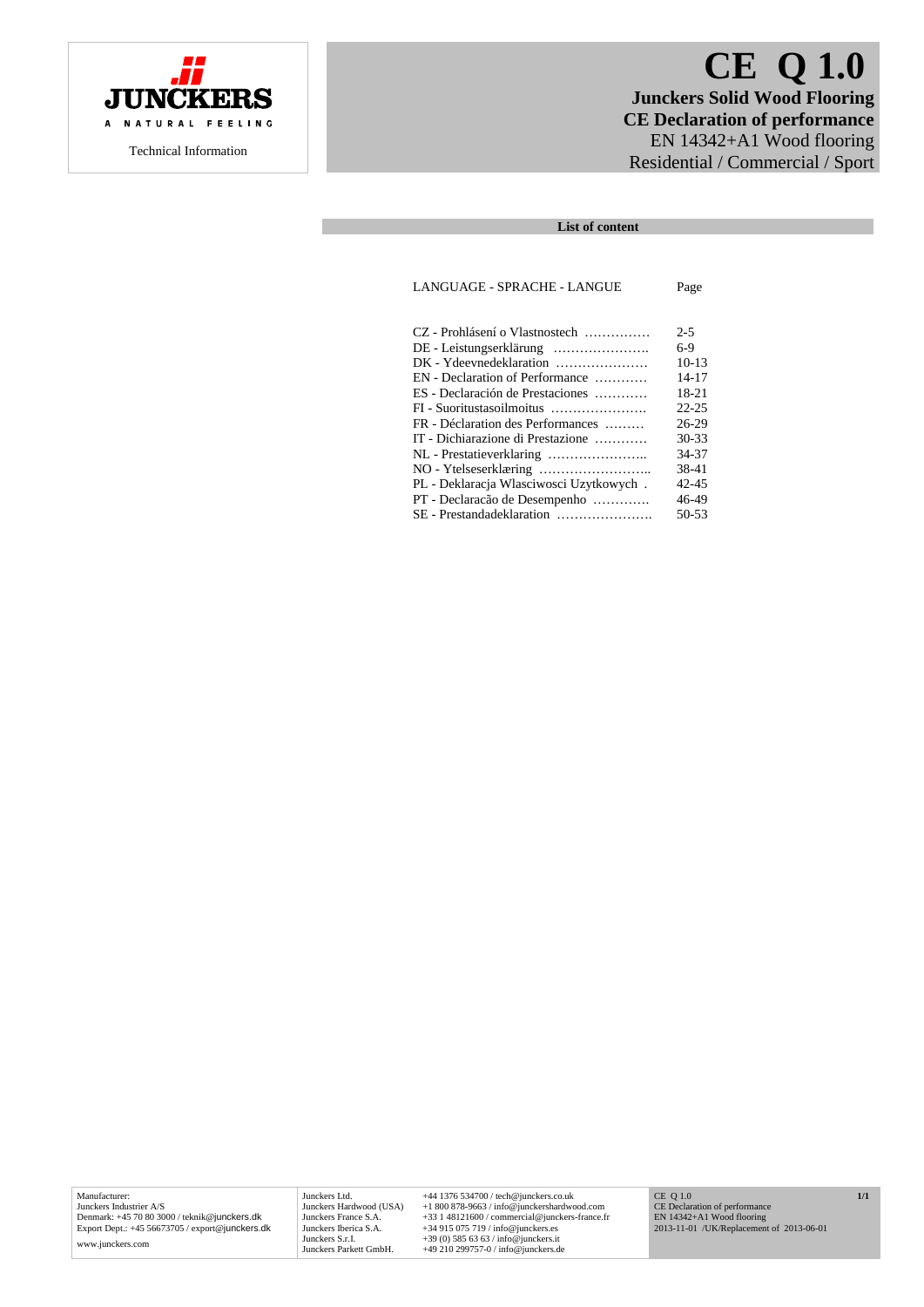JUNCKERS

A NATURAL FEELING

Technical Information

# CE Q 1.0

**Junckers Solid Wood Flooring**
**CE Declaration of performance**
EN 14342+A1 Wood flooring
Residential / Commercial / Sport

## List of content

| LANGUAGE - SPRACHE - LANGUE | Page |
|---|---|
| CZ - Prohlásení o Vlastnostech …………… | 2-5 |
| DE - Leistungserklärung ………………….. | 6-9 |
| DK - Ydeevnedeklaration ………………… | 10-13 |
| EN - Declaration of Performance ………… | 14-17 |
| ES - Declaración de Prestaciones ………… | 18-21 |
| FI - Suoritustasoilmoitus …………………. | 22-25 |
| FR - Déclaration des Performances ……… | 26-29 |
| IT - Dichiarazione di Prestazione ………… | 30-33 |
| NL - Prestatieverklaring ………………….. | 34-37 |
| NO - Ytelseserklæring …………………….. | 38-41 |
| PL - Deklaracja Wlasciwosci Uzytkowych . | 42-45 |
| PT - Declaracão de Desempenho …………. | 46-49 |
| SE - Prestandadeklaration …………………. | 50-53 |

Manufacturer:
Junckers Industrier A/S
Denmark: +45 70 80 3000 / teknik@junckers.dk
Export Dept.: +45 56673705 / export@junckers.dk
www.junckers.com

| | |
|---|---|
| Junckers Ltd. | +44 1376 534700 / tech@junckers.co.uk |
| Junckers Hardwood (USA) | +1 800 878-9663 / info@junckershardwood.com |
| Junckers France S.A. | +33 1 48121600 / commercial@junckers-france.fr |
| Junckers Iberica S.A. | +34 915 075 719 / info@junckers.es |
| Junckers S.r.I. | +39 (0) 585 63 63 / info@junckers.it |
| Junckers Parkett GmbH. | +49 210 299757-0 / info@junckers.de |

CE Q 1.0
CE Declaration of performance
EN 14342+A1 Wood flooring
2013-11-01 /UK/Replacement of 2013-06-01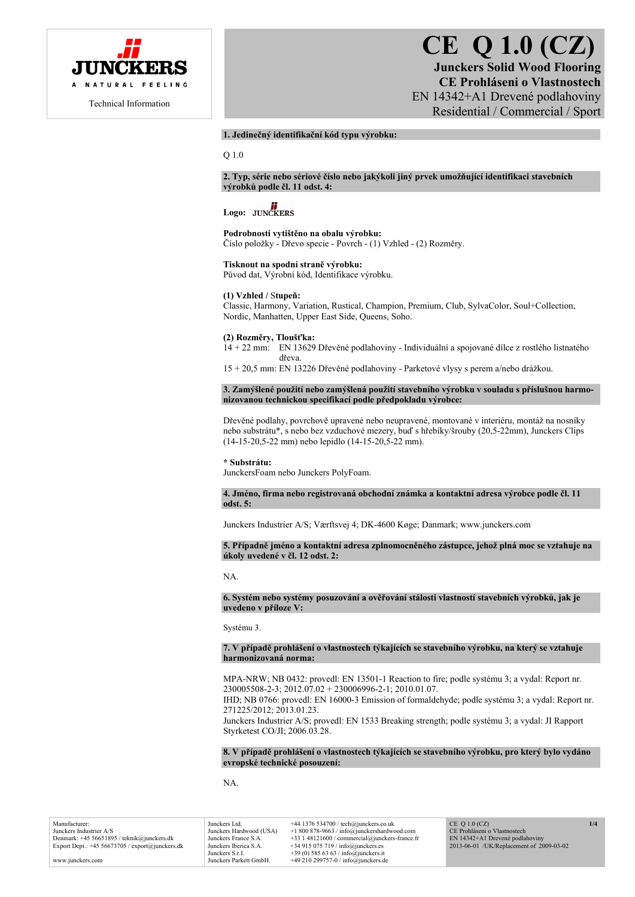# CE Q 1.0 (CZ)

**Junckers Solid Wood Flooring**
**CE Prohláseni o Vlastnostech**
EN 14342+A1 Drevené podlahoviny
Residential / Commercial / Sport

Technical Information

**1. Jedinečný identifikační kód typu výrobku:**

Q 1.0

**2. Typ, série nebo sériové číslo nebo jakýkoli jiný prvek umožňující identifikaci stavebních výrobků podle čl. 11 odst. 4:**

**Logo:** JUNCKERS

**Podrobnosti vytištěno na obalu výrobku:**
Číslo položky - Dřevo specie - Povrch - (1) Vzhled - (2) Rozměry.

**Tisknout na spodní straně výrobku:**
Původ dat, Výrobní kód, Identifikace výrobku.

**(1) Vzhled / Stupeň:**
Classic, Harmony, Variation, Rustical, Champion, Premium, Club, SylvaColor, Soul+Collection, Nordic, Manhatten, Upper East Side, Queens, Soho.

**(2) Rozměry, Tloušťka:**
14 + 22 mm: EN 13629 Dřevěné podlahoviny - Individuální a spojované dílce z rostlého listnatého dřeva.
15 + 20,5 mm: EN 13226 Dřevěné podlahoviny - Parketové vlysy s perem a/nebo drážkou.

**3. Zamýšlené použití nebo zamýšlená použití stavebního výrobku v souladu s příslušnou harmonizovanou technickou specifikací podle předpokladu výrobce:**

Dřevěné podlahy, povrchově upravené nebo neupravené, montované v interiéru, montáž na nosníky nebo substrátu*, s nebo bez vzduchové mezery, buď s hřebíky/šrouby (20,5-22mm), Junckers Clips (14-15-20,5-22 mm) nebo lepidlo (14-15-20,5-22 mm).

**\* Substrátu:**
JunckersFoam nebo Junckers PolyFoam.

**4. Jméno, firma nebo registrovaná obchodní známka a kontaktní adresa výrobce podle čl. 11 odst. 5:**

Junckers Industrier A/S; Værftsvej 4; DK-4600 Køge; Danmark; www.junckers.com

**5. Případně jméno a kontaktní adresa zplnomocněného zástupce, jehož plná moc se vztahuje na úkoly uvedené v čl. 12 odst. 2:**

NA.

**6. Systém nebo systémy posuzování a ověřování stálosti vlastností stavebních výrobků, jak je uvedeno v příloze V:**

Systému 3.

**7. V případě prohlášení o vlastnostech týkajících se stavebního výrobku, na který se vztahuje harmonizovaná norma:**

MPA-NRW; NB 0432: provedl: EN 13501-1 Reaction to fire; podle systému 3; a vydal: Report nr. 230005508-2-3; 2012.07.02 + 230006996-2-1; 2010.01.07.
IHD; NB 0766: provedl: EN 16000-3 Emission of formaldehyde; podle systému 3; a vydal: Report nr. 271225/2012; 2013.01.23.
Junckers Industrier A/S; provedl: EN 1533 Breaking strength; podle systému 3; a vydal: JI Rapport Styrketest CO/JI; 2006.03.28.

**8. V případě prohlášení o vlastnostech týkajících se stavebního výrobku, pro který bylo vydáno evropské technické posouzení:**

NA.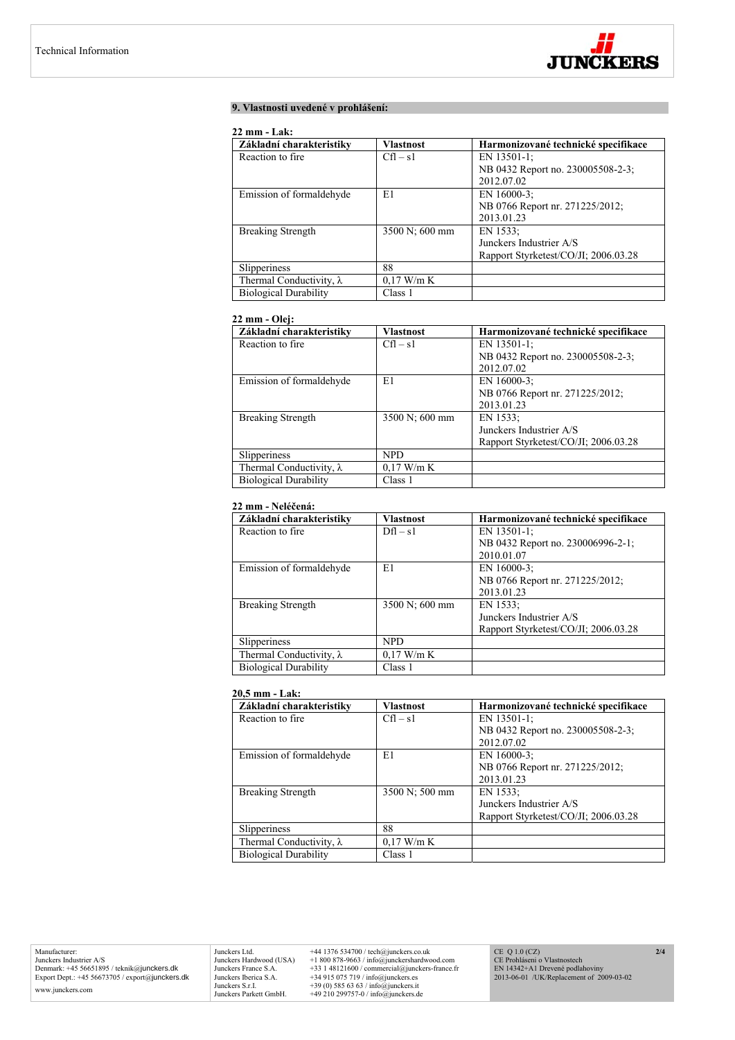## 9. Vlastnosti uvedené v prohlášení:

**22 mm - Lak:**

| Základní charakteristiky | Vlastnost | Harmonizované technické specifikace |
|---|---|---|
| Reaction to fire | Cfl – s1 | EN 13501-1;<br>NB 0432 Report no. 230005508-2-3;<br>2012.07.02 |
| Emission of formaldehyde | E1 | EN 16000-3;<br>NB 0766 Report nr. 271225/2012;<br>2013.01.23 |
| Breaking Strength | 3500 N; 600 mm | EN 1533;<br>Junckers Industrier A/S<br>Rapport Styrketest/CO/JI; 2006.03.28 |
| Slipperiness | 88 | |
| Thermal Conductivity, λ | 0,17 W/m K | |
| Biological Durability | Class 1 | |

**22 mm - Olej:**

| Základní charakteristiky | Vlastnost | Harmonizované technické specifikace |
|---|---|---|
| Reaction to fire | Cfl – s1 | EN 13501-1;<br>NB 0432 Report no. 230005508-2-3;<br>2012.07.02 |
| Emission of formaldehyde | E1 | EN 16000-3;<br>NB 0766 Report nr. 271225/2012;<br>2013.01.23 |
| Breaking Strength | 3500 N; 600 mm | EN 1533;<br>Junckers Industrier A/S<br>Rapport Styrketest/CO/JI; 2006.03.28 |
| Slipperiness | NPD | |
| Thermal Conductivity, λ | 0,17 W/m K | |
| Biological Durability | Class 1 | |

**22 mm - Neléčená:**

| Základní charakteristiky | Vlastnost | Harmonizované technické specifikace |
|---|---|---|
| Reaction to fire | Dfl – s1 | EN 13501-1;<br>NB 0432 Report no. 230006996-2-1;<br>2010.01.07 |
| Emission of formaldehyde | E1 | EN 16000-3;<br>NB 0766 Report nr. 271225/2012;<br>2013.01.23 |
| Breaking Strength | 3500 N; 600 mm | EN 1533;<br>Junckers Industrier A/S<br>Rapport Styrketest/CO/JI; 2006.03.28 |
| Slipperiness | NPD | |
| Thermal Conductivity, λ | 0,17 W/m K | |
| Biological Durability | Class 1 | |

**20,5 mm - Lak:**

| Základní charakteristiky | Vlastnost | Harmonizované technické specifikace |
|---|---|---|
| Reaction to fire | Cfl – s1 | EN 13501-1;<br>NB 0432 Report no. 230005508-2-3;<br>2012.07.02 |
| Emission of formaldehyde | E1 | EN 16000-3;<br>NB 0766 Report nr. 271225/2012;<br>2013.01.23 |
| Breaking Strength | 3500 N; 500 mm | EN 1533;<br>Junckers Industrier A/S<br>Rapport Styrketest/CO/JI; 2006.03.28 |
| Slipperiness | 88 | |
| Thermal Conductivity, λ | 0,17 W/m K | |
| Biological Durability | Class 1 | |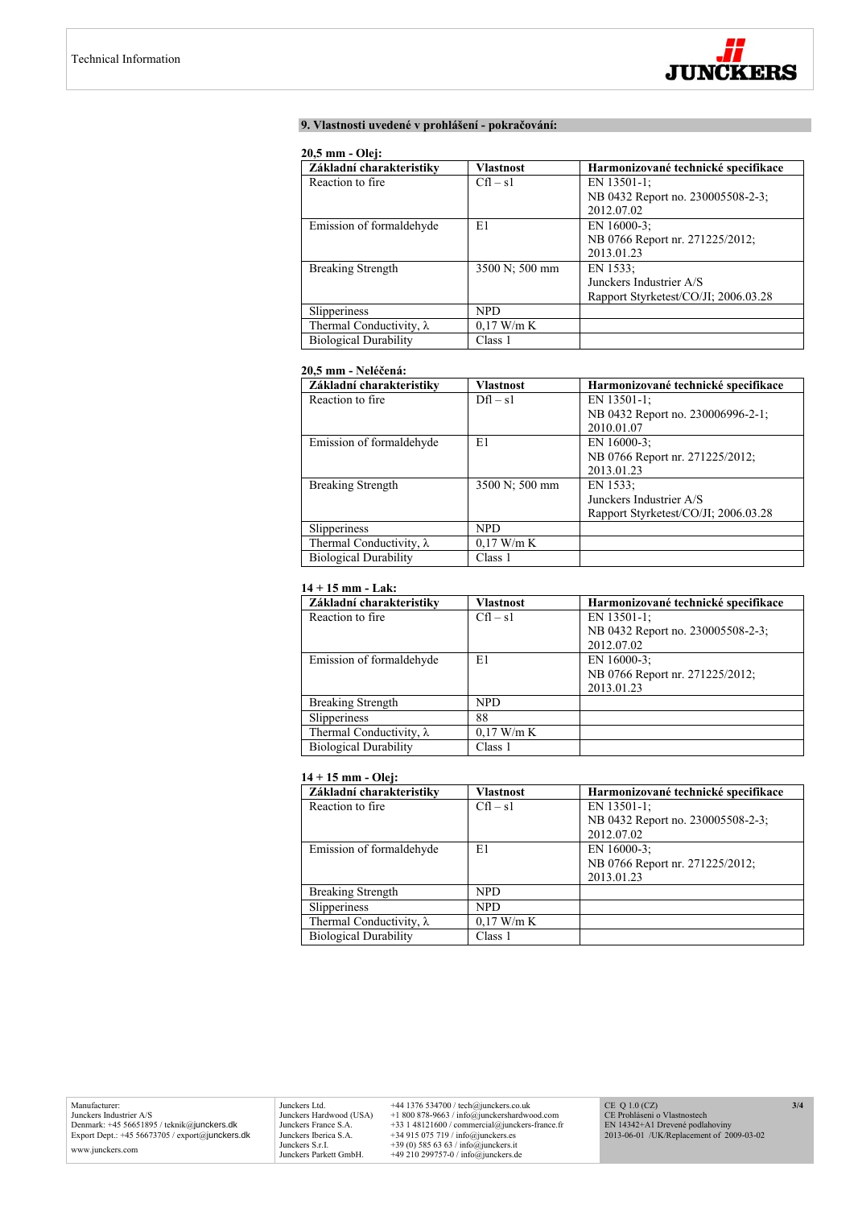## 9. Vlastnosti uvedené v prohlášení - pokračování:

**20,5 mm - Olej:**

| Základní charakteristiky | Vlastnost | Harmonizované technické specifikace |
|---|---|---|
| Reaction to fire | Cfl – s1 | EN 13501-1; NB 0432 Report no. 230005508-2-3; 2012.07.02 |
| Emission of formaldehyde | E1 | EN 16000-3; NB 0766 Report nr. 271225/2012; 2013.01.23 |
| Breaking Strength | 3500 N; 500 mm | EN 1533; Junckers Industrier A/S Rapport Styrketest/CO/JI; 2006.03.28 |
| Slipperiness | NPD | |
| Thermal Conductivity, λ | 0,17 W/m K | |
| Biological Durability | Class 1 | |

**20,5 mm - Neléčená:**

| Základní charakteristiky | Vlastnost | Harmonizované technické specifikace |
|---|---|---|
| Reaction to fire | Dfl – s1 | EN 13501-1; NB 0432 Report no. 230006996-2-1; 2010.01.07 |
| Emission of formaldehyde | E1 | EN 16000-3; NB 0766 Report nr. 271225/2012; 2013.01.23 |
| Breaking Strength | 3500 N; 500 mm | EN 1533; Junckers Industrier A/S Rapport Styrketest/CO/JI; 2006.03.28 |
| Slipperiness | NPD | |
| Thermal Conductivity, λ | 0,17 W/m K | |
| Biological Durability | Class 1 | |

**14 + 15 mm - Lak:**

| Základní charakteristiky | Vlastnost | Harmonizované technické specifikace |
|---|---|---|
| Reaction to fire | Cfl – s1 | EN 13501-1; NB 0432 Report no. 230005508-2-3; 2012.07.02 |
| Emission of formaldehyde | E1 | EN 16000-3; NB 0766 Report nr. 271225/2012; 2013.01.23 |
| Breaking Strength | NPD | |
| Slipperiness | 88 | |
| Thermal Conductivity, λ | 0,17 W/m K | |
| Biological Durability | Class 1 | |

**14 + 15 mm - Olej:**

| Základní charakteristiky | Vlastnost | Harmonizované technické specifikace |
|---|---|---|
| Reaction to fire | Cfl – s1 | EN 13501-1; NB 0432 Report no. 230005508-2-3; 2012.07.02 |
| Emission of formaldehyde | E1 | EN 16000-3; NB 0766 Report nr. 271225/2012; 2013.01.23 |
| Breaking Strength | NPD | |
| Slipperiness | NPD | |
| Thermal Conductivity, λ | 0,17 W/m K | |
| Biological Durability | Class 1 | |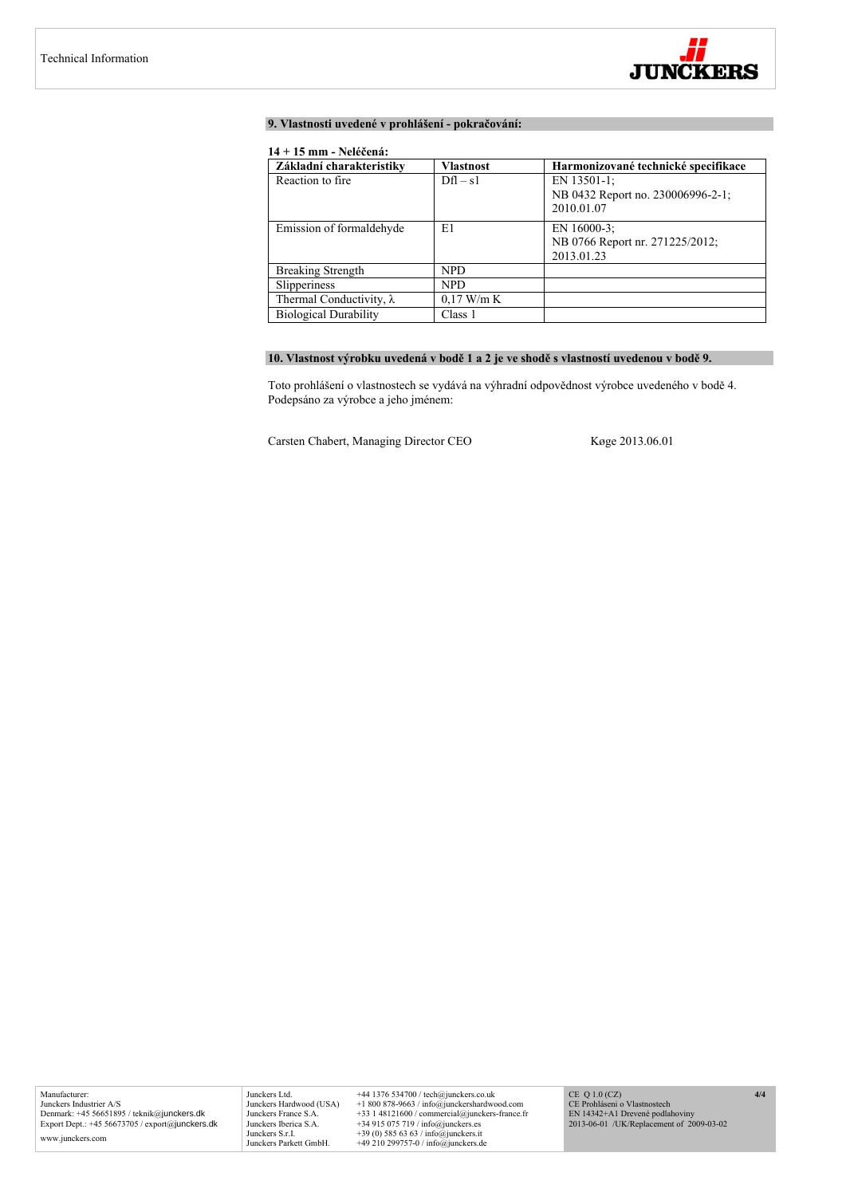### 9. Vlastnosti uvedené v prohlášení - pokračování:

**14 + 15 mm - Neléčená:**

| Základní charakteristiky | Vlastnost | Harmonizované technické specifikace |
|---|---|---|
| Reaction to fire | Dfl – s1 | EN 13501-1;<br>NB 0432 Report no. 230006996-2-1;<br>2010.01.07 |
| Emission of formaldehyde | E1 | EN 16000-3;<br>NB 0766 Report nr. 271225/2012;<br>2013.01.23 |
| Breaking Strength | NPD | |
| Slipperiness | NPD | |
| Thermal Conductivity, λ | 0,17 W/m K | |
| Biological Durability | Class 1 | |

### 10. Vlastnost výrobku uvedená v bodě 1 a 2 je ve shodě s vlastností uvedenou v bodě 9.

Toto prohlášení o vlastnostech se vydává na výhradní odpovědnost výrobce uvedeného v bodě 4.
Podepsáno za výrobce a jeho jménem:

Carsten Chabert, Managing Director CEO        Køge 2013.06.01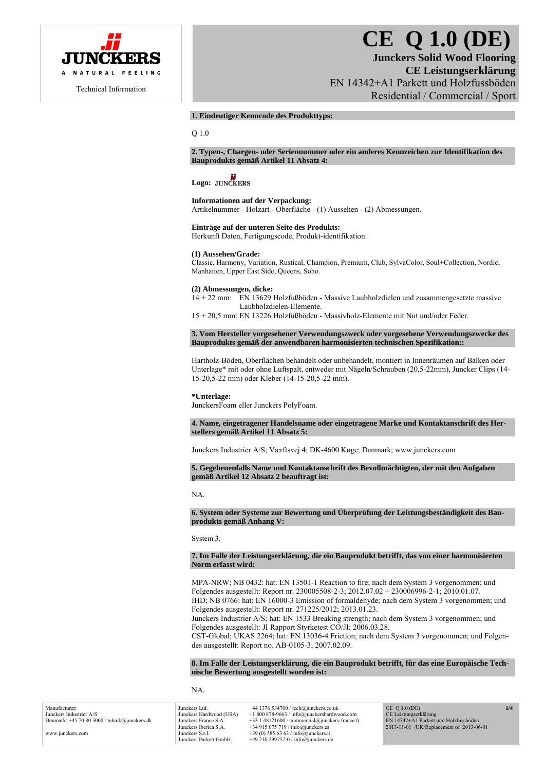JUNCKERS
A NATURAL FEELING

Technical Information

# CE Q 1.0 (DE)

**Junckers Solid Wood Flooring**
**CE Leistungserklärung**
EN 14342+A1 Parkett und Holzfussböden
Residential / Commercial / Sport

## 1. Eindeutiger Kenncode des Produkttyps:

Q 1.0

## 2. Typen-, Chargen- oder Seriennummer oder ein anderes Kennzeichen zur Identifikation des Bauprodukts gemäß Artikel 11 Absatz 4:

**Logo:** JUNCKERS

**Informationen auf der Verpackung:**
Artikelnummer - Holzart - Oberfläche - (1) Aussehen - (2) Abmessungen.

**Einträge auf der unteren Seite des Produkts:**
Herkunft Daten, Fertigungscode, Produkt-identifikation.

**(1) Aussehen/Grade:**
Classic, Harmony, Variation, Rustical, Champion, Premium, Club, SylvaColor, Soul+Collection, Nordic, Manhatten, Upper East Side, Queens, Soho.

**(2) Abmessungen, dicke:**
14 + 22 mm: EN 13629 Holzfußböden - Massive Laubholzdielen und zusammengesetzte massive Laubholzdielen-Elemente.
15 + 20,5 mm: EN 13226 Holzfußböden - Massivholz-Elemente mit Nut und/oder Feder.

## 3. Vom Hersteller vorgesehener Verwendungszweck oder vorgesehene Verwendungszwecke des Bauprodukts gemäß der anwendbaren harmonisierten technischen Spezifikation::

Hartholz-Böden, Oberflächen behandelt oder unbehandelt, montiert in Innenräumen auf Balken oder Unterlage* mit oder ohne Luftspalt, entweder mit Nägeln/Schrauben (20,5-22mm), Juncker Clips (14-15-20,5-22 mm) oder Kleber (14-15-20,5-22 mm).

**\*Unterlage:**
JunckersFoam eller Junckers PolyFoam.

## 4. Name, eingetragener Handelsname oder eingetragene Marke und Kontaktanschrift des Herstellers gemäß Artikel 11 Absatz 5:

Junckers Industrier A/S; Værftsvej 4; DK-4600 Køge; Danmark; www.junckers.com

## 5. Gegebenenfalls Name und Kontaktanschrift des Bevollmächtigten, der mit den Aufgaben gemäß Artikel 12 Absatz 2 beauftragt ist:

NA.

## 6. System oder Systeme zur Bewertung und Überprüfung der Leistungsbeständigkeit des Bauprodukts gemäß Anhang V:

System 3.

## 7. Im Falle der Leistungserklärung, die ein Bauprodukt betrifft, das von einer harmonisierten Norm erfasst wird:

MPA-NRW; NB 0432: hat: EN 13501-1 Reaction to fire; nach dem System 3 vorgenommen; und Folgendes ausgestellt: Report nr. 230005508-2-3; 2012.07.02 + 230006996-2-1; 2010.01.07.
IHD; NB 0766: hat: EN 16000-3 Emission of formaldehyde; nach dem System 3 vorgenommen; und Folgendes ausgestellt: Report nr. 271225/2012; 2013.01.23.
Junckers Industrier A/S; hat: EN 1533 Breaking strength; nach dem System 3 vorgenommen; und Folgendes ausgestellt: JI Rapport Styrketest CO/JI; 2006.03.28.
CST-Global; UKAS 2264; hat: EN 13036-4 Friction; nach dem System 3 vorgenommen; und Folgendes ausgestellt: Report no. AB-0105-3; 2007.02.09.

## 8. Im Falle der Leistungserklärung, die ein Bauprodukt betrifft, für das eine Europäische Technische Bewertung ausgestellt worden ist:

NA.

Manufacturer:
Junckers Industrier A/S
Denmark: +45 70 80 3000 / teknik@junckers.dk

www.junckers.com

Junckers Ltd. +44 1376 534700 / tech@junckers.co.uk
Junckers Hardwood (USA) +1 800 878-9663 / info@junckershardwood.com
Junckers France S.A. +33 1 48121600 / commercial@junckers-france.fr
Junckers Iberica S.A. +34 915 075 719 / info@junckers.es
Junckers S.r.l. +39 (0) 585 63 63 / info@junckers.it
Junckers Parkett GmbH. +49 210 299757-0 / info@junckers.de

CE Q 1.0 (DE)
CE Leistungserklärung
EN 14342+A1 Parkett und Holzfussböden
2013-11-01 /UK/Replacement of 2013-06-01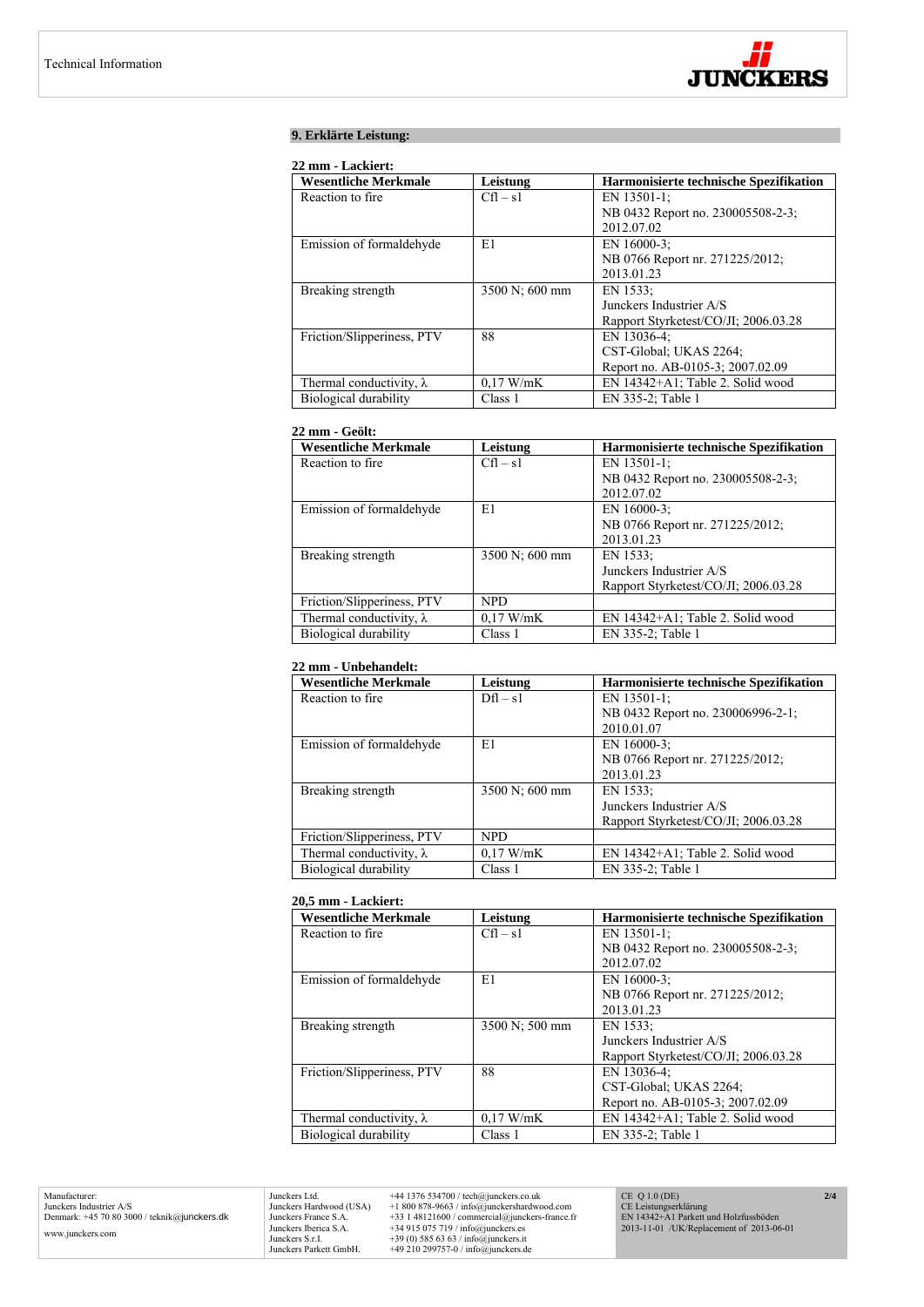## 9. Erklärte Leistung:

**22 mm - Lackiert:**

| Wesentliche Merkmale | Leistung | Harmonisierte technische Spezifikation |
|---|---|---|
| Reaction to fire | Cfl – s1 | EN 13501-1; NB 0432 Report no. 230005508-2-3; 2012.07.02 |
| Emission of formaldehyde | E1 | EN 16000-3; NB 0766 Report nr. 271225/2012; 2013.01.23 |
| Breaking strength | 3500 N; 600 mm | EN 1533; Junckers Industrier A/S Rapport Styrketest/CO/JI; 2006.03.28 |
| Friction/Slipperiness, PTV | 88 | EN 13036-4; CST-Global; UKAS 2264; Report no. AB-0105-3; 2007.02.09 |
| Thermal conductivity, λ | 0,17 W/mK | EN 14342+A1; Table 2. Solid wood |
| Biological durability | Class 1 | EN 335-2; Table 1 |

**22 mm - Geölt:**

| Wesentliche Merkmale | Leistung | Harmonisierte technische Spezifikation |
|---|---|---|
| Reaction to fire | Cfl – s1 | EN 13501-1; NB 0432 Report no. 230005508-2-3; 2012.07.02 |
| Emission of formaldehyde | E1 | EN 16000-3; NB 0766 Report nr. 271225/2012; 2013.01.23 |
| Breaking strength | 3500 N; 600 mm | EN 1533; Junckers Industrier A/S Rapport Styrketest/CO/JI; 2006.03.28 |
| Friction/Slipperiness, PTV | NPD | |
| Thermal conductivity, λ | 0,17 W/mK | EN 14342+A1; Table 2. Solid wood |
| Biological durability | Class 1 | EN 335-2; Table 1 |

**22 mm - Unbehandelt:**

| Wesentliche Merkmale | Leistung | Harmonisierte technische Spezifikation |
|---|---|---|
| Reaction to fire | Dfl – s1 | EN 13501-1; NB 0432 Report no. 230006996-2-1; 2010.01.07 |
| Emission of formaldehyde | E1 | EN 16000-3; NB 0766 Report nr. 271225/2012; 2013.01.23 |
| Breaking strength | 3500 N; 600 mm | EN 1533; Junckers Industrier A/S Rapport Styrketest/CO/JI; 2006.03.28 |
| Friction/Slipperiness, PTV | NPD | |
| Thermal conductivity, λ | 0,17 W/mK | EN 14342+A1; Table 2. Solid wood |
| Biological durability | Class 1 | EN 335-2; Table 1 |

**20,5 mm - Lackiert:**

| Wesentliche Merkmale | Leistung | Harmonisierte technische Spezifikation |
|---|---|---|
| Reaction to fire | Cfl – s1 | EN 13501-1; NB 0432 Report no. 230005508-2-3; 2012.07.02 |
| Emission of formaldehyde | E1 | EN 16000-3; NB 0766 Report nr. 271225/2012; 2013.01.23 |
| Breaking strength | 3500 N; 500 mm | EN 1533; Junckers Industrier A/S Rapport Styrketest/CO/JI; 2006.03.28 |
| Friction/Slipperiness, PTV | 88 | EN 13036-4; CST-Global; UKAS 2264; Report no. AB-0105-3; 2007.02.09 |
| Thermal conductivity, λ | 0,17 W/mK | EN 14342+A1; Table 2. Solid wood |
| Biological durability | Class 1 | EN 335-2; Table 1 |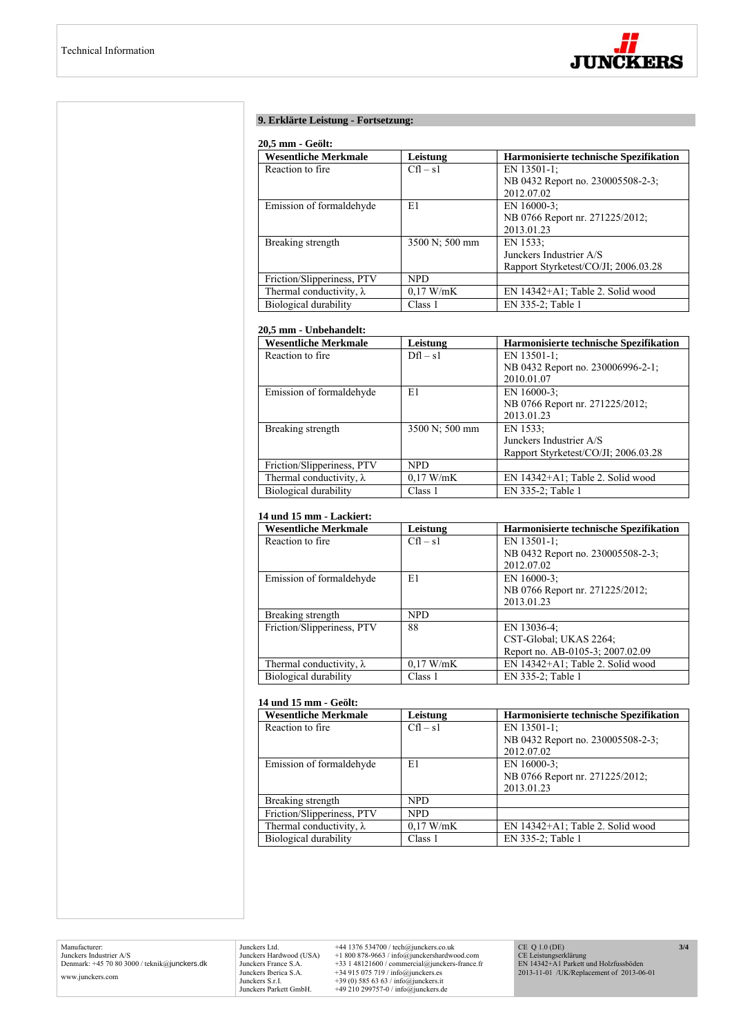## 9. Erklärte Leistung - Fortsetzung:

**20,5 mm - Geölt:**

| Wesentliche Merkmale | Leistung | Harmonisierte technische Spezifikation |
|---|---|---|
| Reaction to fire | Cfl – s1 | EN 13501-1; NB 0432 Report no. 230005508-2-3; 2012.07.02 |
| Emission of formaldehyde | E1 | EN 16000-3; NB 0766 Report nr. 271225/2012; 2013.01.23 |
| Breaking strength | 3500 N; 500 mm | EN 1533; Junckers Industrier A/S Rapport Styrketest/CO/JI; 2006.03.28 |
| Friction/Slipperiness, PTV | NPD | |
| Thermal conductivity, λ | 0,17 W/mK | EN 14342+A1; Table 2. Solid wood |
| Biological durability | Class 1 | EN 335-2; Table 1 |

**20,5 mm - Unbehandelt:**

| Wesentliche Merkmale | Leistung | Harmonisierte technische Spezifikation |
|---|---|---|
| Reaction to fire | Dfl – s1 | EN 13501-1; NB 0432 Report no. 230006996-2-1; 2010.01.07 |
| Emission of formaldehyde | E1 | EN 16000-3; NB 0766 Report nr. 271225/2012; 2013.01.23 |
| Breaking strength | 3500 N; 500 mm | EN 1533; Junckers Industrier A/S Rapport Styrketest/CO/JI; 2006.03.28 |
| Friction/Slipperiness, PTV | NPD | |
| Thermal conductivity, λ | 0,17 W/mK | EN 14342+A1; Table 2. Solid wood |
| Biological durability | Class 1 | EN 335-2; Table 1 |

**14 und 15 mm - Lackiert:**

| Wesentliche Merkmale | Leistung | Harmonisierte technische Spezifikation |
|---|---|---|
| Reaction to fire | Cfl – s1 | EN 13501-1; NB 0432 Report no. 230005508-2-3; 2012.07.02 |
| Emission of formaldehyde | E1 | EN 16000-3; NB 0766 Report nr. 271225/2012; 2013.01.23 |
| Breaking strength | NPD | |
| Friction/Slipperiness, PTV | 88 | EN 13036-4; CST-Global; UKAS 2264; Report no. AB-0105-3; 2007.02.09 |
| Thermal conductivity, λ | 0,17 W/mK | EN 14342+A1; Table 2. Solid wood |
| Biological durability | Class 1 | EN 335-2; Table 1 |

**14 und 15 mm - Geölt:**

| Wesentliche Merkmale | Leistung | Harmonisierte technische Spezifikation |
|---|---|---|
| Reaction to fire | Cfl – s1 | EN 13501-1; NB 0432 Report no. 230005508-2-3; 2012.07.02 |
| Emission of formaldehyde | E1 | EN 16000-3; NB 0766 Report nr. 271225/2012; 2013.01.23 |
| Breaking strength | NPD | |
| Friction/Slipperiness, PTV | NPD | |
| Thermal conductivity, λ | 0,17 W/mK | EN 14342+A1; Table 2. Solid wood |
| Biological durability | Class 1 | EN 335-2; Table 1 |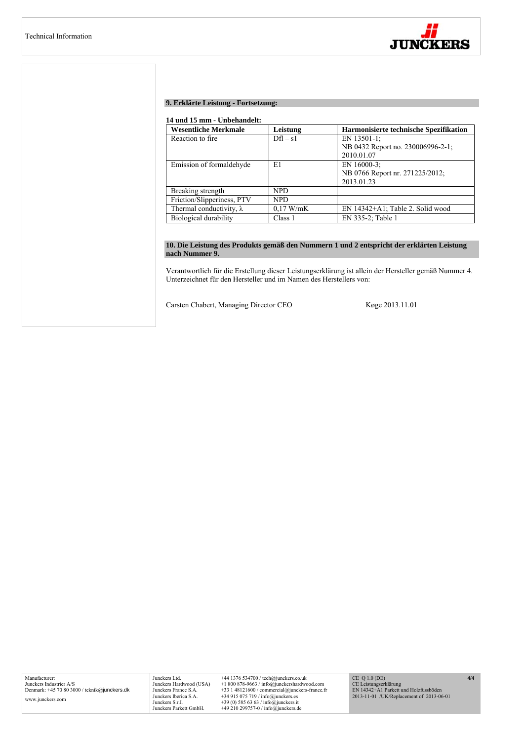## 9. Erklärte Leistung - Fortsetzung:

**14 und 15 mm - Unbehandelt:**

| Wesentliche Merkmale | Leistung | Harmonisierte technische Spezifikation |
|---|---|---|
| Reaction to fire | Dfl – s1 | EN 13501-1; NB 0432 Report no. 230006996-2-1; 2010.01.07 |
| Emission of formaldehyde | E1 | EN 16000-3; NB 0766 Report nr. 271225/2012; 2013.01.23 |
| Breaking strength | NPD | |
| Friction/Slipperiness, PTV | NPD | |
| Thermal conductivity, λ | 0,17 W/mK | EN 14342+A1; Table 2. Solid wood |
| Biological durability | Class 1 | EN 335-2; Table 1 |

## 10. Die Leistung des Produkts gemäß den Nummern 1 und 2 entspricht der erklärten Leistung nach Nummer 9.

Verantwortlich für die Erstellung dieser Leistungserklärung ist allein der Hersteller gemäß Nummer 4. Unterzeichnet für den Hersteller und im Namen des Herstellers von:

Carsten Chabert, Managing Director CEO

Køge 2013.11.01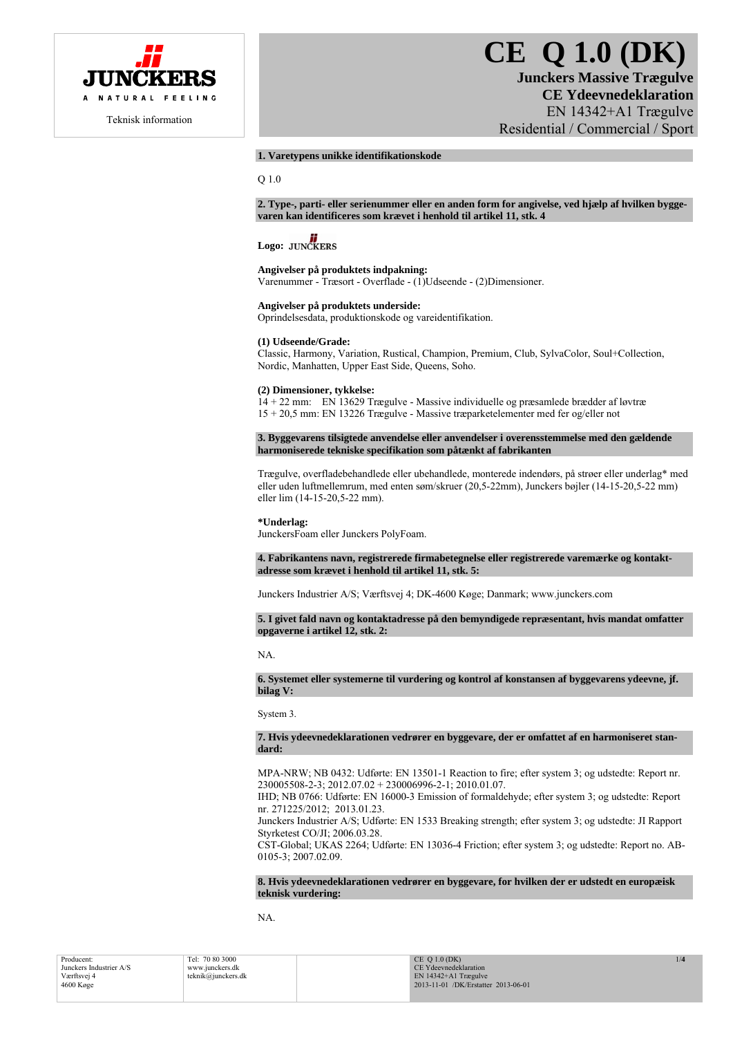# CE Q 1.0 (DK)

**Junckers Massive Trægulve**
**CE Ydeevnedeklaration**
EN 14342+A1 Trægulve
Residential / Commercial / Sport

Teknisk information

## 1. Varetypens unikke identifikationskode

Q 1.0

## 2. Type-, parti- eller serienummer eller en anden form for angivelse, ved hjælp af hvilken byggevaren kan identificeres som krævet i henhold til artikel 11, stk. 4

**Logo:** JUNCKERS

**Angivelser på produktets indpakning:**
Varenummer - Træsort - Overflade - (1)Udseende - (2)Dimensioner.

**Angivelser på produktets underside:**
Oprindelsesdata, produktionskode og vareidentifikation.

**(1) Udseende/Grade:**
Classic, Harmony, Variation, Rustical, Champion, Premium, Club, SylvaColor, Soul+Collection, Nordic, Manhatten, Upper East Side, Queens, Soho.

**(2) Dimensioner, tykkelse:**
14 + 22 mm: EN 13629 Trægulve - Massive individuelle og præsamlede brædder af løvtræ
15 + 20,5 mm: EN 13226 Trægulve - Massive træparketelementer med fer og/eller not

## 3. Byggevarens tilsigtede anvendelse eller anvendelser i overensstemmelse med den gældende harmoniserede tekniske specifikation som påtænkt af fabrikanten

Trægulve, overfladebehandlede eller ubehandlede, monterede indendørs, på strøer eller underlag* med eller uden luftmellemrum, med enten søm/skruer (20,5-22mm), Junckers bøjler (14-15-20,5-22 mm) eller lim (14-15-20,5-22 mm).

***Underlag:**
JunckersFoam eller Junckers PolyFoam.

## 4. Fabrikantens navn, registrerede firmabetegnelse eller registrerede varemærke og kontaktadresse som krævet i henhold til artikel 11, stk. 5:

Junckers Industrier A/S; Værftsvej 4; DK-4600 Køge; Danmark; www.junckers.com

## 5. I givet fald navn og kontaktadresse på den bemyndigede repræsentant, hvis mandat omfatter opgaverne i artikel 12, stk. 2:

NA.

## 6. Systemet eller systemerne til vurdering og kontrol af konstansen af byggevarens ydeevne, jf. bilag V:

System 3.

## 7. Hvis ydeevnedeklarationen vedrører en byggevare, der er omfattet af en harmoniseret standard:

MPA-NRW; NB 0432: Udførte: EN 13501-1 Reaction to fire; efter system 3; og udstedte: Report nr. 230005508-2-3; 2012.07.02 + 230006996-2-1; 2010.01.07.
IHD; NB 0766: Udførte: EN 16000-3 Emission of formaldehyde; efter system 3; og udstedte: Report nr. 271225/2012; 2013.01.23.
Junckers Industrier A/S; Udførte: EN 1533 Breaking strength; efter system 3; og udstedte: JI Rapport Styrketest CO/JI; 2006.03.28.
CST-Global; UKAS 2264; Udførte: EN 13036-4 Friction; efter system 3; og udstedte: Report no. AB-0105-3; 2007.02.09.

## 8. Hvis ydeevnedeklarationen vedrører en byggevare, for hvilken der er udstedt en europæisk teknisk vurdering:

NA.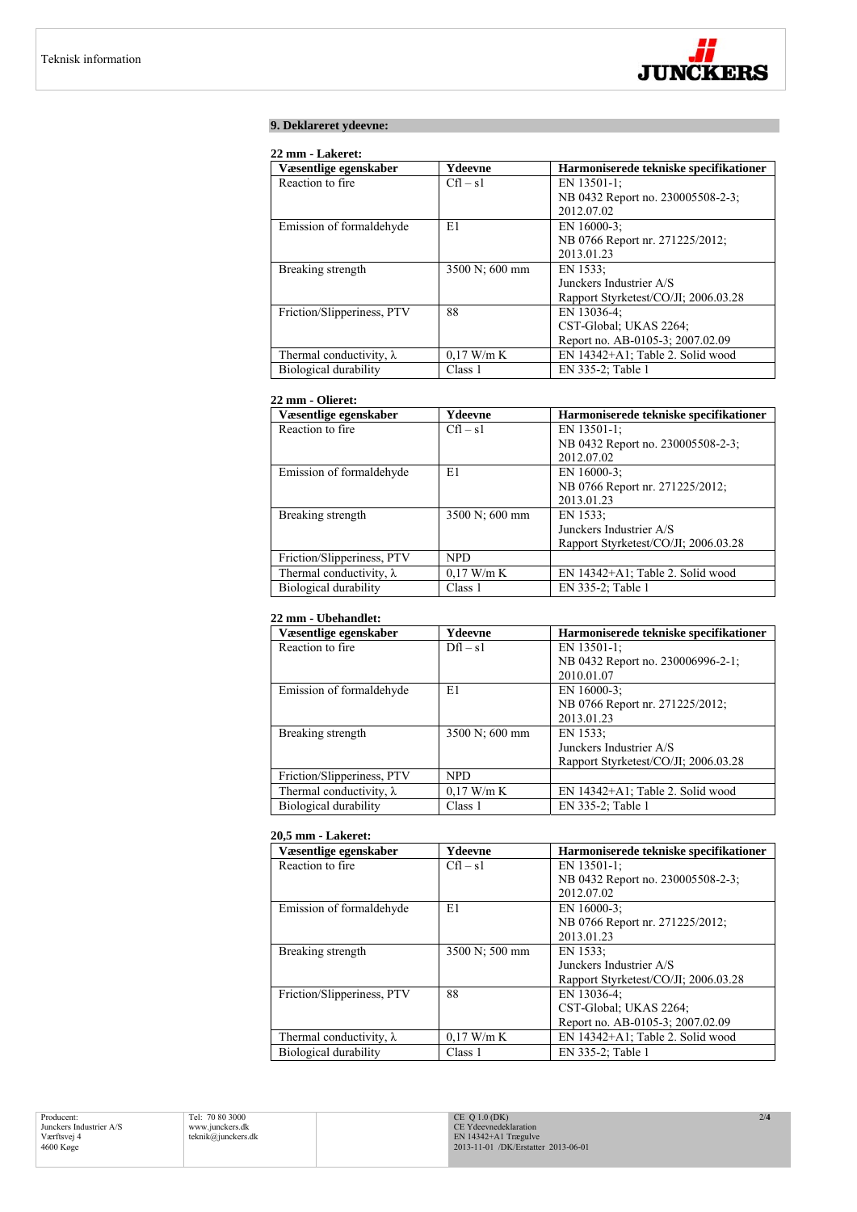## 9. Deklareret ydeevne:

**22 mm - Lakeret:**

| Væsentlige egenskaber | Ydeevne | Harmoniserede tekniske specifikationer |
|---|---|---|
| Reaction to fire | Cfl – s1 | EN 13501-1; NB 0432 Report no. 230005508-2-3; 2012.07.02 |
| Emission of formaldehyde | E1 | EN 16000-3; NB 0766 Report nr. 271225/2012; 2013.01.23 |
| Breaking strength | 3500 N; 600 mm | EN 1533; Junckers Industrier A/S Rapport Styrketest/CO/JI; 2006.03.28 |
| Friction/Slipperiness, PTV | 88 | EN 13036-4; CST-Global; UKAS 2264; Report no. AB-0105-3; 2007.02.09 |
| Thermal conductivity, λ | 0,17 W/m K | EN 14342+A1; Table 2. Solid wood |
| Biological durability | Class 1 | EN 335-2; Table 1 |

**22 mm - Olieret:**

| Væsentlige egenskaber | Ydeevne | Harmoniserede tekniske specifikationer |
|---|---|---|
| Reaction to fire | Cfl – s1 | EN 13501-1; NB 0432 Report no. 230005508-2-3; 2012.07.02 |
| Emission of formaldehyde | E1 | EN 16000-3; NB 0766 Report nr. 271225/2012; 2013.01.23 |
| Breaking strength | 3500 N; 600 mm | EN 1533; Junckers Industrier A/S Rapport Styrketest/CO/JI; 2006.03.28 |
| Friction/Slipperiness, PTV | NPD | |
| Thermal conductivity, λ | 0,17 W/m K | EN 14342+A1; Table 2. Solid wood |
| Biological durability | Class 1 | EN 335-2; Table 1 |

**22 mm - Ubehandlet:**

| Væsentlige egenskaber | Ydeevne | Harmoniserede tekniske specifikationer |
|---|---|---|
| Reaction to fire | Dfl – s1 | EN 13501-1; NB 0432 Report no. 230006996-2-1; 2010.01.07 |
| Emission of formaldehyde | E1 | EN 16000-3; NB 0766 Report nr. 271225/2012; 2013.01.23 |
| Breaking strength | 3500 N; 600 mm | EN 1533; Junckers Industrier A/S Rapport Styrketest/CO/JI; 2006.03.28 |
| Friction/Slipperiness, PTV | NPD | |
| Thermal conductivity, λ | 0,17 W/m K | EN 14342+A1; Table 2. Solid wood |
| Biological durability | Class 1 | EN 335-2; Table 1 |

**20,5 mm - Lakeret:**

| Væsentlige egenskaber | Ydeevne | Harmoniserede tekniske specifikationer |
|---|---|---|
| Reaction to fire | Cfl – s1 | EN 13501-1; NB 0432 Report no. 230005508-2-3; 2012.07.02 |
| Emission of formaldehyde | E1 | EN 16000-3; NB 0766 Report nr. 271225/2012; 2013.01.23 |
| Breaking strength | 3500 N; 500 mm | EN 1533; Junckers Industrier A/S Rapport Styrketest/CO/JI; 2006.03.28 |
| Friction/Slipperiness, PTV | 88 | EN 13036-4; CST-Global; UKAS 2264; Report no. AB-0105-3; 2007.02.09 |
| Thermal conductivity, λ | 0,17 W/m K | EN 14342+A1; Table 2. Solid wood |
| Biological durability | Class 1 | EN 335-2; Table 1 |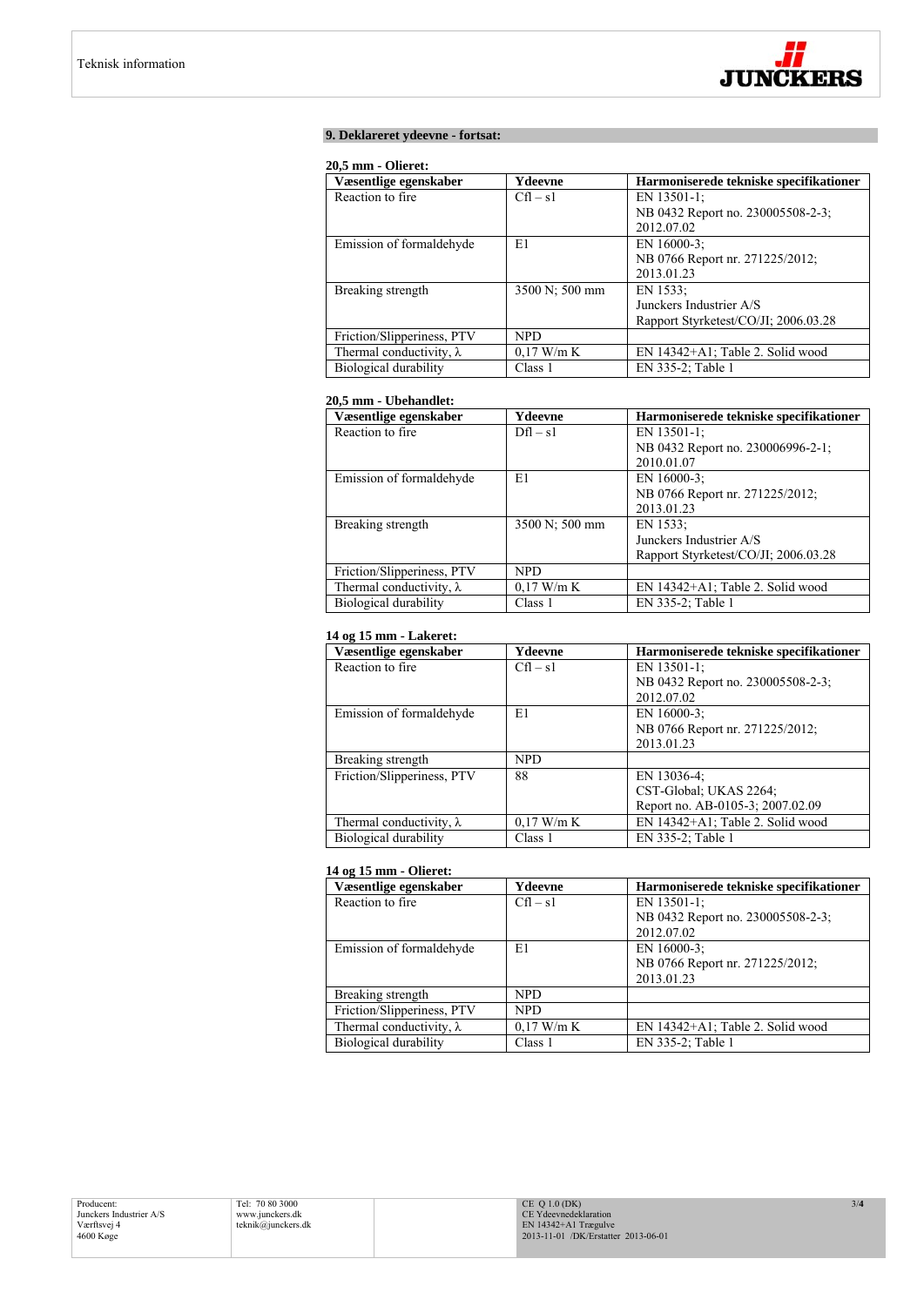## 9. Deklareret ydeevne - fortsat:

**20,5 mm - Olieret:**

| Væsentlige egenskaber | Ydeevne | Harmoniserede tekniske specifikationer |
|---|---|---|
| Reaction to fire | Cfl – s1 | EN 13501-1; NB 0432 Report no. 230005508-2-3; 2012.07.02 |
| Emission of formaldehyde | E1 | EN 16000-3; NB 0766 Report nr. 271225/2012; 2013.01.23 |
| Breaking strength | 3500 N; 500 mm | EN 1533; Junckers Industrier A/S Rapport Styrketest/CO/JI; 2006.03.28 |
| Friction/Slipperiness, PTV | NPD | |
| Thermal conductivity, λ | 0,17 W/m K | EN 14342+A1; Table 2. Solid wood |
| Biological durability | Class 1 | EN 335-2; Table 1 |

**20,5 mm - Ubehandlet:**

| Væsentlige egenskaber | Ydeevne | Harmoniserede tekniske specifikationer |
|---|---|---|
| Reaction to fire | Dfl – s1 | EN 13501-1; NB 0432 Report no. 230006996-2-1; 2010.01.07 |
| Emission of formaldehyde | E1 | EN 16000-3; NB 0766 Report nr. 271225/2012; 2013.01.23 |
| Breaking strength | 3500 N; 500 mm | EN 1533; Junckers Industrier A/S Rapport Styrketest/CO/JI; 2006.03.28 |
| Friction/Slipperiness, PTV | NPD | |
| Thermal conductivity, λ | 0,17 W/m K | EN 14342+A1; Table 2. Solid wood |
| Biological durability | Class 1 | EN 335-2; Table 1 |

**14 og 15 mm - Lakeret:**

| Væsentlige egenskaber | Ydeevne | Harmoniserede tekniske specifikationer |
|---|---|---|
| Reaction to fire | Cfl – s1 | EN 13501-1; NB 0432 Report no. 230005508-2-3; 2012.07.02 |
| Emission of formaldehyde | E1 | EN 16000-3; NB 0766 Report nr. 271225/2012; 2013.01.23 |
| Breaking strength | NPD | |
| Friction/Slipperiness, PTV | 88 | EN 13036-4; CST-Global; UKAS 2264; Report no. AB-0105-3; 2007.02.09 |
| Thermal conductivity, λ | 0,17 W/m K | EN 14342+A1; Table 2. Solid wood |
| Biological durability | Class 1 | EN 335-2; Table 1 |

**14 og 15 mm - Olieret:**

| Væsentlige egenskaber | Ydeevne | Harmoniserede tekniske specifikationer |
|---|---|---|
| Reaction to fire | Cfl – s1 | EN 13501-1; NB 0432 Report no. 230005508-2-3; 2012.07.02 |
| Emission of formaldehyde | E1 | EN 16000-3; NB 0766 Report nr. 271225/2012; 2013.01.23 |
| Breaking strength | NPD | |
| Friction/Slipperiness, PTV | NPD | |
| Thermal conductivity, λ | 0,17 W/m K | EN 14342+A1; Table 2. Solid wood |
| Biological durability | Class 1 | EN 335-2; Table 1 |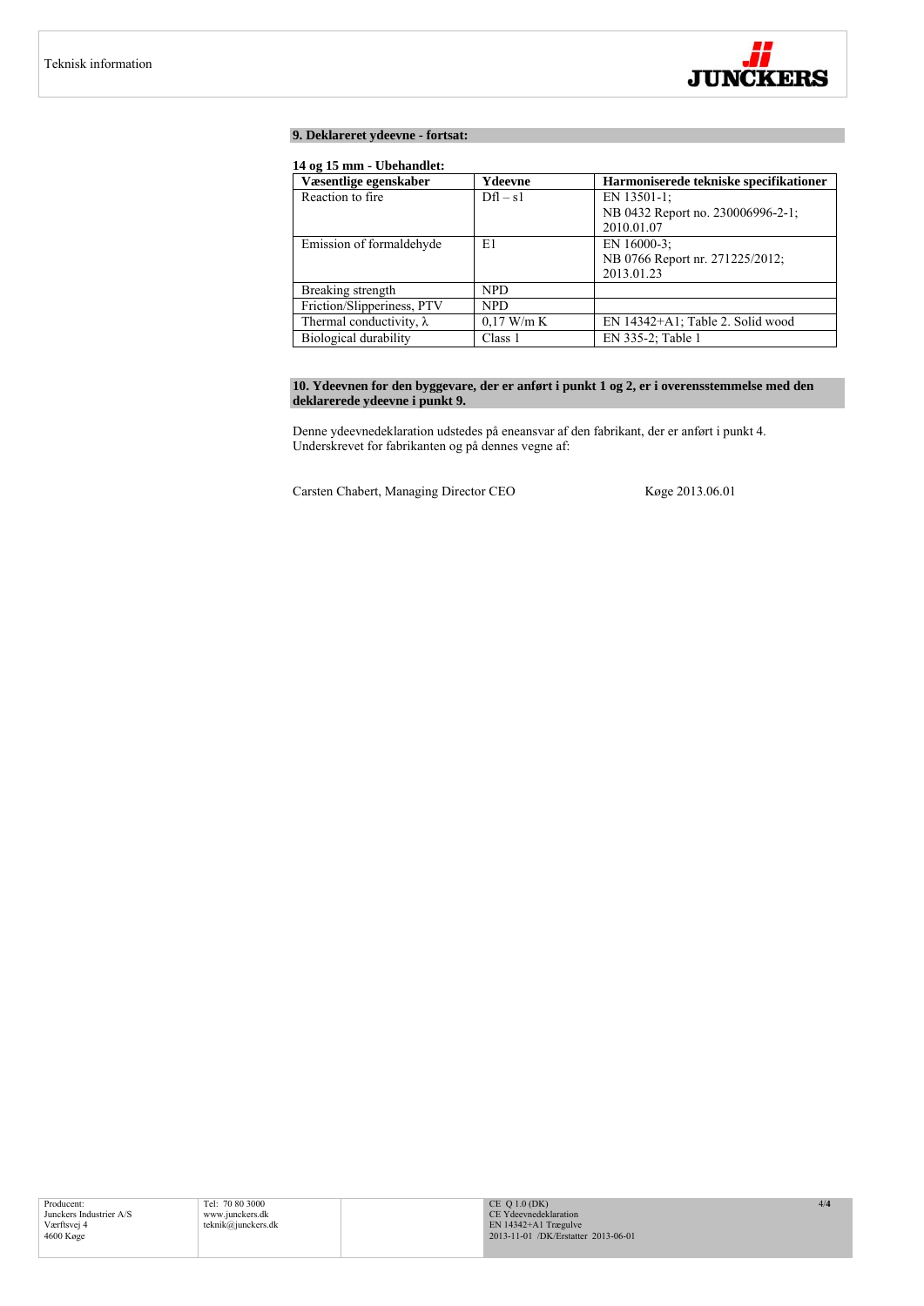## 9. Deklareret ydeevne - fortsat:

**14 og 15 mm - Ubehandlet:**

| Væsentlige egenskaber | Ydeevne | Harmoniserede tekniske specifikationer |
|---|---|---|
| Reaction to fire | Dfl – s1 | EN 13501-1; NB 0432 Report no. 230006996-2-1; 2010.01.07 |
| Emission of formaldehyde | E1 | EN 16000-3; NB 0766 Report nr. 271225/2012; 2013.01.23 |
| Breaking strength | NPD | |
| Friction/Slipperiness, PTV | NPD | |
| Thermal conductivity, λ | 0,17 W/m K | EN 14342+A1; Table 2. Solid wood |
| Biological durability | Class 1 | EN 335-2; Table 1 |

## 10. Ydeevnen for den byggevare, der er anført i punkt 1 og 2, er i overensstemmelse med den deklarerede ydeevne i punkt 9.

Denne ydeevnedeklaration udstedes på eneansvar af den fabrikant, der er anført i punkt 4.
Underskrevet for fabrikanten og på dennes vegne af:

Carsten Chabert, Managing Director CEO Køge 2013.06.01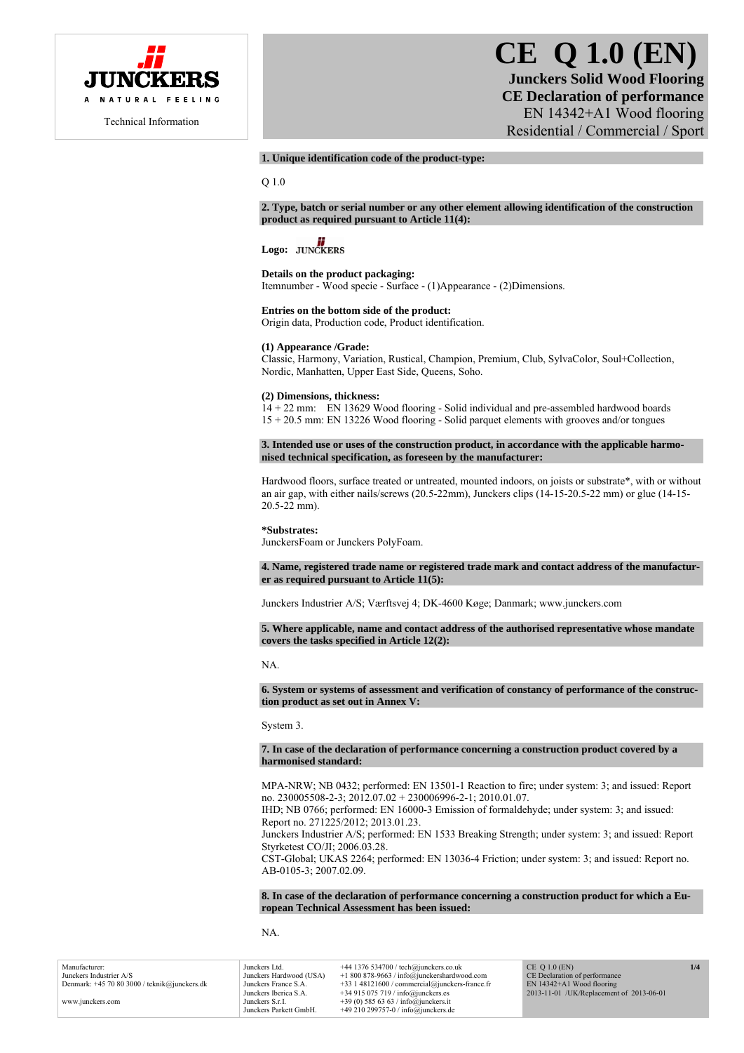JUNCKERS

A NATURAL FEELING

Technical Information

# CE Q 1.0 (EN)

**Junckers Solid Wood Flooring**
**CE Declaration of performance**
EN 14342+A1 Wood flooring
Residential / Commercial / Sport

**1. Unique identification code of the product-type:**

Q 1.0

**2. Type, batch or serial number or any other element allowing identification of the construction product as required pursuant to Article 11(4):**

**Logo:** JUNCKERS

**Details on the product packaging:**
Itemnumber - Wood specie - Surface - (1)Appearance - (2)Dimensions.

**Entries on the bottom side of the product:**
Origin data, Production code, Product identification.

**(1) Appearance /Grade:**
Classic, Harmony, Variation, Rustical, Champion, Premium, Club, SylvaColor, Soul+Collection, Nordic, Manhatten, Upper East Side, Queens, Soho.

**(2) Dimensions, thickness:**
14 + 22 mm: EN 13629 Wood flooring - Solid individual and pre-assembled hardwood boards
15 + 20.5 mm: EN 13226 Wood flooring - Solid parquet elements with grooves and/or tongues

**3. Intended use or uses of the construction product, in accordance with the applicable harmonised technical specification, as foreseen by the manufacturer:**

Hardwood floors, surface treated or untreated, mounted indoors, on joists or substrate*, with or without an air gap, with either nails/screws (20.5-22mm), Junckers clips (14-15-20.5-22 mm) or glue (14-15-20.5-22 mm).

**\*Substrates:**
JunckersFoam or Junckers PolyFoam.

**4. Name, registered trade name or registered trade mark and contact address of the manufacturer as required pursuant to Article 11(5):**

Junckers Industrier A/S; Værftsvej 4; DK-4600 Køge; Danmark; www.junckers.com

**5. Where applicable, name and contact address of the authorised representative whose mandate covers the tasks specified in Article 12(2):**

NA.

**6. System or systems of assessment and verification of constancy of performance of the construction product as set out in Annex V:**

System 3.

**7. In case of the declaration of performance concerning a construction product covered by a harmonised standard:**

MPA-NRW; NB 0432; performed: EN 13501-1 Reaction to fire; under system: 3; and issued: Report no. 230005508-2-3; 2012.07.02 + 230006996-2-1; 2010.01.07.
IHD; NB 0766; performed: EN 16000-3 Emission of formaldehyde; under system: 3; and issued: Report no. 271225/2012; 2013.01.23.
Junckers Industrier A/S; performed: EN 1533 Breaking Strength; under system: 3; and issued: Report Styrketest CO/JI; 2006.03.28.
CST-Global; UKAS 2264; performed: EN 13036-4 Friction; under system: 3; and issued: Report no. AB-0105-3; 2007.02.09.

**8. In case of the declaration of performance concerning a construction product for which a European Technical Assessment has been issued:**

NA.

Manufacturer:
Junckers Industrier A/S
Denmark: +45 70 80 3000 / teknik@junckers.dk

www.junckers.com

| | |
|---|---|
| Junckers Ltd. | +44 1376 534700 / tech@junckers.co.uk |
| Junckers Hardwood (USA) | +1 800 878-9663 / info@junckershardwood.com |
| Junckers France S.A. | +33 1 48121600 / commercial@junckers-france.fr |
| Junckers Iberica S.A. | +34 915 075 719 / info@junckers.es |
| Junckers S.r.l. | +39 (0) 585 63 63 / info@junckers.it |
| Junckers Parkett GmbH. | +49 210 299757-0 / info@junckers.de |

CE Q 1.0 (EN)
CE Declaration of performance
EN 14342+A1 Wood flooring
2013-11-01 /UK/Replacement of 2013-06-01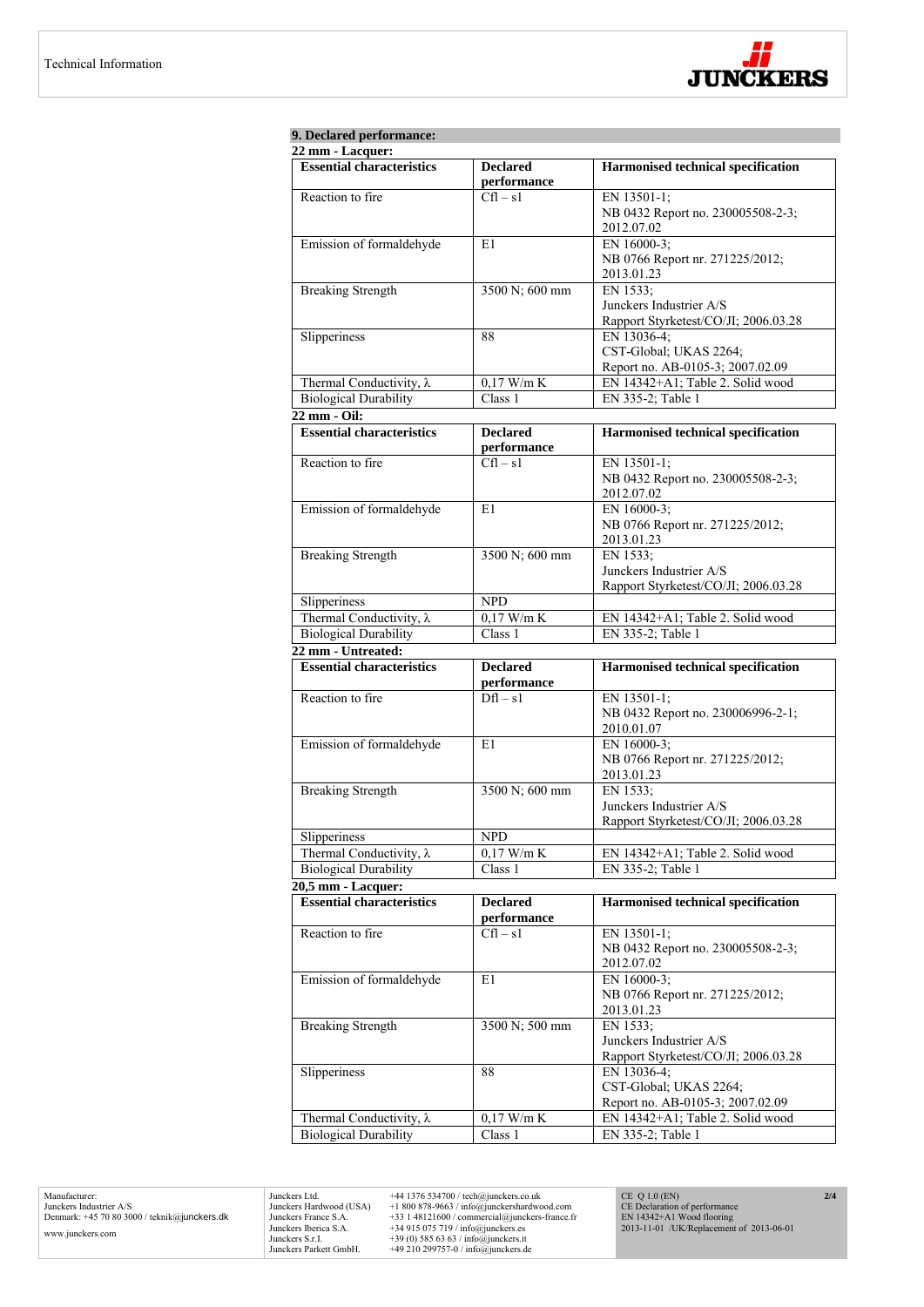## 9. Declared performance:

**22 mm - Lacquer:**

| Essential characteristics | Declared performance | Harmonised technical specification |
|---|---|---|
| Reaction to fire | Cfl – s1 | EN 13501-1; NB 0432 Report no. 230005508-2-3; 2012.07.02 |
| Emission of formaldehyde | E1 | EN 16000-3; NB 0766 Report nr. 271225/2012; 2013.01.23 |
| Breaking Strength | 3500 N; 600 mm | EN 1533; Junckers Industrier A/S Rapport Styrketest/CO/JI; 2006.03.28 |
| Slipperiness | 88 | EN 13036-4; CST-Global; UKAS 2264; Report no. AB-0105-3; 2007.02.09 |
| Thermal Conductivity, λ | 0,17 W/m K | EN 14342+A1; Table 2. Solid wood |
| Biological Durability | Class 1 | EN 335-2; Table 1 |

**22 mm - Oil:**

| Essential characteristics | Declared performance | Harmonised technical specification |
|---|---|---|
| Reaction to fire | Cfl – s1 | EN 13501-1; NB 0432 Report no. 230005508-2-3; 2012.07.02 |
| Emission of formaldehyde | E1 | EN 16000-3; NB 0766 Report nr. 271225/2012; 2013.01.23 |
| Breaking Strength | 3500 N; 600 mm | EN 1533; Junckers Industrier A/S Rapport Styrketest/CO/JI; 2006.03.28 |
| Slipperiness | NPD | |
| Thermal Conductivity, λ | 0,17 W/m K | EN 14342+A1; Table 2. Solid wood |
| Biological Durability | Class 1 | EN 335-2; Table 1 |

**22 mm - Untreated:**

| Essential characteristics | Declared performance | Harmonised technical specification |
|---|---|---|
| Reaction to fire | Dfl – s1 | EN 13501-1; NB 0432 Report no. 230006996-2-1; 2010.01.07 |
| Emission of formaldehyde | E1 | EN 16000-3; NB 0766 Report nr. 271225/2012; 2013.01.23 |
| Breaking Strength | 3500 N; 600 mm | EN 1533; Junckers Industrier A/S Rapport Styrketest/CO/JI; 2006.03.28 |
| Slipperiness | NPD | |
| Thermal Conductivity, λ | 0,17 W/m K | EN 14342+A1; Table 2. Solid wood |
| Biological Durability | Class 1 | EN 335-2; Table 1 |

**20,5 mm - Lacquer:**

| Essential characteristics | Declared performance | Harmonised technical specification |
|---|---|---|
| Reaction to fire | Cfl – s1 | EN 13501-1; NB 0432 Report no. 230005508-2-3; 2012.07.02 |
| Emission of formaldehyde | E1 | EN 16000-3; NB 0766 Report nr. 271225/2012; 2013.01.23 |
| Breaking Strength | 3500 N; 500 mm | EN 1533; Junckers Industrier A/S Rapport Styrketest/CO/JI; 2006.03.28 |
| Slipperiness | 88 | EN 13036-4; CST-Global; UKAS 2264; Report no. AB-0105-3; 2007.02.09 |
| Thermal Conductivity, λ | 0,17 W/m K | EN 14342+A1; Table 2. Solid wood |
| Biological Durability | Class 1 | EN 335-2; Table 1 |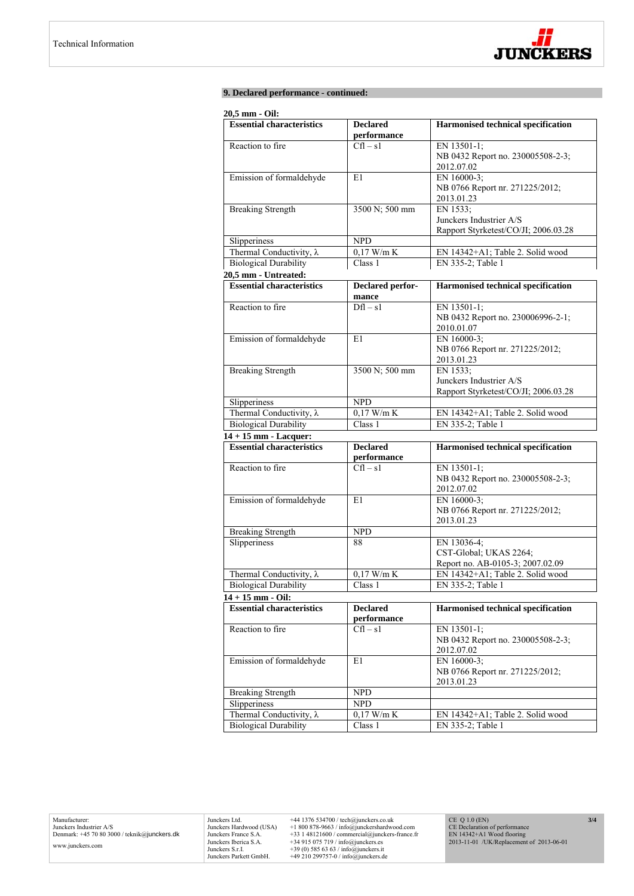**9. Declared performance - continued:**

**20,5 mm - Oil:**

| Essential characteristics | Declared performance | Harmonised technical specification |
|---|---|---|
| Reaction to fire | Cfl – s1 | EN 13501-1; NB 0432 Report no. 230005508-2-3; 2012.07.02 |
| Emission of formaldehyde | E1 | EN 16000-3; NB 0766 Report nr. 271225/2012; 2013.01.23 |
| Breaking Strength | 3500 N; 500 mm | EN 1533; Junckers Industrier A/S Rapport Styrketest/CO/JI; 2006.03.28 |
| Slipperiness | NPD | |
| Thermal Conductivity, λ | 0,17 W/m K | EN 14342+A1; Table 2. Solid wood |
| Biological Durability | Class 1 | EN 335-2; Table 1 |

**20,5 mm - Untreated:**

| Essential characteristics | Declared performance | Harmonised technical specification |
|---|---|---|
| Reaction to fire | Dfl – s1 | EN 13501-1; NB 0432 Report no. 230006996-2-1; 2010.01.07 |
| Emission of formaldehyde | E1 | EN 16000-3; NB 0766 Report nr. 271225/2012; 2013.01.23 |
| Breaking Strength | 3500 N; 500 mm | EN 1533; Junckers Industrier A/S Rapport Styrketest/CO/JI; 2006.03.28 |
| Slipperiness | NPD | |
| Thermal Conductivity, λ | 0,17 W/m K | EN 14342+A1; Table 2. Solid wood |
| Biological Durability | Class 1 | EN 335-2; Table 1 |

**14 + 15 mm - Lacquer:**

| Essential characteristics | Declared performance | Harmonised technical specification |
|---|---|---|
| Reaction to fire | Cfl – s1 | EN 13501-1; NB 0432 Report no. 230005508-2-3; 2012.07.02 |
| Emission of formaldehyde | E1 | EN 16000-3; NB 0766 Report nr. 271225/2012; 2013.01.23 |
| Breaking Strength | NPD | |
| Slipperiness | 88 | EN 13036-4; CST-Global; UKAS 2264; Report no. AB-0105-3; 2007.02.09 |
| Thermal Conductivity, λ | 0,17 W/m K | EN 14342+A1; Table 2. Solid wood |
| Biological Durability | Class 1 | EN 335-2; Table 1 |

**14 + 15 mm - Oil:**

| Essential characteristics | Declared performance | Harmonised technical specification |
|---|---|---|
| Reaction to fire | Cfl – s1 | EN 13501-1; NB 0432 Report no. 230005508-2-3; 2012.07.02 |
| Emission of formaldehyde | E1 | EN 16000-3; NB 0766 Report nr. 271225/2012; 2013.01.23 |
| Breaking Strength | NPD | |
| Slipperiness | NPD | |
| Thermal Conductivity, λ | 0,17 W/m K | EN 14342+A1; Table 2. Solid wood |
| Biological Durability | Class 1 | EN 335-2; Table 1 |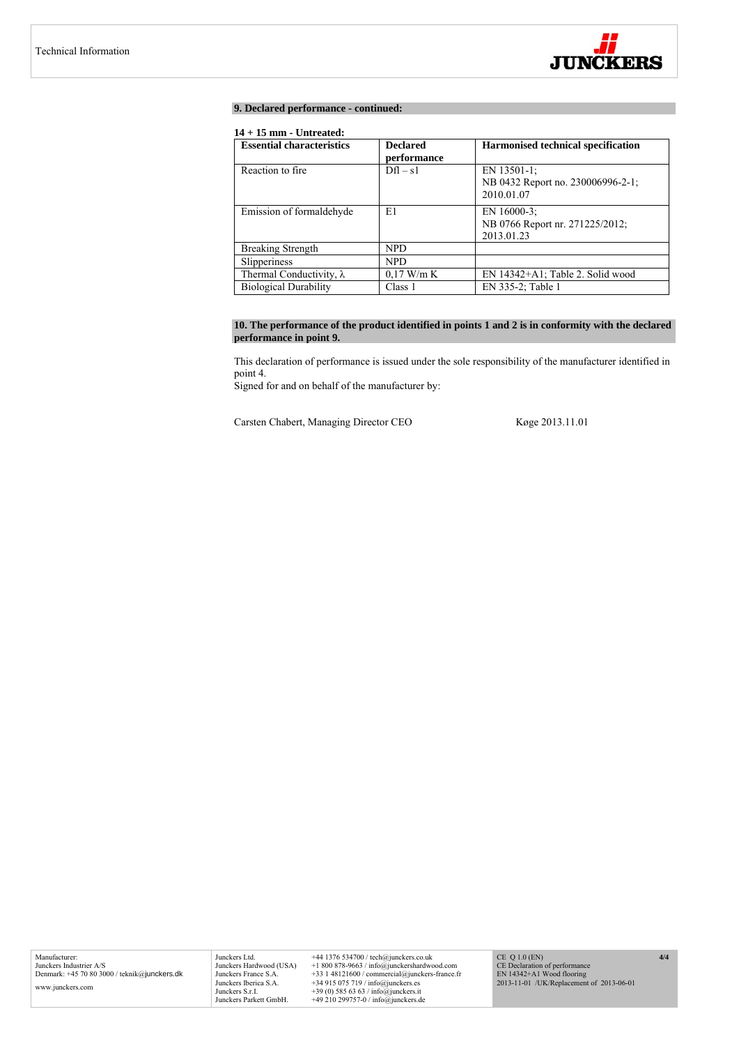## 9. Declared performance - continued:

**14 + 15 mm - Untreated:**

| Essential characteristics | Declared performance | Harmonised technical specification |
|---|---|---|
| Reaction to fire | Dfl – s1 | EN 13501-1; NB 0432 Report no. 230006996-2-1; 2010.01.07 |
| Emission of formaldehyde | E1 | EN 16000-3; NB 0766 Report nr. 271225/2012; 2013.01.23 |
| Breaking Strength | NPD | |
| Slipperiness | NPD | |
| Thermal Conductivity, λ | 0,17 W/m K | EN 14342+A1; Table 2. Solid wood |
| Biological Durability | Class 1 | EN 335-2; Table 1 |

## 10. The performance of the product identified in points 1 and 2 is in conformity with the declared performance in point 9.

This declaration of performance is issued under the sole responsibility of the manufacturer identified in point 4.
Signed for and on behalf of the manufacturer by:

Carsten Chabert, Managing Director CEO — Køge 2013.11.01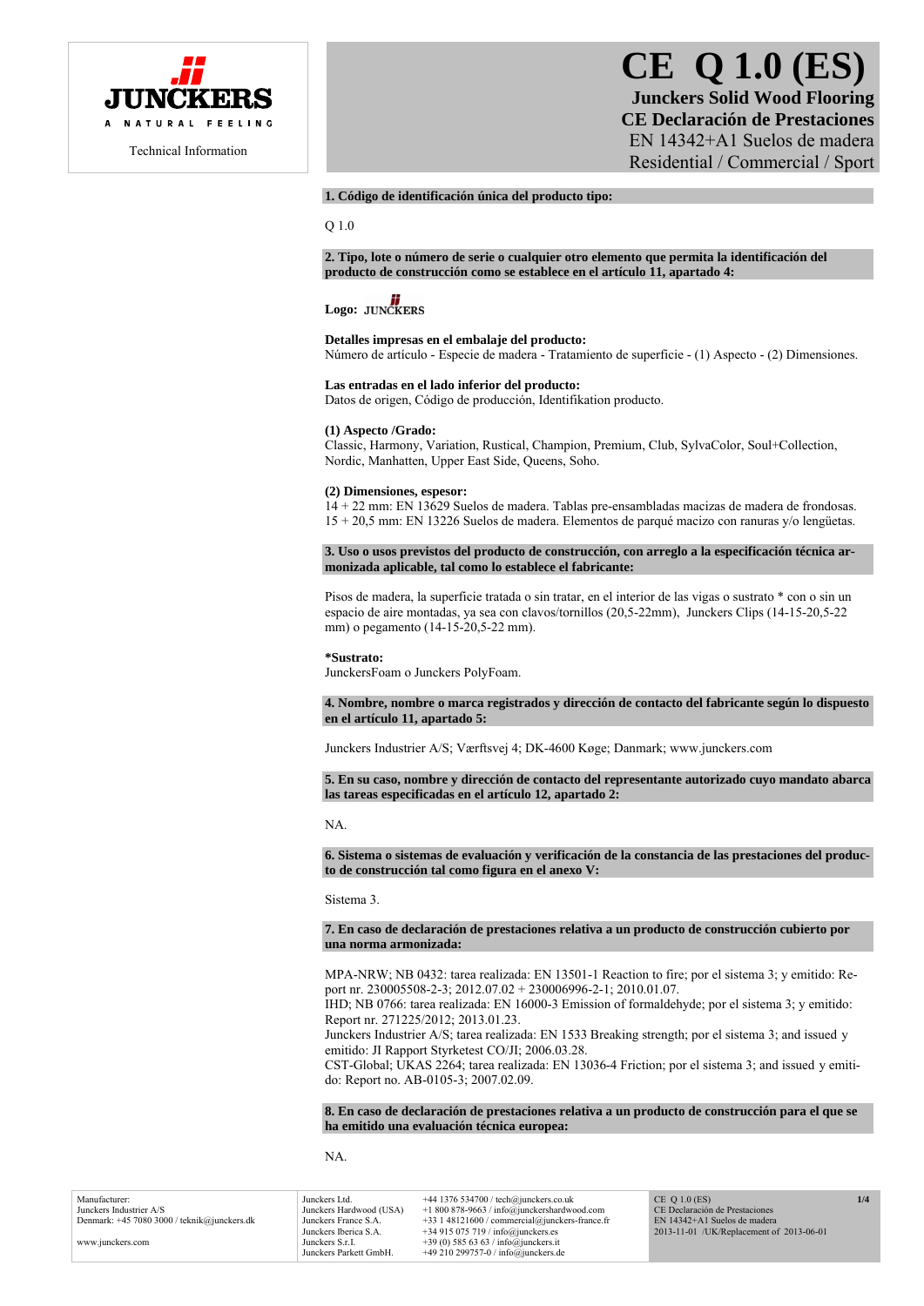JUNCKERS

A NATURAL FEELING

Technical Information

# CE Q 1.0 (ES)

## Junckers Solid Wood Flooring

## CE Declaración de Prestaciones

EN 14342+A1 Suelos de madera

Residential / Commercial / Sport

**1. Código de identificación única del producto tipo:**

Q 1.0

**2. Tipo, lote o número de serie o cualquier otro elemento que permita la identificación del producto de construcción como se establece en el artículo 11, apartado 4:**

**Logo:** JUNCKERS

**Detalles impresas en el embalaje del producto:**
Número de artículo - Especie de madera - Tratamiento de superficie - (1) Aspecto - (2) Dimensiones.

**Las entradas en el lado inferior del producto:**
Datos de origen, Código de producción, Identifikation producto.

**(1) Aspecto /Grado:**
Classic, Harmony, Variation, Rustical, Champion, Premium, Club, SylvaColor, Soul+Collection, Nordic, Manhatten, Upper East Side, Queens, Soho.

**(2) Dimensiones, espesor:**
14 + 22 mm: EN 13629 Suelos de madera. Tablas pre-ensambladas macizas de madera de frondosas.
15 + 20,5 mm: EN 13226 Suelos de madera. Elementos de parqué macizo con ranuras y/o lengüetas.

**3. Uso o usos previstos del producto de construcción, con arreglo a la especificación técnica armonizada aplicable, tal como lo establece el fabricante:**

Pisos de madera, la superficie tratada o sin tratar, en el interior de las vigas o sustrato * con o sin un espacio de aire montadas, ya sea con clavos/tornillos (20,5-22mm), Junckers Clips (14-15-20,5-22 mm) o pegamento (14-15-20,5-22 mm).

**\*Sustrato:**
JunckersFoam o Junckers PolyFoam.

**4. Nombre, nombre o marca registrados y dirección de contacto del fabricante según lo dispuesto en el artículo 11, apartado 5:**

Junckers Industrier A/S; Værftsvej 4; DK-4600 Køge; Danmark; www.junckers.com

**5. En su caso, nombre y dirección de contacto del representante autorizado cuyo mandato abarca las tareas especificadas en el artículo 12, apartado 2:**

NA.

**6. Sistema o sistemas de evaluación y verificación de la constancia de las prestaciones del producto de construcción tal como figura en el anexo V:**

Sistema 3.

**7. En caso de declaración de prestaciones relativa a un producto de construcción cubierto por una norma armonizada:**

MPA-NRW; NB 0432: tarea realizada: EN 13501-1 Reaction to fire; por el sistema 3; y emitido: Report nr. 230005508-2-3; 2012.07.02 + 230006996-2-1; 2010.01.07.
IHD; NB 0766: tarea realizada: EN 16000-3 Emission of formaldehyde; por el sistema 3; y emitido: Report nr. 271225/2012; 2013.01.23.
Junckers Industrier A/S; tarea realizada: EN 1533 Breaking strength; por el sistema 3; and issued y emitido: JI Rapport Styrketest CO/JI; 2006.03.28.
CST-Global; UKAS 2264; tarea realizada: EN 13036-4 Friction; por el sistema 3; and issued y emitido: Report no. AB-0105-3; 2007.02.09.

**8. En caso de declaración de prestaciones relativa a un producto de construcción para el que se ha emitido una evaluación técnica europea:**

NA.

| Manufacturer: Junckers Industrier A/S Denmark: +45 7080 3000 / teknik@junckers.dk www.junckers.com | Junckers Ltd. Junckers Hardwood (USA) Junckers France S.A. Junckers Iberica S.A. Junckers S.r.l. Junckers Parkett GmbH. | +44 1376 534700 / tech@junckers.co.uk +1 800 878-9663 / info@junckershardwood.com +33 1 48121600 / commercial@junckers-france.fr +34 915 075 719 / info@junckers.es +39 (0) 585 63 63 / info@junckers.it +49 210 299757-0 / info@junckers.de | CE Q 1.0 (ES) CE Declaración de Prestaciones EN 14342+A1 Suelos de madera 2013-11-01 /UK/Replacement of 2013-06-01 |
|---|---|---|---|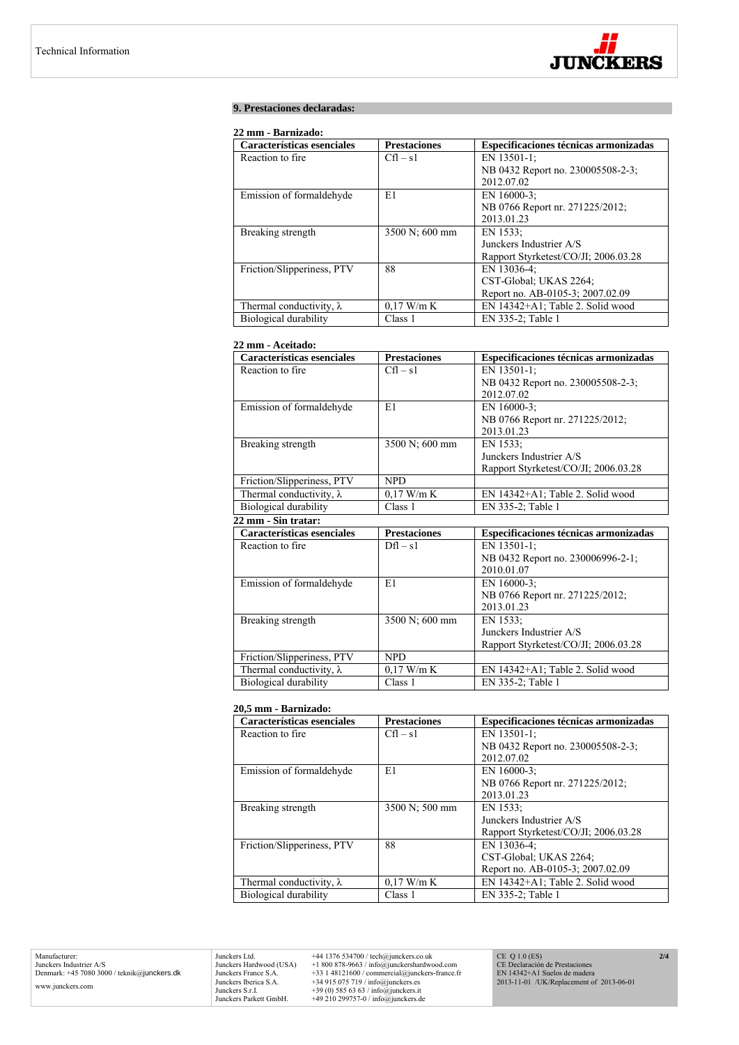## 9. Prestaciones declaradas:

**22 mm - Barnizado:**

| Características esenciales | Prestaciones | Especificaciones técnicas armonizadas |
|---|---|---|
| Reaction to fire | Cfl – s1 | EN 13501-1;<br>NB 0432 Report no. 230005508-2-3;<br>2012.07.02 |
| Emission of formaldehyde | E1 | EN 16000-3;<br>NB 0766 Report nr. 271225/2012;<br>2013.01.23 |
| Breaking strength | 3500 N; 600 mm | EN 1533;<br>Junckers Industrier A/S<br>Rapport Styrketest/CO/JI; 2006.03.28 |
| Friction/Slipperiness, PTV | 88 | EN 13036-4;<br>CST-Global; UKAS 2264;<br>Report no. AB-0105-3; 2007.02.09 |
| Thermal conductivity, λ | 0,17 W/m K | EN 14342+A1; Table 2. Solid wood |
| Biological durability | Class 1 | EN 335-2; Table 1 |

**22 mm - Aceitado:**

| Características esenciales | Prestaciones | Especificaciones técnicas armonizadas |
|---|---|---|
| Reaction to fire | Cfl – s1 | EN 13501-1;<br>NB 0432 Report no. 230005508-2-3;<br>2012.07.02 |
| Emission of formaldehyde | E1 | EN 16000-3;<br>NB 0766 Report nr. 271225/2012;<br>2013.01.23 |
| Breaking strength | 3500 N; 600 mm | EN 1533;<br>Junckers Industrier A/S<br>Rapport Styrketest/CO/JI; 2006.03.28 |
| Friction/Slipperiness, PTV | NPD | |
| Thermal conductivity, λ | 0,17 W/m K | EN 14342+A1; Table 2. Solid wood |
| Biological durability | Class 1 | EN 335-2; Table 1 |

**22 mm - Sin tratar:**

| Características esenciales | Prestaciones | Especificaciones técnicas armonizadas |
|---|---|---|
| Reaction to fire | Dfl – s1 | EN 13501-1;<br>NB 0432 Report no. 230006996-2-1;<br>2010.01.07 |
| Emission of formaldehyde | E1 | EN 16000-3;<br>NB 0766 Report nr. 271225/2012;<br>2013.01.23 |
| Breaking strength | 3500 N; 600 mm | EN 1533;<br>Junckers Industrier A/S<br>Rapport Styrketest/CO/JI; 2006.03.28 |
| Friction/Slipperiness, PTV | NPD | |
| Thermal conductivity, λ | 0,17 W/m K | EN 14342+A1; Table 2. Solid wood |
| Biological durability | Class 1 | EN 335-2; Table 1 |

**20,5 mm - Barnizado:**

| Características esenciales | Prestaciones | Especificaciones técnicas armonizadas |
|---|---|---|
| Reaction to fire | Cfl – s1 | EN 13501-1;<br>NB 0432 Report no. 230005508-2-3;<br>2012.07.02 |
| Emission of formaldehyde | E1 | EN 16000-3;<br>NB 0766 Report nr. 271225/2012;<br>2013.01.23 |
| Breaking strength | 3500 N; 500 mm | EN 1533;<br>Junckers Industrier A/S<br>Rapport Styrketest/CO/JI; 2006.03.28 |
| Friction/Slipperiness, PTV | 88 | EN 13036-4;<br>CST-Global; UKAS 2264;<br>Report no. AB-0105-3; 2007.02.09 |
| Thermal conductivity, λ | 0,17 W/m K | EN 14342+A1; Table 2. Solid wood |
| Biological durability | Class 1 | EN 335-2; Table 1 |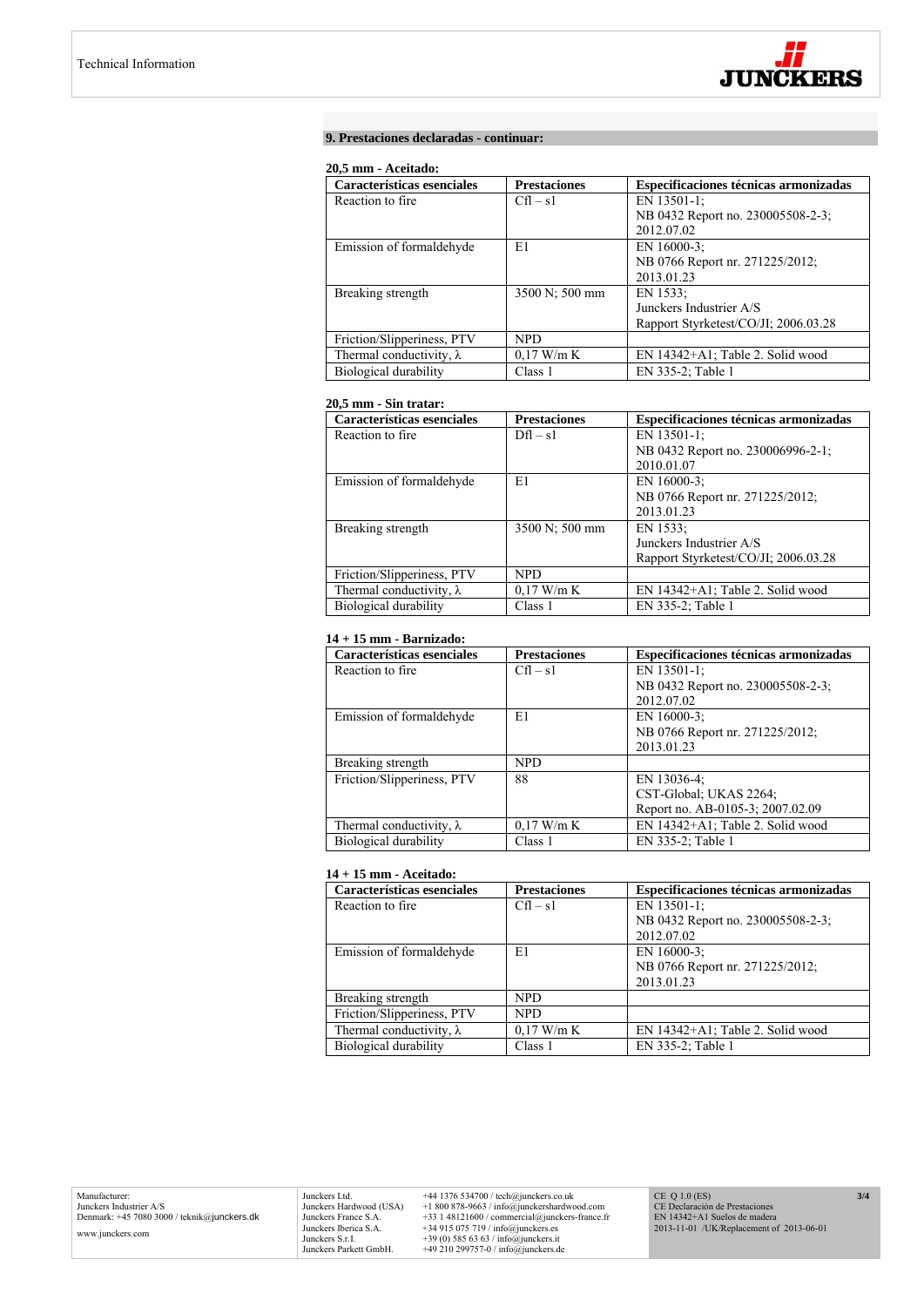## 9. Prestaciones declaradas - continuar:

**20,5 mm - Aceitado:**

| Características esenciales | Prestaciones | Especificaciones técnicas armonizadas |
|---|---|---|
| Reaction to fire | Cfl – s1 | EN 13501-1; NB 0432 Report no. 230005508-2-3; 2012.07.02 |
| Emission of formaldehyde | E1 | EN 16000-3; NB 0766 Report nr. 271225/2012; 2013.01.23 |
| Breaking strength | 3500 N; 500 mm | EN 1533; Junckers Industrier A/S Rapport Styrketest/CO/JI; 2006.03.28 |
| Friction/Slipperiness, PTV | NPD | |
| Thermal conductivity, λ | 0,17 W/m K | EN 14342+A1; Table 2. Solid wood |
| Biological durability | Class 1 | EN 335-2; Table 1 |

**20,5 mm - Sin tratar:**

| Características esenciales | Prestaciones | Especificaciones técnicas armonizadas |
|---|---|---|
| Reaction to fire | Dfl – s1 | EN 13501-1; NB 0432 Report no. 230006996-2-1; 2010.01.07 |
| Emission of formaldehyde | E1 | EN 16000-3; NB 0766 Report nr. 271225/2012; 2013.01.23 |
| Breaking strength | 3500 N; 500 mm | EN 1533; Junckers Industrier A/S Rapport Styrketest/CO/JI; 2006.03.28 |
| Friction/Slipperiness, PTV | NPD | |
| Thermal conductivity, λ | 0,17 W/m K | EN 14342+A1; Table 2. Solid wood |
| Biological durability | Class 1 | EN 335-2; Table 1 |

**14 + 15 mm - Barnizado:**

| Características esenciales | Prestaciones | Especificaciones técnicas armonizadas |
|---|---|---|
| Reaction to fire | Cfl – s1 | EN 13501-1; NB 0432 Report no. 230005508-2-3; 2012.07.02 |
| Emission of formaldehyde | E1 | EN 16000-3; NB 0766 Report nr. 271225/2012; 2013.01.23 |
| Breaking strength | NPD | |
| Friction/Slipperiness, PTV | 88 | EN 13036-4; CST-Global; UKAS 2264; Report no. AB-0105-3; 2007.02.09 |
| Thermal conductivity, λ | 0,17 W/m K | EN 14342+A1; Table 2. Solid wood |
| Biological durability | Class 1 | EN 335-2; Table 1 |

**14 + 15 mm - Aceitado:**

| Características esenciales | Prestaciones | Especificaciones técnicas armonizadas |
|---|---|---|
| Reaction to fire | Cfl – s1 | EN 13501-1; NB 0432 Report no. 230005508-2-3; 2012.07.02 |
| Emission of formaldehyde | E1 | EN 16000-3; NB 0766 Report nr. 271225/2012; 2013.01.23 |
| Breaking strength | NPD | |
| Friction/Slipperiness, PTV | NPD | |
| Thermal conductivity, λ | 0,17 W/m K | EN 14342+A1; Table 2. Solid wood |
| Biological durability | Class 1 | EN 335-2; Table 1 |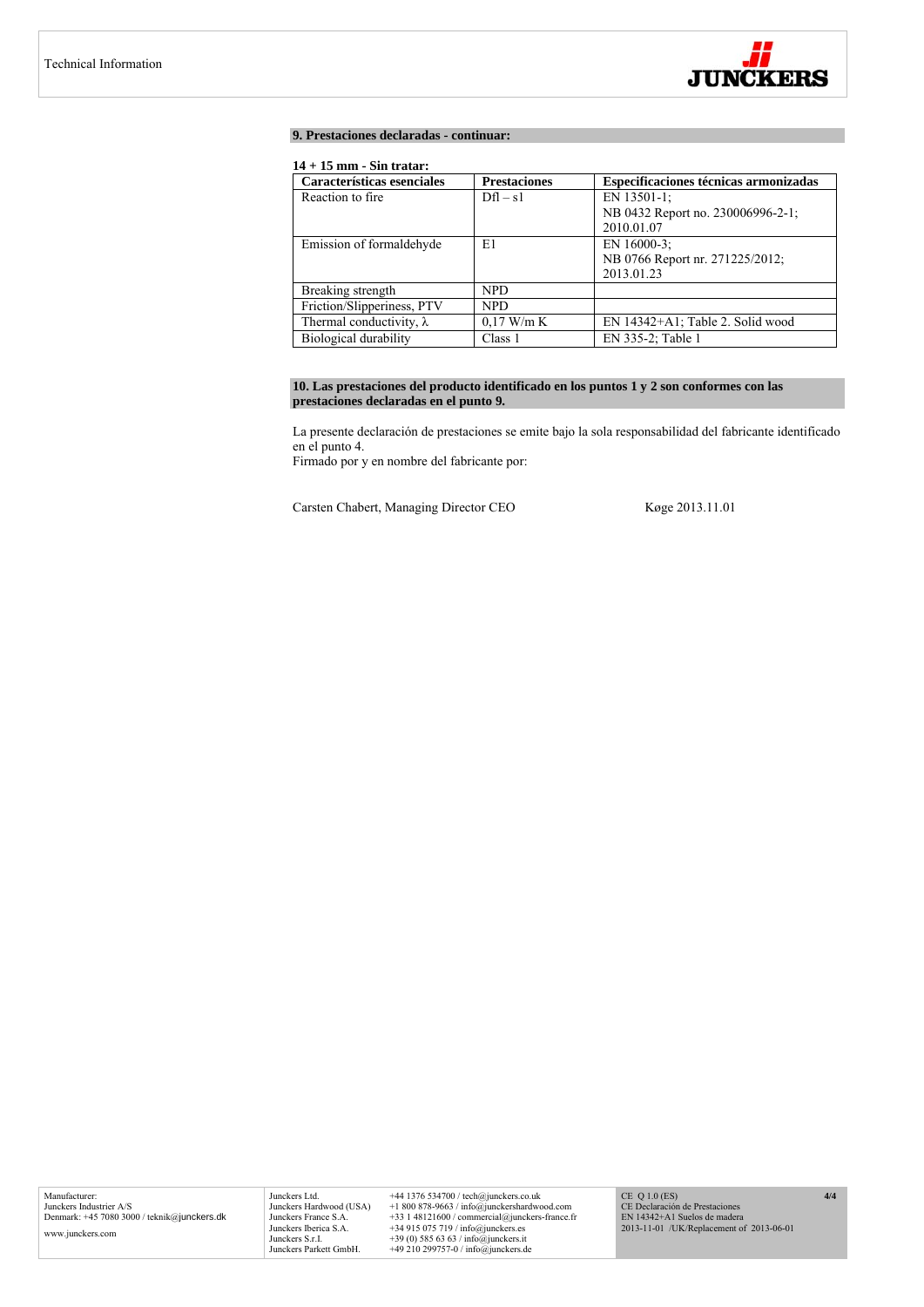## 9. Prestaciones declaradas - continuar:

**14 + 15 mm - Sin tratar:**

| Características esenciales | Prestaciones | Especificaciones técnicas armonizadas |
|---|---|---|
| Reaction to fire | Dfl – s1 | EN 13501-1;<br>NB 0432 Report no. 230006996-2-1;<br>2010.01.07 |
| Emission of formaldehyde | E1 | EN 16000-3;<br>NB 0766 Report nr. 271225/2012;<br>2013.01.23 |
| Breaking strength | NPD | |
| Friction/Slipperiness, PTV | NPD | |
| Thermal conductivity, λ | 0,17 W/m K | EN 14342+A1; Table 2. Solid wood |
| Biological durability | Class 1 | EN 335-2; Table 1 |

## 10. Las prestaciones del producto identificado en los puntos 1 y 2 son conformes con las prestaciones declaradas en el punto 9.

La presente declaración de prestaciones se emite bajo la sola responsabilidad del fabricante identificado en el punto 4.
Firmado por y en nombre del fabricante por:

Carsten Chabert, Managing Director CEO Køge 2013.11.01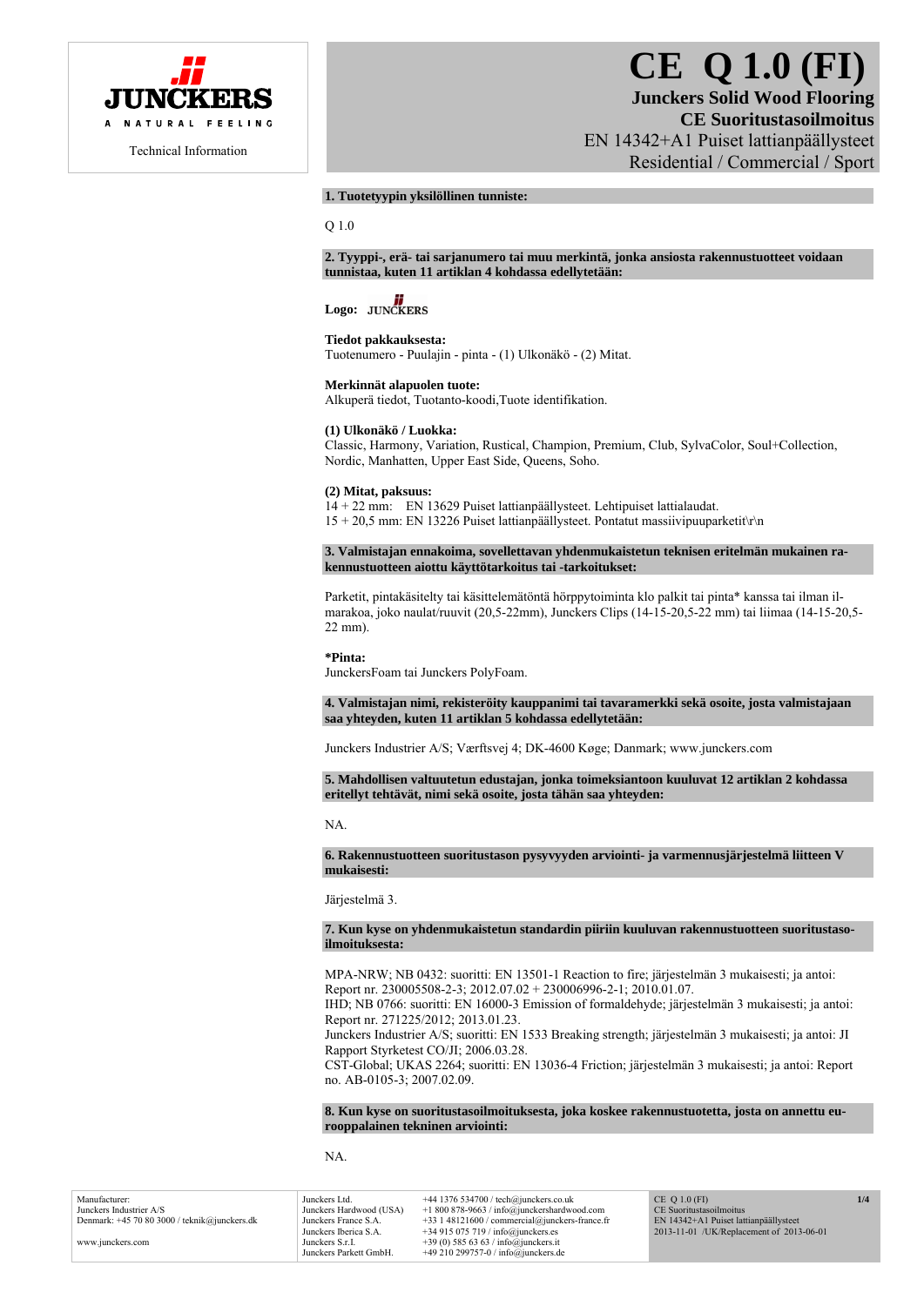Technical Information

# CE Q 1.0 (FI)

**Junckers Solid Wood Flooring**
**CE Suoritustasoilmoitus**
EN 14342+A1 Puiset lattianpäällysteet
Residential / Commercial / Sport

### 1. Tuotetyypin yksilöllinen tunniste:

Q 1.0

### 2. Tyyppi-, erä- tai sarjanumero tai muu merkintä, jonka ansiosta rakennustuotteet voidaan tunnistaa, kuten 11 artiklan 4 kohdassa edellytetään:

**Logo:** JUNCKERS

**Tiedot pakkauksesta:**
Tuotenumero - Puulajin - pinta - (1) Ulkonäkö - (2) Mitat.

**Merkinnät alapuolen tuote:**
Alkuperä tiedot, Tuotanto-koodi,Tuote identifikation.

**(1) Ulkonäkö / Luokka:**
Classic, Harmony, Variation, Rustical, Champion, Premium, Club, SylvaColor, Soul+Collection, Nordic, Manhatten, Upper East Side, Queens, Soho.

**(2) Mitat, paksuus:**
14 + 22 mm: EN 13629 Puiset lattianpäällysteet. Lehtipuiset lattialaudat.
15 + 20,5 mm: EN 13226 Puiset lattianpäällysteet. Pontatut massiivipuuparketit\r\n

### 3. Valmistajan ennakoima, sovellettavan yhdenmukaistetun teknisen eritelmän mukainen rakennustuotteen aiottu käyttötarkoitus tai -tarkoitukset:

Parketit, pintakäsitelty tai käsittelemätöntä hörppytoiminta klo palkit tai pinta* kanssa tai ilman ilmarakoa, joko naulat/ruuvit (20,5-22mm), Junckers Clips (14-15-20,5-22 mm) tai liimaa (14-15-20,5-22 mm).

***Pinta:**
JunckersFoam tai Junckers PolyFoam.

### 4. Valmistajan nimi, rekisteröity kauppanimi tai tavaramerkki sekä osoite, josta valmistajaan saa yhteyden, kuten 11 artiklan 5 kohdassa edellytetään:

Junckers Industrier A/S; Værftsvej 4; DK-4600 Køge; Danmark; www.junckers.com

### 5. Mahdollisen valtuutetun edustajan, jonka toimeksiantoon kuuluvat 12 artiklan 2 kohdassa eritellyt tehtävät, nimi sekä osoite, josta tähän saa yhteyden:

NA.

### 6. Rakennustuotteen suoritustason pysyvyyden arviointi- ja varmennusjärjestelmä liitteen V mukaisesti:

Järjestelmä 3.

### 7. Kun kyse on yhdenmukaistetun standardin piiriin kuuluvan rakennustuotteen suoritustasoilmoituksesta:

MPA-NRW; NB 0432: suoritti: EN 13501-1 Reaction to fire; järjestelmän 3 mukaisesti; ja antoi: Report nr. 230005508-2-3; 2012.07.02 + 230006996-2-1; 2010.01.07.
IHD; NB 0766: suoritti: EN 16000-3 Emission of formaldehyde; järjestelmän 3 mukaisesti; ja antoi: Report nr. 271225/2012; 2013.01.23.
Junckers Industrier A/S; suoritti: EN 1533 Breaking strength; järjestelmän 3 mukaisesti; ja antoi: JI Rapport Styrketest CO/JI; 2006.03.28.
CST-Global; UKAS 2264; suoritti: EN 13036-4 Friction; järjestelmän 3 mukaisesti; ja antoi: Report no. AB-0105-3; 2007.02.09.

### 8. Kun kyse on suoritustasoilmoituksesta, joka koskee rakennustuotetta, josta on annettu eurooppalainen tekninen arviointi:

NA.

| Manufacturer: Junckers Industrier A/S Denmark: +45 70 80 3000 / teknik@junckers.dk www.junckers.com | Junckers Ltd. Junckers Hardwood (USA) Junckers France S.A. Junckers Iberica S.A. Junckers S.r.l. Junckers Parkett GmbH. | +44 1376 534700 / tech@junckers.co.uk +1 800 878-9663 / info@junckershardwood.com +33 1 48121600 / commercial@junckers-france.fr +34 915 075 719 / info@junckers.es +39 (0) 585 63 63 / info@junckers.it +49 210 299757-0 / info@junckers.de | CE Q 1.0 (FI) CE Suoritustasoilmoitus EN 14342+A1 Puiset lattianpäällysteet 2013-11-01 /UK/Replacement of 2013-06-01 |
|---|---|---|---|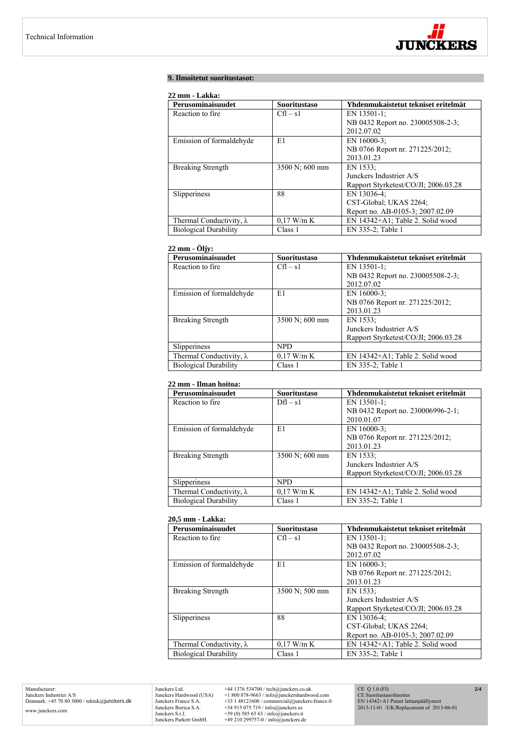## 9. Ilmoitetut suoritustasot:

### 22 mm - Lakka:

| Perusominaisuudet | Suoritustaso | Yhdenmukaistetut tekniset eritelmät |
| --- | --- | --- |
| Reaction to fire | Cfl – s1 | EN 13501-1; NB 0432 Report no. 230005508-2-3; 2012.07.02 |
| Emission of formaldehyde | E1 | EN 16000-3; NB 0766 Report nr. 271225/2012; 2013.01.23 |
| Breaking Strength | 3500 N; 600 mm | EN 1533; Junckers Industrier A/S Rapport Styrketest/CO/JI; 2006.03.28 |
| Slipperiness | 88 | EN 13036-4; CST-Global; UKAS 2264; Report no. AB-0105-3; 2007.02.09 |
| Thermal Conductivity, λ | 0,17 W/m K | EN 14342+A1; Table 2. Solid wood |
| Biological Durability | Class 1 | EN 335-2; Table 1 |

### 22 mm - Öljy:

| Perusominaisuudet | Suoritustaso | Yhdenmukaistetut tekniset eritelmät |
| --- | --- | --- |
| Reaction to fire | Cfl – s1 | EN 13501-1; NB 0432 Report no. 230005508-2-3; 2012.07.02 |
| Emission of formaldehyde | E1 | EN 16000-3; NB 0766 Report nr. 271225/2012; 2013.01.23 |
| Breaking Strength | 3500 N; 600 mm | EN 1533; Junckers Industrier A/S Rapport Styrketest/CO/JI; 2006.03.28 |
| Slipperiness | NPD | |
| Thermal Conductivity, λ | 0,17 W/m K | EN 14342+A1; Table 2. Solid wood |
| Biological Durability | Class 1 | EN 335-2; Table 1 |

### 22 mm - Ilman hoitoa:

| Perusominaisuudet | Suoritustaso | Yhdenmukaistetut tekniset eritelmät |
| --- | --- | --- |
| Reaction to fire | Dfl – s1 | EN 13501-1; NB 0432 Report no. 230006996-2-1; 2010.01.07 |
| Emission of formaldehyde | E1 | EN 16000-3; NB 0766 Report nr. 271225/2012; 2013.01.23 |
| Breaking Strength | 3500 N; 600 mm | EN 1533; Junckers Industrier A/S Rapport Styrketest/CO/JI; 2006.03.28 |
| Slipperiness | NPD | |
| Thermal Conductivity, λ | 0,17 W/m K | EN 14342+A1; Table 2. Solid wood |
| Biological Durability | Class 1 | EN 335-2; Table 1 |

### 20,5 mm - Lakka:

| Perusominaisuudet | Suoritustaso | Yhdenmukaistetut tekniset eritelmät |
| --- | --- | --- |
| Reaction to fire | Cfl – s1 | EN 13501-1; NB 0432 Report no. 230005508-2-3; 2012.07.02 |
| Emission of formaldehyde | E1 | EN 16000-3; NB 0766 Report nr. 271225/2012; 2013.01.23 |
| Breaking Strength | 3500 N; 500 mm | EN 1533; Junckers Industrier A/S Rapport Styrketest/CO/JI; 2006.03.28 |
| Slipperiness | 88 | EN 13036-4; CST-Global; UKAS 2264; Report no. AB-0105-3; 2007.02.09 |
| Thermal Conductivity, λ | 0,17 W/m K | EN 14342+A1; Table 2. Solid wood |
| Biological Durability | Class 1 | EN 335-2; Table 1 |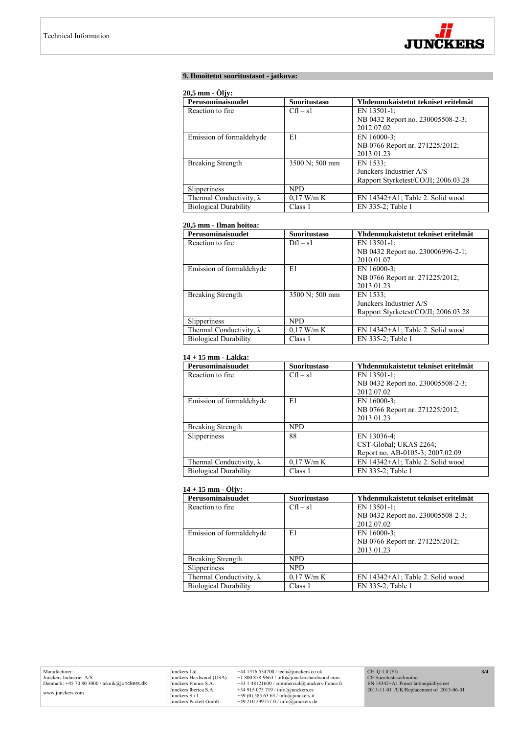## 9. Ilmoitetut suoritustasot - jatkuva:

### 20,5 mm - Öljy:

| Perusominaisuudet | Suoritustaso | Yhdenmukaistetut tekniset eritelmät |
|---|---|---|
| Reaction to fire | Cfl – s1 | EN 13501-1; NB 0432 Report no. 230005508-2-3; 2012.07.02 |
| Emission of formaldehyde | E1 | EN 16000-3; NB 0766 Report nr. 271225/2012; 2013.01.23 |
| Breaking Strength | 3500 N; 500 mm | EN 1533; Junckers Industrier A/S Rapport Styrketest/CO/JI; 2006.03.28 |
| Slipperiness | NPD | |
| Thermal Conductivity, λ | 0,17 W/m K | EN 14342+A1; Table 2. Solid wood |
| Biological Durability | Class 1 | EN 335-2; Table 1 |

### 20,5 mm - Ilman hoitoa:

| Perusominaisuudet | Suoritustaso | Yhdenmukaistetut tekniset eritelmät |
|---|---|---|
| Reaction to fire | Dfl – s1 | EN 13501-1; NB 0432 Report no. 230006996-2-1; 2010.01.07 |
| Emission of formaldehyde | E1 | EN 16000-3; NB 0766 Report nr. 271225/2012; 2013.01.23 |
| Breaking Strength | 3500 N; 500 mm | EN 1533; Junckers Industrier A/S Rapport Styrketest/CO/JI; 2006.03.28 |
| Slipperiness | NPD | |
| Thermal Conductivity, λ | 0,17 W/m K | EN 14342+A1; Table 2. Solid wood |
| Biological Durability | Class 1 | EN 335-2; Table 1 |

### 14 + 15 mm - Lakka:

| Perusominaisuudet | Suoritustaso | Yhdenmukaistetut tekniset eritelmät |
|---|---|---|
| Reaction to fire | Cfl – s1 | EN 13501-1; NB 0432 Report no. 230005508-2-3; 2012.07.02 |
| Emission of formaldehyde | E1 | EN 16000-3; NB 0766 Report nr. 271225/2012; 2013.01.23 |
| Breaking Strength | NPD | |
| Slipperiness | 88 | EN 13036-4; CST-Global; UKAS 2264; Report no. AB-0105-3; 2007.02.09 |
| Thermal Conductivity, λ | 0,17 W/m K | EN 14342+A1; Table 2. Solid wood |
| Biological Durability | Class 1 | EN 335-2; Table 1 |

### 14 + 15 mm - Öljy:

| Perusominaisuudet | Suoritustaso | Yhdenmukaistetut tekniset eritelmät |
|---|---|---|
| Reaction to fire | Cfl – s1 | EN 13501-1; NB 0432 Report no. 230005508-2-3; 2012.07.02 |
| Emission of formaldehyde | E1 | EN 16000-3; NB 0766 Report nr. 271225/2012; 2013.01.23 |
| Breaking Strength | NPD | |
| Slipperiness | NPD | |
| Thermal Conductivity, λ | 0,17 W/m K | EN 14342+A1; Table 2. Solid wood |
| Biological Durability | Class 1 | EN 335-2; Table 1 |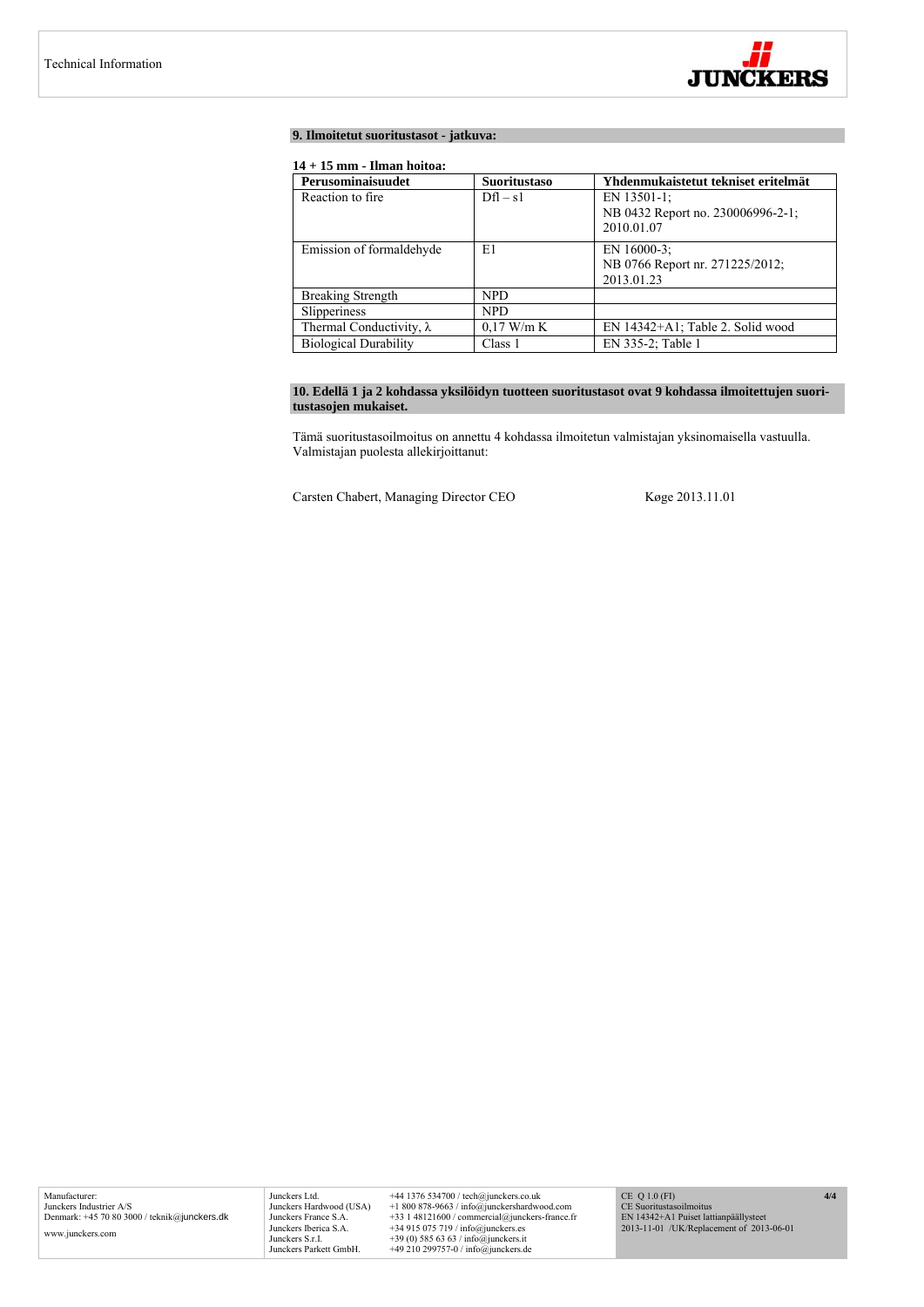## 9. Ilmoitetut suoritustasot - jatkuva:

**14 + 15 mm - Ilman hoitoa:**

| Perusominaisuudet | Suoritustaso | Yhdenmukaistetut tekniset eritelmät |
|---|---|---|
| Reaction to fire | Dfl – s1 | EN 13501-1;<br>NB 0432 Report no. 230006996-2-1;<br>2010.01.07 |
| Emission of formaldehyde | E1 | EN 16000-3;<br>NB 0766 Report nr. 271225/2012;<br>2013.01.23 |
| Breaking Strength | NPD | |
| Slipperiness | NPD | |
| Thermal Conductivity, $\lambda$ | 0,17 W/m K | EN 14342+A1; Table 2. Solid wood |
| Biological Durability | Class 1 | EN 335-2; Table 1 |

## 10. Edellä 1 ja 2 kohdassa yksilöidyn tuotteen suoritustasot ovat 9 kohdassa ilmoitettujen suoritustasojen mukaiset.

Tämä suoritustasoilmoitus on annettu 4 kohdassa ilmoitetun valmistajan yksinomaisella vastuulla.
Valmistajan puolesta allekirjoittanut:

Carsten Chabert, Managing Director CEO    Køge 2013.11.01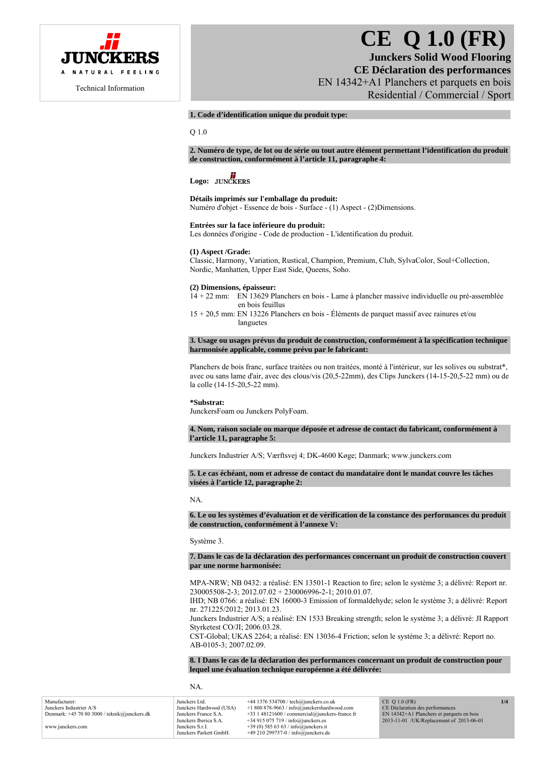JUNCKERS

A NATURAL FEELING

Technical Information

# CE Q 1.0 (FR)

**Junckers Solid Wood Flooring**

**CE Déclaration des performances**

EN 14342+A1 Planchers et parquets en bois

Residential / Commercial / Sport

**1. Code d'identification unique du produit type:**

Q 1.0

**2. Numéro de type, de lot ou de série ou tout autre élément permettant l'identification du produit de construction, conformément à l'article 11, paragraphe 4:**

**Logo:** JUNCKERS

**Détails imprimés sur l'emballage du produit:**
Numéro d'objet - Essence de bois - Surface - (1) Aspect - (2)Dimensions.

**Entrées sur la face inférieure du produit:**
Les données d'origine - Code de production - L'identification du produit.

**(1) Aspect /Grade:**
Classic, Harmony, Variation, Rustical, Champion, Premium, Club, SylvaColor, Soul+Collection, Nordic, Manhatten, Upper East Side, Queens, Soho.

**(2) Dimensions, épaisseur:**
14 + 22 mm: EN 13629 Planchers en bois - Lame à plancher massive individuelle ou pré-assemblée en bois feuillus
15 + 20,5 mm: EN 13226 Planchers en bois - Éléments de parquet massif avec rainures et/ou languetes

**3. Usage ou usages prévus du produit de construction, conformément à la spécification technique harmonisée applicable, comme prévu par le fabricant:**

Planchers de bois franc, surface traitées ou non traitées, monté à l'intérieur, sur les solives ou substrat*, avec ou sans lame d'air, avec des clous/vis (20,5-22mm), des Clips Junckers (14-15-20,5-22 mm) ou de la colle (14-15-20,5-22 mm).

**\*Substrat:**
JunckersFoam ou Junckers PolyFoam.

**4. Nom, raison sociale ou marque déposée et adresse de contact du fabricant, conformément à l'article 11, paragraphe 5:**

Junckers Industrier A/S; Værftsvej 4; DK-4600 Køge; Danmark; www.junckers.com

**5. Le cas échéant, nom et adresse de contact du mandataire dont le mandat couvre les tâches visées à l'article 12, paragraphe 2:**

NA.

**6. Le ou les systèmes d'évaluation et de vérification de la constance des performances du produit de construction, conformément à l'annexe V:**

Système 3.

**7. Dans le cas de la déclaration des performances concernant un produit de construction couvert par une norme harmonisée:**

MPA-NRW; NB 0432: a réalisé: EN 13501-1 Reaction to fire; selon le système 3; a délivré: Report nr. 230005508-2-3; 2012.07.02 + 230006996-2-1; 2010.01.07.
IHD; NB 0766: a réalisé: EN 16000-3 Emission of formaldehyde; selon le système 3; a délivré: Report nr. 271225/2012; 2013.01.23.
Junckers Industrier A/S; a réalisé: EN 1533 Breaking strength; selon le système 3; a délivré: JI Rapport Styrketest CO/JI; 2006.03.28.
CST-Global; UKAS 2264; a réalisé: EN 13036-4 Friction; selon le système 3; a délivré: Report no. AB-0105-3; 2007.02.09.

**8. I Dans le cas de la déclaration des performances concernant un produit de construction pour lequel une évaluation technique européenne a été délivrée:**

NA.

Manufacturer:
Junckers Industrier A/S
Denmark: +45 70 80 3000 / teknik@junckers.dk

www.junckers.com

Junckers Ltd. +44 1376 534700 / tech@junckers.co.uk
Junckers Hardwood (USA) +1 800 878-9663 / info@junckershardwood.com
Junckers France S.A. +33 1 48121600 / commercial@junckers-france.fr
Junckers Iberica S.A. +34 915 075 719 / info@junckers.es
Junckers S.r.l. +39 (0) 585 63 63 / info@junckers.it
Junckers Parkett GmbH. +49 210 299757-0 / info@junckers.de

CE Q 1.0 (FR)
CE Déclaration des performances
EN 14342+A1 Planchers et parquets en bois
2013-11-01 /UK/Replacement of 2013-06-01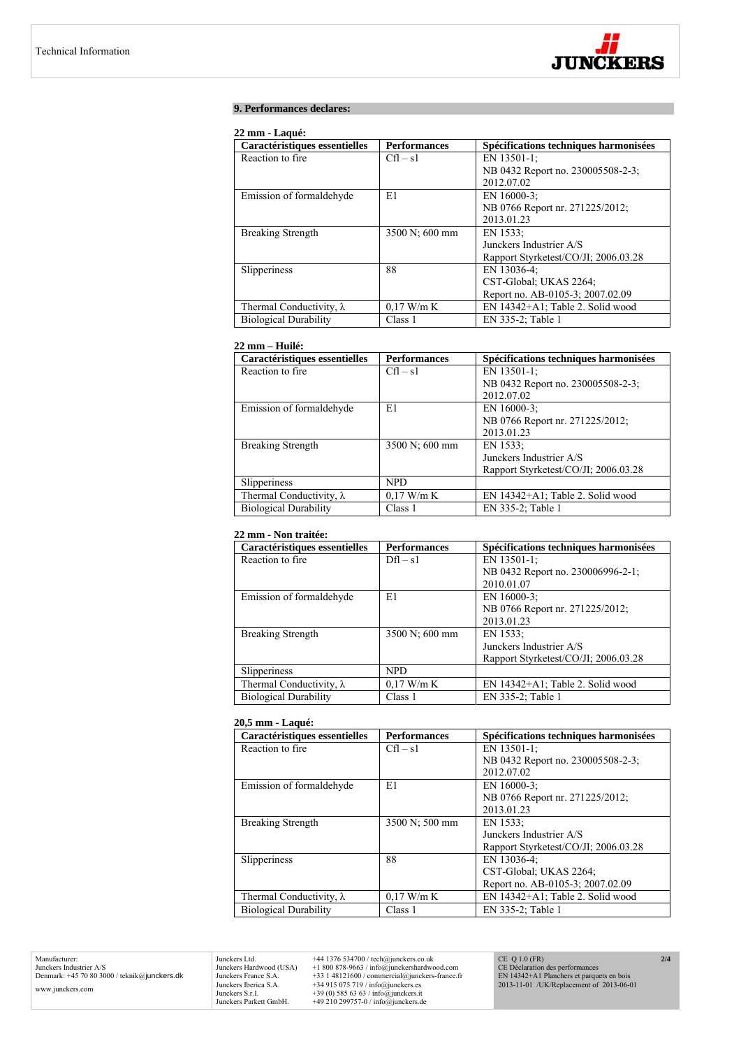## 9. Performances declares:

**22 mm - Laqué:**

| Caractéristiques essentielles | Performances | Spécifications techniques harmonisées |
|---|---|---|
| Reaction to fire | Cfl – s1 | EN 13501-1;<br>NB 0432 Report no. 230005508-2-3;<br>2012.07.02 |
| Emission of formaldehyde | E1 | EN 16000-3;<br>NB 0766 Report nr. 271225/2012;<br>2013.01.23 |
| Breaking Strength | 3500 N; 600 mm | EN 1533;<br>Junckers Industrier A/S<br>Rapport Styrketest/CO/JI; 2006.03.28 |
| Slipperiness | 88 | EN 13036-4;<br>CST-Global; UKAS 2264;<br>Report no. AB-0105-3; 2007.02.09 |
| Thermal Conductivity, λ | 0,17 W/m K | EN 14342+A1; Table 2. Solid wood |
| Biological Durability | Class 1 | EN 335-2; Table 1 |

**22 mm – Huilé:**

| Caractéristiques essentielles | Performances | Spécifications techniques harmonisées |
|---|---|---|
| Reaction to fire | Cfl – s1 | EN 13501-1;<br>NB 0432 Report no. 230005508-2-3;<br>2012.07.02 |
| Emission of formaldehyde | E1 | EN 16000-3;<br>NB 0766 Report nr. 271225/2012;<br>2013.01.23 |
| Breaking Strength | 3500 N; 600 mm | EN 1533;<br>Junckers Industrier A/S<br>Rapport Styrketest/CO/JI; 2006.03.28 |
| Slipperiness | NPD | |
| Thermal Conductivity, λ | 0,17 W/m K | EN 14342+A1; Table 2. Solid wood |
| Biological Durability | Class 1 | EN 335-2; Table 1 |

**22 mm - Non traitée:**

| Caractéristiques essentielles | Performances | Spécifications techniques harmonisées |
|---|---|---|
| Reaction to fire | Dfl – s1 | EN 13501-1;<br>NB 0432 Report no. 230006996-2-1;<br>2010.01.07 |
| Emission of formaldehyde | E1 | EN 16000-3;<br>NB 0766 Report nr. 271225/2012;<br>2013.01.23 |
| Breaking Strength | 3500 N; 600 mm | EN 1533;<br>Junckers Industrier A/S<br>Rapport Styrketest/CO/JI; 2006.03.28 |
| Slipperiness | NPD | |
| Thermal Conductivity, λ | 0,17 W/m K | EN 14342+A1; Table 2. Solid wood |
| Biological Durability | Class 1 | EN 335-2; Table 1 |

**20,5 mm - Laqué:**

| Caractéristiques essentielles | Performances | Spécifications techniques harmonisées |
|---|---|---|
| Reaction to fire | Cfl – s1 | EN 13501-1;<br>NB 0432 Report no. 230005508-2-3;<br>2012.07.02 |
| Emission of formaldehyde | E1 | EN 16000-3;<br>NB 0766 Report nr. 271225/2012;<br>2013.01.23 |
| Breaking Strength | 3500 N; 500 mm | EN 1533;<br>Junckers Industrier A/S<br>Rapport Styrketest/CO/JI; 2006.03.28 |
| Slipperiness | 88 | EN 13036-4;<br>CST-Global; UKAS 2264;<br>Report no. AB-0105-3; 2007.02.09 |
| Thermal Conductivity, λ | 0,17 W/m K | EN 14342+A1; Table 2. Solid wood |
| Biological Durability | Class 1 | EN 335-2; Table 1 |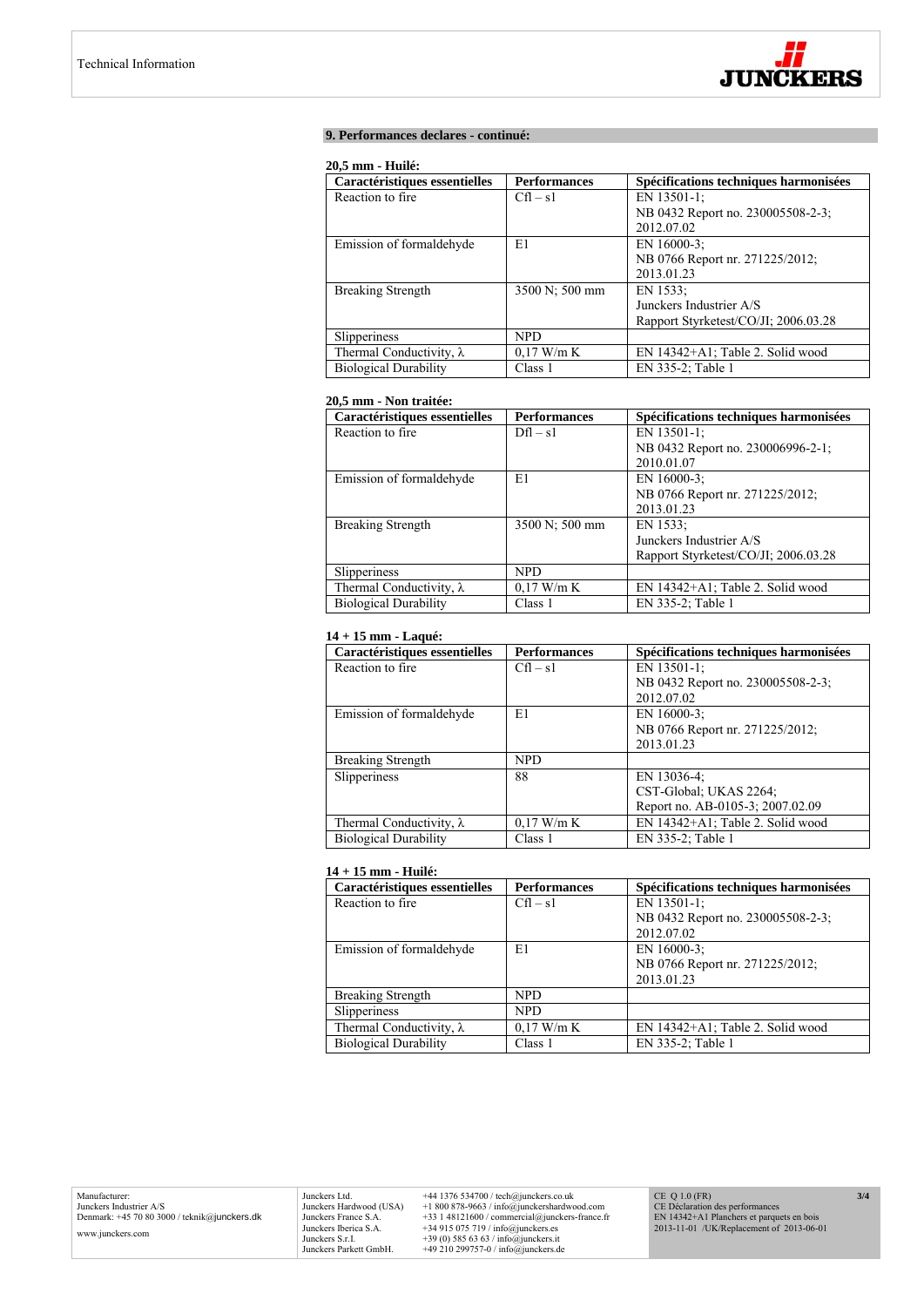## 9. Performances declares - continué:

**20,5 mm - Huilé:**

| Caractéristiques essentielles | Performances | Spécifications techniques harmonisées |
|---|---|---|
| Reaction to fire | Cfl – s1 | EN 13501-1; NB 0432 Report no. 230005508-2-3; 2012.07.02 |
| Emission of formaldehyde | E1 | EN 16000-3; NB 0766 Report nr. 271225/2012; 2013.01.23 |
| Breaking Strength | 3500 N; 500 mm | EN 1533; Junckers Industrier A/S Rapport Styrketest/CO/JI; 2006.03.28 |
| Slipperiness | NPD | |
| Thermal Conductivity, λ | 0,17 W/m K | EN 14342+A1; Table 2. Solid wood |
| Biological Durability | Class 1 | EN 335-2; Table 1 |

**20,5 mm - Non traitée:**

| Caractéristiques essentielles | Performances | Spécifications techniques harmonisées |
|---|---|---|
| Reaction to fire | Dfl – s1 | EN 13501-1; NB 0432 Report no. 230006996-2-1; 2010.01.07 |
| Emission of formaldehyde | E1 | EN 16000-3; NB 0766 Report nr. 271225/2012; 2013.01.23 |
| Breaking Strength | 3500 N; 500 mm | EN 1533; Junckers Industrier A/S Rapport Styrketest/CO/JI; 2006.03.28 |
| Slipperiness | NPD | |
| Thermal Conductivity, λ | 0,17 W/m K | EN 14342+A1; Table 2. Solid wood |
| Biological Durability | Class 1 | EN 335-2; Table 1 |

**14 + 15 mm - Laqué:**

| Caractéristiques essentielles | Performances | Spécifications techniques harmonisées |
|---|---|---|
| Reaction to fire | Cfl – s1 | EN 13501-1; NB 0432 Report no. 230005508-2-3; 2012.07.02 |
| Emission of formaldehyde | E1 | EN 16000-3; NB 0766 Report nr. 271225/2012; 2013.01.23 |
| Breaking Strength | NPD | |
| Slipperiness | 88 | EN 13036-4; CST-Global; UKAS 2264; Report no. AB-0105-3; 2007.02.09 |
| Thermal Conductivity, λ | 0,17 W/m K | EN 14342+A1; Table 2. Solid wood |
| Biological Durability | Class 1 | EN 335-2; Table 1 |

**14 + 15 mm - Huilé:**

| Caractéristiques essentielles | Performances | Spécifications techniques harmonisées |
|---|---|---|
| Reaction to fire | Cfl – s1 | EN 13501-1; NB 0432 Report no. 230005508-2-3; 2012.07.02 |
| Emission of formaldehyde | E1 | EN 16000-3; NB 0766 Report nr. 271225/2012; 2013.01.23 |
| Breaking Strength | NPD | |
| Slipperiness | NPD | |
| Thermal Conductivity, λ | 0,17 W/m K | EN 14342+A1; Table 2. Solid wood |
| Biological Durability | Class 1 | EN 335-2; Table 1 |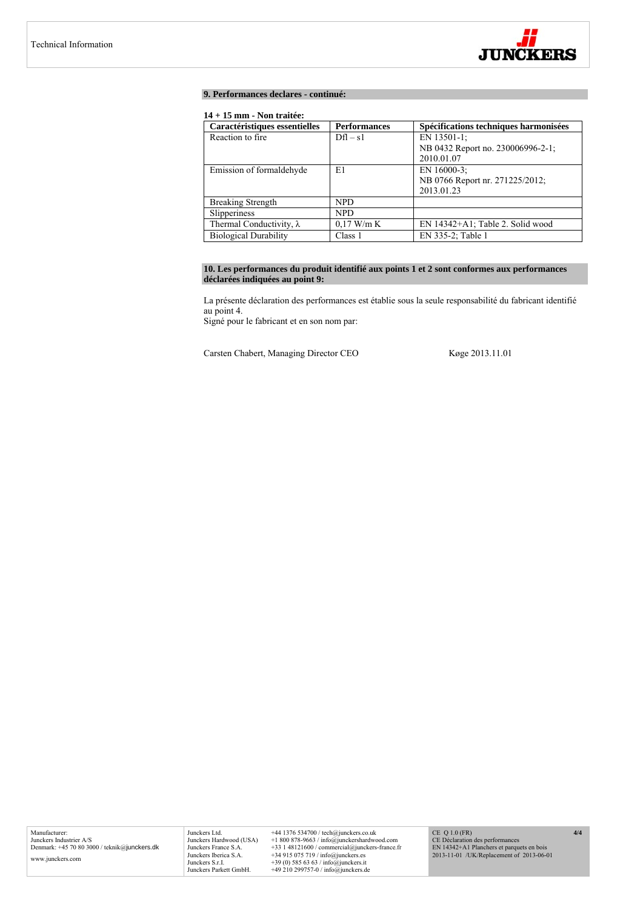### 9. Performances declares - continué:

**14 + 15 mm - Non traitée:**

| Caractéristiques essentielles | Performances | Spécifications techniques harmonisées |
|---|---|---|
| Reaction to fire | Dfl – s1 | EN 13501-1; NB 0432 Report no. 230006996-2-1; 2010.01.07 |
| Emission of formaldehyde | E1 | EN 16000-3; NB 0766 Report nr. 271225/2012; 2013.01.23 |
| Breaking Strength | NPD | |
| Slipperiness | NPD | |
| Thermal Conductivity, λ | 0,17 W/m K | EN 14342+A1; Table 2. Solid wood |
| Biological Durability | Class 1 | EN 335-2; Table 1 |

### 10. Les performances du produit identifié aux points 1 et 2 sont conformes aux performances déclarées indiquées au point 9:

La présente déclaration des performances est établie sous la seule responsabilité du fabricant identifié au point 4.
Signé pour le fabricant et en son nom par:

Carsten Chabert, Managing Director CEO    Køge 2013.11.01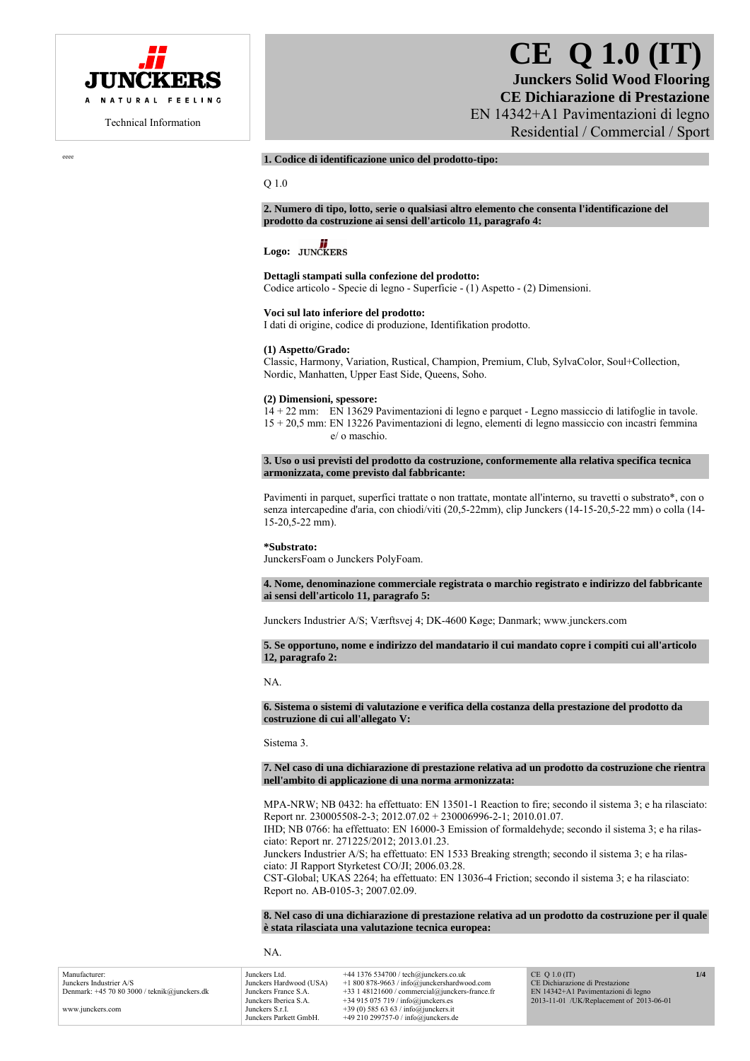JUNCKERS

A NATURAL FEELING

Technical Information

# CE Q 1.0 (IT)

**Junckers Solid Wood Flooring**
**CE Dichiarazione di Prestazione**
EN 14342+A1 Pavimentazioni di legno
Residential / Commercial / Sport

eeee

**1. Codice di identificazione unico del prodotto-tipo:**

Q 1.0

**2. Numero di tipo, lotto, serie o qualsiasi altro elemento che consenta l'identificazione del prodotto da costruzione ai sensi dell'articolo 11, paragrafo 4:**

**Logo:** JUNCKERS

**Dettagli stampati sulla confezione del prodotto:**
Codice articolo - Specie di legno - Superficie - (1) Aspetto - (2) Dimensioni.

**Voci sul lato inferiore del prodotto:**
I dati di origine, codice di produzione, Identifikation prodotto.

**(1) Aspetto/Grado:**
Classic, Harmony, Variation, Rustical, Champion, Premium, Club, SylvaColor, Soul+Collection, Nordic, Manhatten, Upper East Side, Queens, Soho.

**(2) Dimensioni, spessore:**
14 + 22 mm: EN 13629 Pavimentazioni di legno e parquet - Legno massiccio di latifoglie in tavole.
15 + 20,5 mm: EN 13226 Pavimentazioni di legno, elementi di legno massiccio con incastri femmina e/ o maschio.

**3. Uso o usi previsti del prodotto da costruzione, conformemente alla relativa specifica tecnica armonizzata, come previsto dal fabbricante:**

Pavimenti in parquet, superfici trattate o non trattate, montate all'interno, su travetti o substrato*, con o senza intercapedine d'aria, con chiodi/viti (20,5-22mm), clip Junckers (14-15-20,5-22 mm) o colla (14-15-20,5-22 mm).

***Substrato:**
JunckersFoam o Junckers PolyFoam.

**4. Nome, denominazione commerciale registrata o marchio registrato e indirizzo del fabbricante ai sensi dell'articolo 11, paragrafo 5:**

Junckers Industrier A/S; Værftsvej 4; DK-4600 Køge; Danmark; www.junckers.com

**5. Se opportuno, nome e indirizzo del mandatario il cui mandato copre i compiti cui all'articolo 12, paragrafo 2:**

NA.

**6. Sistema o sistemi di valutazione e verifica della costanza della prestazione del prodotto da costruzione di cui all'allegato V:**

Sistema 3.

**7. Nel caso di una dichiarazione di prestazione relativa ad un prodotto da costruzione che rientra nell'ambito di applicazione di una norma armonizzata:**

MPA-NRW; NB 0432: ha effettuato: EN 13501-1 Reaction to fire; secondo il sistema 3; e ha rilasciato: Report nr. 230005508-2-3; 2012.07.02 + 230006996-2-1; 2010.01.07.
IHD; NB 0766: ha effettuato: EN 16000-3 Emission of formaldehyde; secondo il sistema 3; e ha rilasciato: Report nr. 271225/2012; 2013.01.23.
Junckers Industrier A/S; ha effettuato: EN 1533 Breaking strength; secondo il sistema 3; e ha rilasciato: JI Rapport Styrketest CO/JI; 2006.03.28.
CST-Global; UKAS 2264; ha effettuato: EN 13036-4 Friction; secondo il sistema 3; e ha rilasciato: Report no. AB-0105-3; 2007.02.09.

**8. Nel caso di una dichiarazione di prestazione relativa ad un prodotto da costruzione per il quale è stata rilasciata una valutazione tecnica europea:**

NA.

Manufacturer:
Junckers Industrier A/S
Denmark: +45 70 80 3000 / teknik@junckers.dk

www.junckers.com

| | |
|---|---|
| Junckers Ltd. | +44 1376 534700 / tech@junckers.co.uk |
| Junckers Hardwood (USA) | +1 800 878-9663 / info@junckershardwood.com |
| Junckers France S.A. | +33 1 48121600 / commercial@junckers-france.fr |
| Junckers Iberica S.A. | +34 915 075 719 / info@junckers.es |
| Junckers S.r.l. | +39 (0) 585 63 63 / info@junckers.it |
| Junckers Parkett GmbH. | +49 210 299757-0 / info@junckers.de |

CE Q 1.0 (IT)
CE Dichiarazione di Prestazione
EN 14342+A1 Pavimentazioni di legno
2013-11-01 /UK/Replacement of 2013-06-01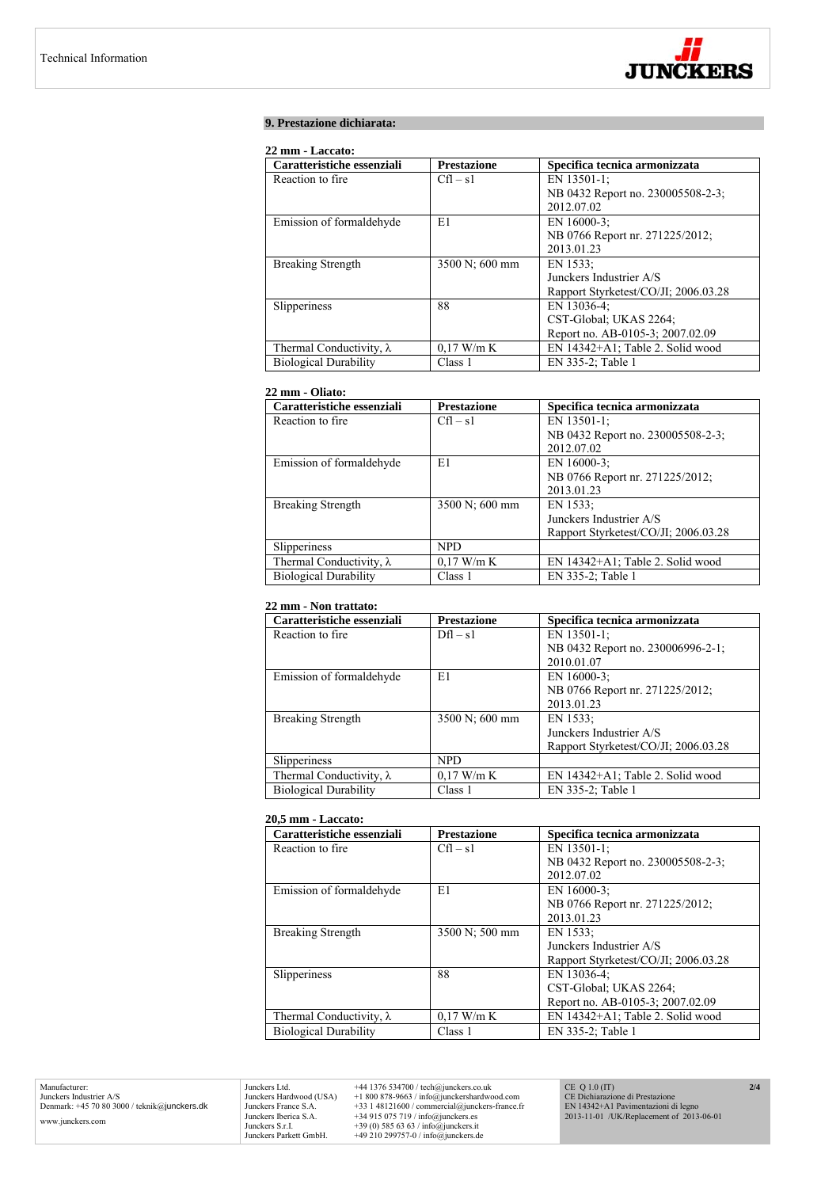## 9. Prestazione dichiarata:

**22 mm - Laccato:**

| Caratteristiche essenziali | Prestazione | Specifica tecnica armonizzata |
|---|---|---|
| Reaction to fire | Cfl – s1 | EN 13501-1; NB 0432 Report no. 230005508-2-3; 2012.07.02 |
| Emission of formaldehyde | E1 | EN 16000-3; NB 0766 Report nr. 271225/2012; 2013.01.23 |
| Breaking Strength | 3500 N; 600 mm | EN 1533; Junckers Industrier A/S Rapport Styrketest/CO/JI; 2006.03.28 |
| Slipperiness | 88 | EN 13036-4; CST-Global; UKAS 2264; Report no. AB-0105-3; 2007.02.09 |
| Thermal Conductivity, λ | 0,17 W/m K | EN 14342+A1; Table 2. Solid wood |
| Biological Durability | Class 1 | EN 335-2; Table 1 |

**22 mm - Oliato:**

| Caratteristiche essenziali | Prestazione | Specifica tecnica armonizzata |
|---|---|---|
| Reaction to fire | Cfl – s1 | EN 13501-1; NB 0432 Report no. 230005508-2-3; 2012.07.02 |
| Emission of formaldehyde | E1 | EN 16000-3; NB 0766 Report nr. 271225/2012; 2013.01.23 |
| Breaking Strength | 3500 N; 600 mm | EN 1533; Junckers Industrier A/S Rapport Styrketest/CO/JI; 2006.03.28 |
| Slipperiness | NPD | |
| Thermal Conductivity, λ | 0,17 W/m K | EN 14342+A1; Table 2. Solid wood |
| Biological Durability | Class 1 | EN 335-2; Table 1 |

**22 mm - Non trattato:**

| Caratteristiche essenziali | Prestazione | Specifica tecnica armonizzata |
|---|---|---|
| Reaction to fire | Dfl – s1 | EN 13501-1; NB 0432 Report no. 230006996-2-1; 2010.01.07 |
| Emission of formaldehyde | E1 | EN 16000-3; NB 0766 Report nr. 271225/2012; 2013.01.23 |
| Breaking Strength | 3500 N; 600 mm | EN 1533; Junckers Industrier A/S Rapport Styrketest/CO/JI; 2006.03.28 |
| Slipperiness | NPD | |
| Thermal Conductivity, λ | 0,17 W/m K | EN 14342+A1; Table 2. Solid wood |
| Biological Durability | Class 1 | EN 335-2; Table 1 |

**20,5 mm - Laccato:**

| Caratteristiche essenziali | Prestazione | Specifica tecnica armonizzata |
|---|---|---|
| Reaction to fire | Cfl – s1 | EN 13501-1; NB 0432 Report no. 230005508-2-3; 2012.07.02 |
| Emission of formaldehyde | E1 | EN 16000-3; NB 0766 Report nr. 271225/2012; 2013.01.23 |
| Breaking Strength | 3500 N; 500 mm | EN 1533; Junckers Industrier A/S Rapport Styrketest/CO/JI; 2006.03.28 |
| Slipperiness | 88 | EN 13036-4; CST-Global; UKAS 2264; Report no. AB-0105-3; 2007.02.09 |
| Thermal Conductivity, λ | 0,17 W/m K | EN 14342+A1; Table 2. Solid wood |
| Biological Durability | Class 1 | EN 335-2; Table 1 |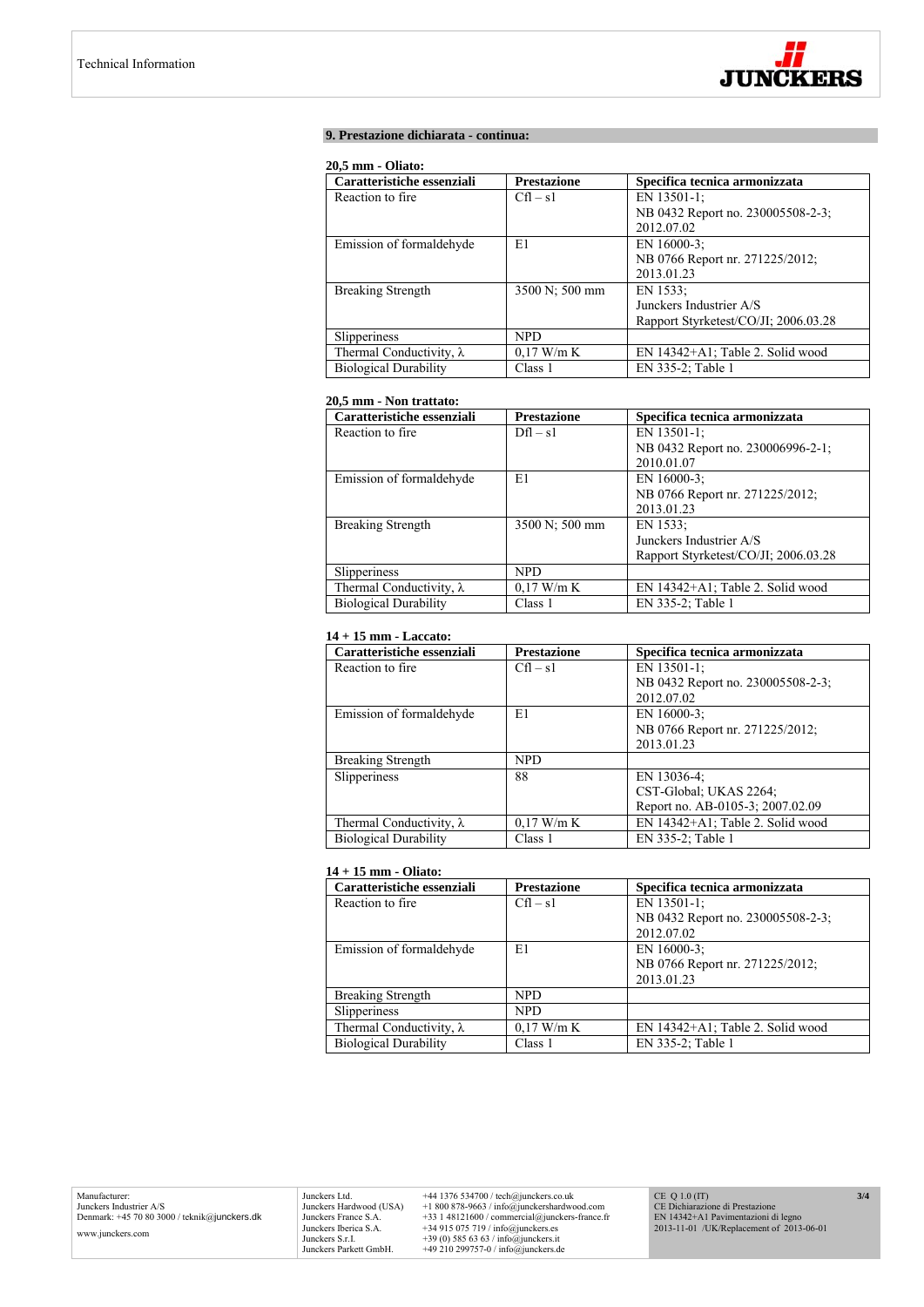## 9. Prestazione dichiarata - continua:

**20,5 mm - Oliato:**

| Caratteristiche essenziali | Prestazione | Specifica tecnica armonizzata |
|---|---|---|
| Reaction to fire | Cfl – s1 | EN 13501-1; NB 0432 Report no. 230005508-2-3; 2012.07.02 |
| Emission of formaldehyde | E1 | EN 16000-3; NB 0766 Report nr. 271225/2012; 2013.01.23 |
| Breaking Strength | 3500 N; 500 mm | EN 1533; Junckers Industrier A/S Rapport Styrketest/CO/JI; 2006.03.28 |
| Slipperiness | NPD | |
| Thermal Conductivity, λ | 0,17 W/m K | EN 14342+A1; Table 2. Solid wood |
| Biological Durability | Class 1 | EN 335-2; Table 1 |

**20,5 mm - Non trattato:**

| Caratteristiche essenziali | Prestazione | Specifica tecnica armonizzata |
|---|---|---|
| Reaction to fire | Dfl – s1 | EN 13501-1; NB 0432 Report no. 230006996-2-1; 2010.01.07 |
| Emission of formaldehyde | E1 | EN 16000-3; NB 0766 Report nr. 271225/2012; 2013.01.23 |
| Breaking Strength | 3500 N; 500 mm | EN 1533; Junckers Industrier A/S Rapport Styrketest/CO/JI; 2006.03.28 |
| Slipperiness | NPD | |
| Thermal Conductivity, λ | 0,17 W/m K | EN 14342+A1; Table 2. Solid wood |
| Biological Durability | Class 1 | EN 335-2; Table 1 |

**14 + 15 mm - Laccato:**

| Caratteristiche essenziali | Prestazione | Specifica tecnica armonizzata |
|---|---|---|
| Reaction to fire | Cfl – s1 | EN 13501-1; NB 0432 Report no. 230005508-2-3; 2012.07.02 |
| Emission of formaldehyde | E1 | EN 16000-3; NB 0766 Report nr. 271225/2012; 2013.01.23 |
| Breaking Strength | NPD | |
| Slipperiness | 88 | EN 13036-4; CST-Global; UKAS 2264; Report no. AB-0105-3; 2007.02.09 |
| Thermal Conductivity, λ | 0,17 W/m K | EN 14342+A1; Table 2. Solid wood |
| Biological Durability | Class 1 | EN 335-2; Table 1 |

**14 + 15 mm - Oliato:**

| Caratteristiche essenziali | Prestazione | Specifica tecnica armonizzata |
|---|---|---|
| Reaction to fire | Cfl – s1 | EN 13501-1; NB 0432 Report no. 230005508-2-3; 2012.07.02 |
| Emission of formaldehyde | E1 | EN 16000-3; NB 0766 Report nr. 271225/2012; 2013.01.23 |
| Breaking Strength | NPD | |
| Slipperiness | NPD | |
| Thermal Conductivity, λ | 0,17 W/m K | EN 14342+A1; Table 2. Solid wood |
| Biological Durability | Class 1 | EN 335-2; Table 1 |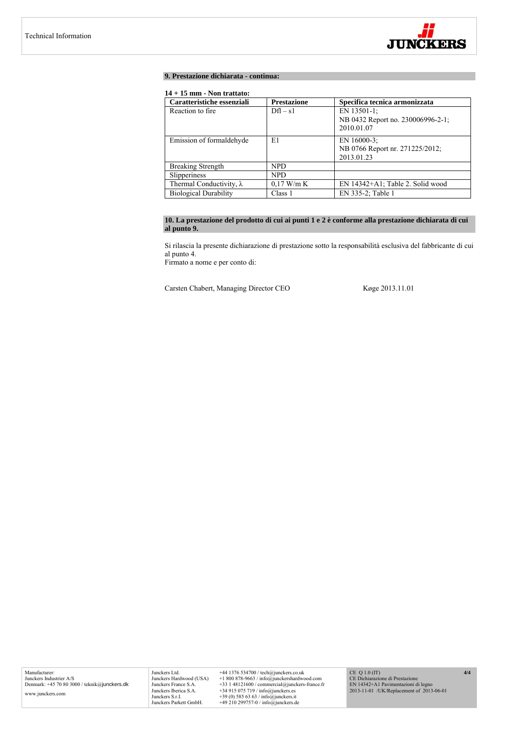## 9. Prestazione dichiarata - continua:

**14 + 15 mm - Non trattato:**

| Caratteristiche essenziali | Prestazione | Specifica tecnica armonizzata |
|---|---|---|
| Reaction to fire | Dfl – s1 | EN 13501-1; NB 0432 Report no. 230006996-2-1; 2010.01.07 |
| Emission of formaldehyde | E1 | EN 16000-3; NB 0766 Report nr. 271225/2012; 2013.01.23 |
| Breaking Strength | NPD | |
| Slipperiness | NPD | |
| Thermal Conductivity, λ | 0,17 W/m K | EN 14342+A1; Table 2. Solid wood |
| Biological Durability | Class 1 | EN 335-2; Table 1 |

## 10. La prestazione del prodotto di cui ai punti 1 e 2 è conforme alla prestazione dichiarata di cui al punto 9.

Si rilascia la presente dichiarazione di prestazione sotto la responsabilità esclusiva del fabbricante di cui al punto 4.
Firmato a nome e per conto di:

Carsten Chabert, Managing Director CEO     Køge 2013.11.01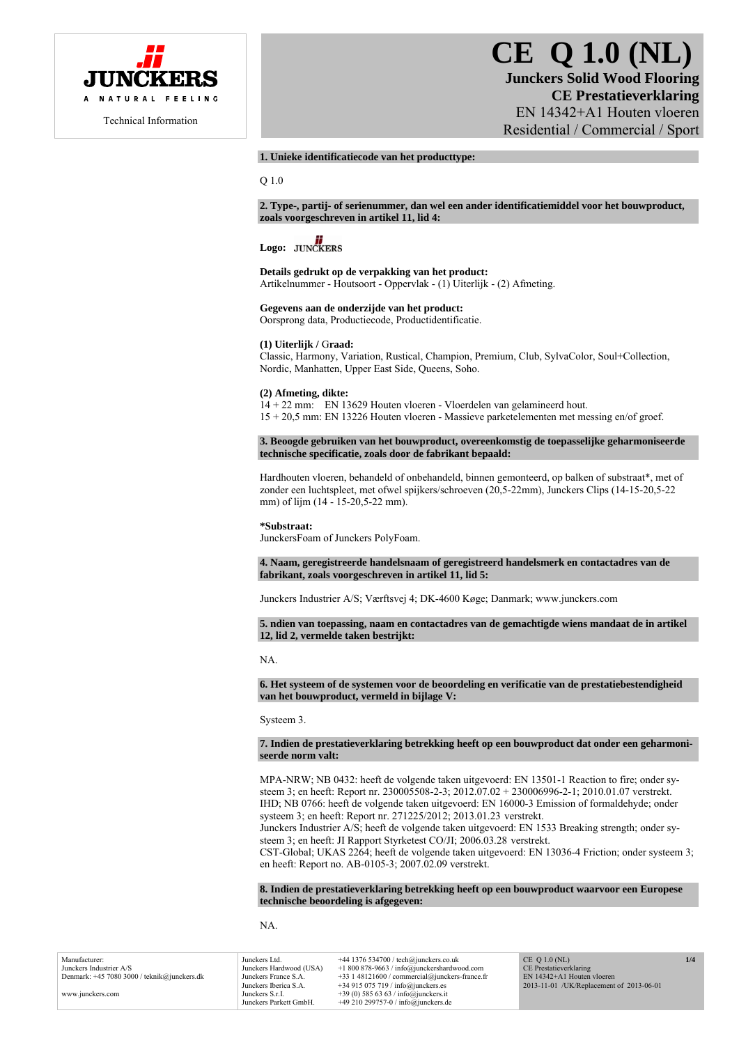JUNCKERS

A NATURAL FEELING

Technical Information

# CE Q 1.0 (NL)

**Junckers Solid Wood Flooring**
**CE Prestatieverklaring**
EN 14342+A1 Houten vloeren
Residential / Commercial / Sport

### 1. Unieke identificatiecode van het producttype:

Q 1.0

### 2. Type-, partij- of serienummer, dan wel een ander identificatiemiddel voor het bouwproduct, zoals voorgeschreven in artikel 11, lid 4:

**Logo:** JUNCKERS

**Details gedrukt op de verpakking van het product:**
Artikelnummer - Houtsoort - Oppervlak - (1) Uiterlijk - (2) Afmeting.

**Gegevens aan de onderzijde van het product:**
Oorsprong data, Productiecode, Productidentificatie.

**(1) Uiterlijk / Graad:**
Classic, Harmony, Variation, Rustical, Champion, Premium, Club, SylvaColor, Soul+Collection, Nordic, Manhatten, Upper East Side, Queens, Soho.

**(2) Afmeting, dikte:**
14 + 22 mm: EN 13629 Houten vloeren - Vloerdelen van gelamineerd hout.
15 + 20,5 mm: EN 13226 Houten vloeren - Massieve parketelementen met messing en/of groef.

### 3. Beoogde gebruiken van het bouwproduct, overeenkomstig de toepasselijke geharmoniseerde technische specificatie, zoals door de fabrikant bepaald:

Hardhouten vloeren, behandeld of onbehandeld, binnen gemonteerd, op balken of substraat*, met of zonder een luchtspleet, met ofwel spijkers/schroeven (20,5-22mm), Junckers Clips (14-15-20,5-22 mm) of lijm (14 - 15-20,5-22 mm).

**\*Substraat:**
JunckersFoam of Junckers PolyFoam.

### 4. Naam, geregistreerde handelsnaam of geregistreerd handelsmerk en contactadres van de fabrikant, zoals voorgeschreven in artikel 11, lid 5:

Junckers Industrier A/S; Værftsvej 4; DK-4600 Køge; Danmark; www.junckers.com

### 5. ndien van toepassing, naam en contactadres van de gemachtigde wiens mandaat de in artikel 12, lid 2, vermelde taken bestrijkt:

NA.

### 6. Het systeem of de systemen voor de beoordeling en verificatie van de prestatiebestendigheid van het bouwproduct, vermeld in bijlage V:

Systeem 3.

### 7. Indien de prestatieverklaring betrekking heeft op een bouwproduct dat onder een geharmoniseerde norm valt:

MPA-NRW; NB 0432: heeft de volgende taken uitgevoerd: EN 13501-1 Reaction to fire; onder systeem 3; en heeft: Report nr. 230005508-2-3; 2012.07.02 + 230006996-2-1; 2010.01.07 verstrekt.
IHD; NB 0766: heeft de volgende taken uitgevoerd: EN 16000-3 Emission of formaldehyde; onder systeem 3; en heeft: Report nr. 271225/2012; 2013.01.23 verstrekt.
Junckers Industrier A/S; heeft de volgende taken uitgevoerd: EN 1533 Breaking strength; onder systeem 3; en heeft: JI Rapport Styrketest CO/JI; 2006.03.28 verstrekt.
CST-Global; UKAS 2264; heeft de volgende taken uitgevoerd: EN 13036-4 Friction; onder systeem 3; en heeft: Report no. AB-0105-3; 2007.02.09 verstrekt.

### 8. Indien de prestatieverklaring betrekking heeft op een bouwproduct waarvoor een Europese technische beoordeling is afgegeven:

NA.

Manufacturer:
Junckers Industrier A/S
Denmark: +45 7080 3000 / teknik@junckers.dk

www.junckers.com

| | |
|---|---|
| Junckers Ltd. | +44 1376 534700 / tech@junckers.co.uk |
| Junckers Hardwood (USA) | +1 800 878-9663 / info@junckershardwood.com |
| Junckers France S.A. | +33 1 48121600 / commercial@junckers-france.fr |
| Junckers Iberica S.A. | +34 915 075 719 / info@junckers.es |
| Junckers S.r.l. | +39 (0) 585 63 63 / info@junckers.it |
| Junckers Parkett GmbH. | +49 210 299757-0 / info@junckers.de |

CE Q 1.0 (NL)
CE Prestatieverklaring
EN 14342+A1 Houten vloeren
2013-11-01 /UK/Replacement of 2013-06-01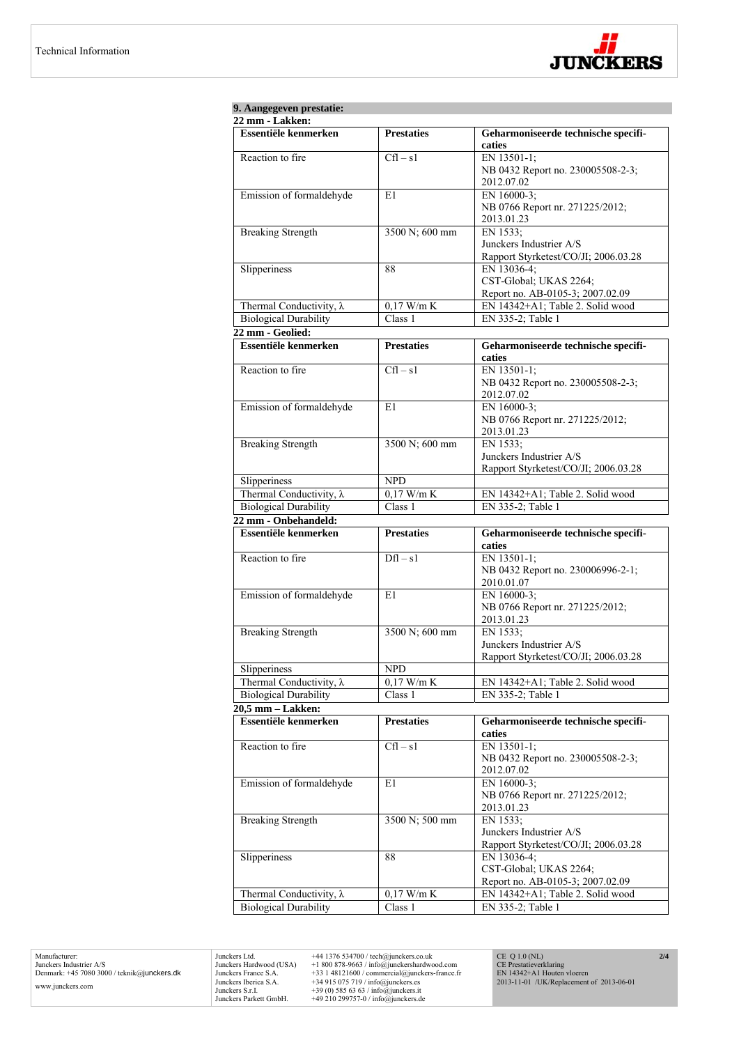## 9. Aangegeven prestatie:

### 22 mm - Lakken:

| Essentiële kenmerken | Prestaties | Geharmoniseerde technische specifi-caties |
|---|---|---|
| Reaction to fire | Cfl – s1 | EN 13501-1; NB 0432 Report no. 230005508-2-3; 2012.07.02 |
| Emission of formaldehyde | E1 | EN 16000-3; NB 0766 Report nr. 271225/2012; 2013.01.23 |
| Breaking Strength | 3500 N; 600 mm | EN 1533; Junckers Industrier A/S Rapport Styrketest/CO/JI; 2006.03.28 |
| Slipperiness | 88 | EN 13036-4; CST-Global; UKAS 2264; Report no. AB-0105-3; 2007.02.09 |
| Thermal Conductivity, λ | 0,17 W/m K | EN 14342+A1; Table 2. Solid wood |
| Biological Durability | Class 1 | EN 335-2; Table 1 |

### 22 mm - Geolied:

| Essentiële kenmerken | Prestaties | Geharmoniseerde technische specifi-caties |
|---|---|---|
| Reaction to fire | Cfl – s1 | EN 13501-1; NB 0432 Report no. 230005508-2-3; 2012.07.02 |
| Emission of formaldehyde | E1 | EN 16000-3; NB 0766 Report nr. 271225/2012; 2013.01.23 |
| Breaking Strength | 3500 N; 600 mm | EN 1533; Junckers Industrier A/S Rapport Styrketest/CO/JI; 2006.03.28 |
| Slipperiness | NPD | |
| Thermal Conductivity, λ | 0,17 W/m K | EN 14342+A1; Table 2. Solid wood |
| Biological Durability | Class 1 | EN 335-2; Table 1 |

### 22 mm - Onbehandeld:

| Essentiële kenmerken | Prestaties | Geharmoniseerde technische specifi-caties |
|---|---|---|
| Reaction to fire | Dfl – s1 | EN 13501-1; NB 0432 Report no. 230006996-2-1; 2010.01.07 |
| Emission of formaldehyde | E1 | EN 16000-3; NB 0766 Report nr. 271225/2012; 2013.01.23 |
| Breaking Strength | 3500 N; 600 mm | EN 1533; Junckers Industrier A/S Rapport Styrketest/CO/JI; 2006.03.28 |
| Slipperiness | NPD | |
| Thermal Conductivity, λ | 0,17 W/m K | EN 14342+A1; Table 2. Solid wood |
| Biological Durability | Class 1 | EN 335-2; Table 1 |

### 20,5 mm – Lakken:

| Essentiële kenmerken | Prestaties | Geharmoniseerde technische specifi-caties |
|---|---|---|
| Reaction to fire | Cfl – s1 | EN 13501-1; NB 0432 Report no. 230005508-2-3; 2012.07.02 |
| Emission of formaldehyde | E1 | EN 16000-3; NB 0766 Report nr. 271225/2012; 2013.01.23 |
| Breaking Strength | 3500 N; 500 mm | EN 1533; Junckers Industrier A/S Rapport Styrketest/CO/JI; 2006.03.28 |
| Slipperiness | 88 | EN 13036-4; CST-Global; UKAS 2264; Report no. AB-0105-3; 2007.02.09 |
| Thermal Conductivity, λ | 0,17 W/m K | EN 14342+A1; Table 2. Solid wood |
| Biological Durability | Class 1 | EN 335-2; Table 1 |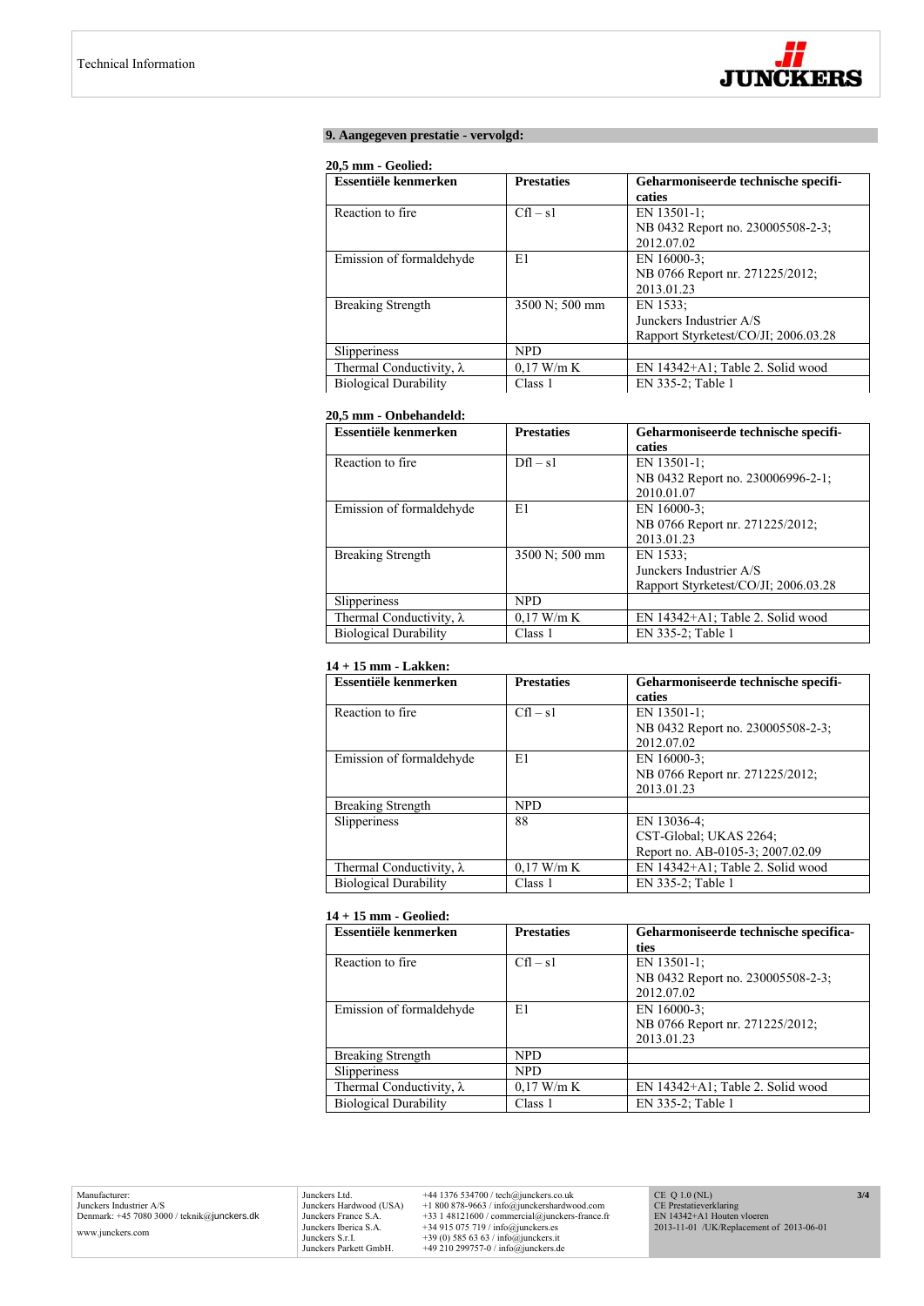## 9. Aangegeven prestatie - vervolgd:

**20,5 mm - Geolied:**

| Essentiële kenmerken | Prestaties | Geharmoniseerde technische specificaties |
|---|---|---|
| Reaction to fire | Cfl – s1 | EN 13501-1; NB 0432 Report no. 230005508-2-3; 2012.07.02 |
| Emission of formaldehyde | E1 | EN 16000-3; NB 0766 Report nr. 271225/2012; 2013.01.23 |
| Breaking Strength | 3500 N; 500 mm | EN 1533; Junckers Industrier A/S Rapport Styrketest/CO/JI; 2006.03.28 |
| Slipperiness | NPD | |
| Thermal Conductivity, λ | 0,17 W/m K | EN 14342+A1; Table 2. Solid wood |
| Biological Durability | Class 1 | EN 335-2; Table 1 |

**20,5 mm - Onbehandeld:**

| Essentiële kenmerken | Prestaties | Geharmoniseerde technische specificaties |
|---|---|---|
| Reaction to fire | Dfl – s1 | EN 13501-1; NB 0432 Report no. 230006996-2-1; 2010.01.07 |
| Emission of formaldehyde | E1 | EN 16000-3; NB 0766 Report nr. 271225/2012; 2013.01.23 |
| Breaking Strength | 3500 N; 500 mm | EN 1533; Junckers Industrier A/S Rapport Styrketest/CO/JI; 2006.03.28 |
| Slipperiness | NPD | |
| Thermal Conductivity, λ | 0,17 W/m K | EN 14342+A1; Table 2. Solid wood |
| Biological Durability | Class 1 | EN 335-2; Table 1 |

**14 + 15 mm - Lakken:**

| Essentiële kenmerken | Prestaties | Geharmoniseerde technische specificaties |
|---|---|---|
| Reaction to fire | Cfl – s1 | EN 13501-1; NB 0432 Report no. 230005508-2-3; 2012.07.02 |
| Emission of formaldehyde | E1 | EN 16000-3; NB 0766 Report nr. 271225/2012; 2013.01.23 |
| Breaking Strength | NPD | |
| Slipperiness | 88 | EN 13036-4; CST-Global; UKAS 2264; Report no. AB-0105-3; 2007.02.09 |
| Thermal Conductivity, λ | 0,17 W/m K | EN 14342+A1; Table 2. Solid wood |
| Biological Durability | Class 1 | EN 335-2; Table 1 |

**14 + 15 mm - Geolied:**

| Essentiële kenmerken | Prestaties | Geharmoniseerde technische specificaties |
|---|---|---|
| Reaction to fire | Cfl – s1 | EN 13501-1; NB 0432 Report no. 230005508-2-3; 2012.07.02 |
| Emission of formaldehyde | E1 | EN 16000-3; NB 0766 Report nr. 271225/2012; 2013.01.23 |
| Breaking Strength | NPD | |
| Slipperiness | NPD | |
| Thermal Conductivity, λ | 0,17 W/m K | EN 14342+A1; Table 2. Solid wood |
| Biological Durability | Class 1 | EN 335-2; Table 1 |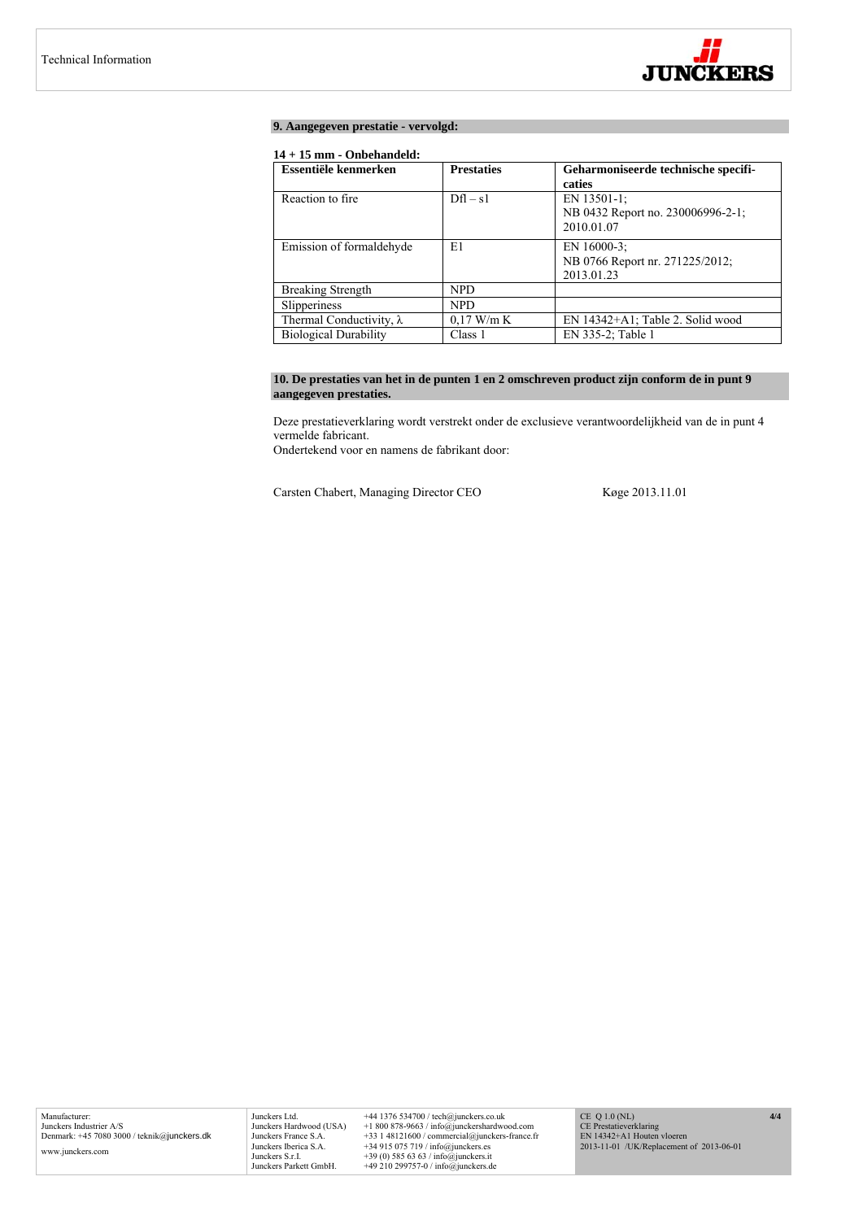## 9. Aangegeven prestatie - vervolgd:

**14 + 15 mm - Onbehandeld:**

| Essentiële kenmerken | Prestaties | Geharmoniseerde technische specificaties |
|---|---|---|
| Reaction to fire | Dfl – s1 | EN 13501-1; NB 0432 Report no. 230006996-2-1; 2010.01.07 |
| Emission of formaldehyde | E1 | EN 16000-3; NB 0766 Report nr. 271225/2012; 2013.01.23 |
| Breaking Strength | NPD | |
| Slipperiness | NPD | |
| Thermal Conductivity, λ | 0,17 W/m K | EN 14342+A1; Table 2. Solid wood |
| Biological Durability | Class 1 | EN 335-2; Table 1 |

## 10. De prestaties van het in de punten 1 en 2 omschreven product zijn conform de in punt 9 aangegeven prestaties.

Deze prestatieverklaring wordt verstrekt onder de exclusieve verantwoordelijkheid van de in punt 4 vermelde fabricant.
Ondertekend voor en namens de fabrikant door:

Carsten Chabert, Managing Director CEO — Køge 2013.11.01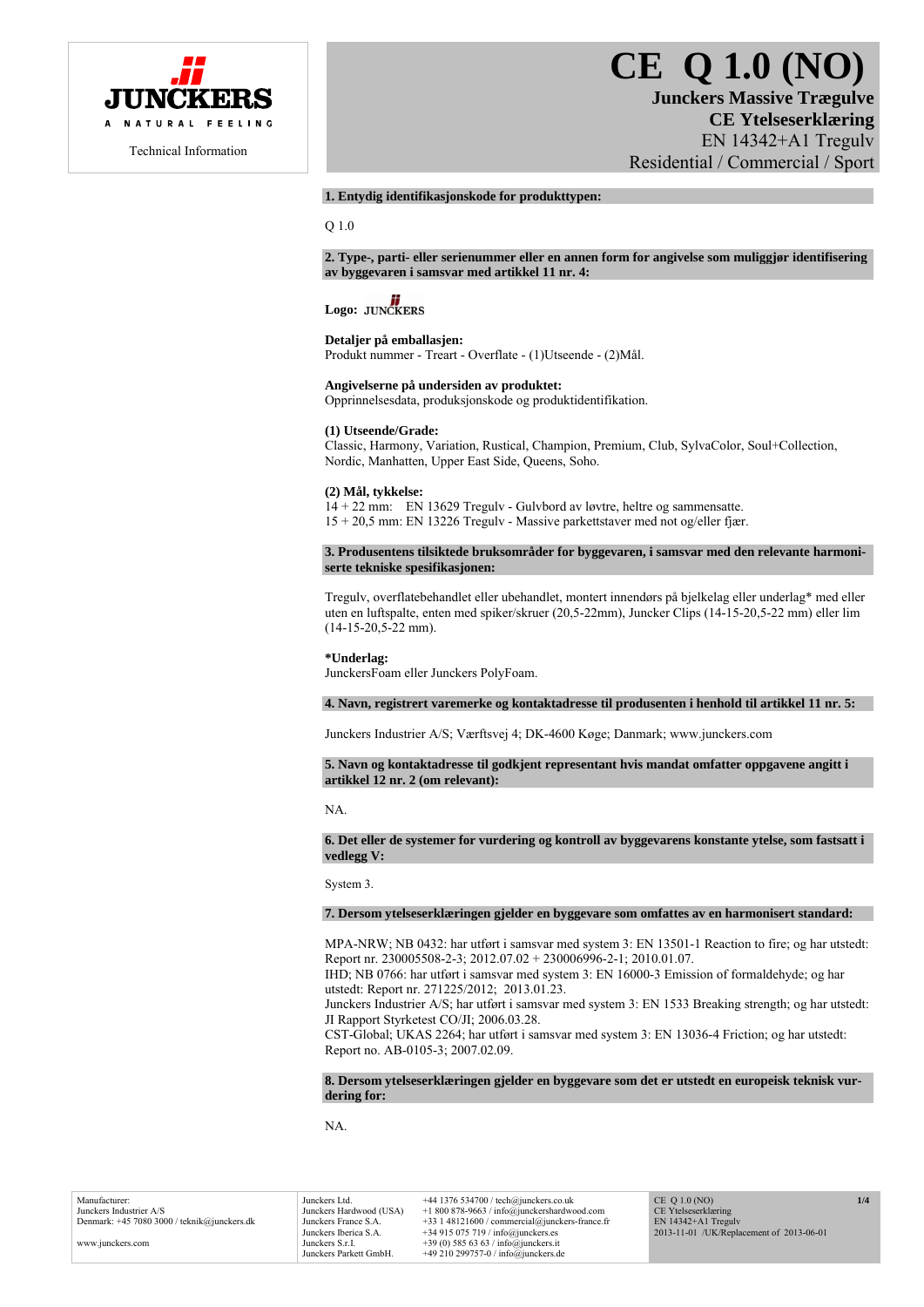JUNCKERS

A NATURAL FEELING

Technical Information

# CE Q 1.0 (NO)

**Junckers Massive Trægulve**

**CE Ytelseserklæring**

EN 14342+A1 Tregulv

Residential / Commercial / Sport

**1. Entydig identifikasjonskode for produkttypen:**

Q 1.0

**2. Type-, parti- eller serienummer eller en annen form for angivelse som muliggjør identifisering av byggevaren i samsvar med artikkel 11 nr. 4:**

**Logo:** JUNCKERS

**Detaljer på emballasjen:**
Produkt nummer - Treart - Overflate - (1)Utseende - (2)Mål.

**Angivelserne på undersiden av produktet:**
Opprinnelsesdata, produksjonskode og produktidentifikation.

**(1) Utseende/Grade:**
Classic, Harmony, Variation, Rustical, Champion, Premium, Club, SylvaColor, Soul+Collection, Nordic, Manhatten, Upper East Side, Queens, Soho.

**(2) Mål, tykkelse:**
14 + 22 mm: EN 13629 Tregulv - Gulvbord av løvtre, heltre og sammensatte.
15 + 20,5 mm: EN 13226 Tregulv - Massive parkettstaver med not og/eller fjær.

**3. Produsentens tilsiktede bruksområder for byggevaren, i samsvar med den relevante harmoniserte tekniske spesifikasjonen:**

Tregulv, overflatebehandlet eller ubehandlet, montert innendørs på bjelkelag eller underlag* med eller uten en luftspalte, enten med spiker/skruer (20,5-22mm), Juncker Clips (14-15-20,5-22 mm) eller lim (14-15-20,5-22 mm).

**\*Underlag:**
JunckersFoam eller Junckers PolyFoam.

**4. Navn, registrert varemerke og kontaktadresse til produsenten i henhold til artikkel 11 nr. 5:**

Junckers Industrier A/S; Værftsvej 4; DK-4600 Køge; Danmark; www.junckers.com

**5. Navn og kontaktadresse til godkjent representant hvis mandat omfatter oppgavene angitt i artikkel 12 nr. 2 (om relevant):**

NA.

**6. Det eller de systemer for vurdering og kontroll av byggevarens konstante ytelse, som fastsatt i vedlegg V:**

System 3.

**7. Dersom ytelseserklæringen gjelder en byggevare som omfattes av en harmonisert standard:**

MPA-NRW; NB 0432: har utført i samsvar med system 3: EN 13501-1 Reaction to fire; og har utstedt: Report nr. 230005508-2-3; 2012.07.02 + 230006996-2-1; 2010.01.07.
IHD; NB 0766: har utført i samsvar med system 3: EN 16000-3 Emission of formaldehyde; og har utstedt: Report nr. 271225/2012; 2013.01.23.
Junckers Industrier A/S; har utført i samsvar med system 3: EN 1533 Breaking strength; og har utstedt: JI Rapport Styrketest CO/JI; 2006.03.28.
CST-Global; UKAS 2264; har utført i samsvar med system 3: EN 13036-4 Friction; og har utstedt: Report no. AB-0105-3; 2007.02.09.

**8. Dersom ytelseserklæringen gjelder en byggevare som det er utstedt en europeisk teknisk vurdering for:**

NA.

Manufacturer:
Junckers Industrier A/S
Denmark: +45 7080 3000 / teknik@junckers.dk

www.junckers.com

| | |
|---|---|
| Junckers Ltd. | +44 1376 534700 / tech@junckers.co.uk |
| Junckers Hardwood (USA) | +1 800 878-9663 / info@junckershardwood.com |
| Junckers France S.A. | +33 1 48121600 / commercial@junckers-france.fr |
| Junckers Iberica S.A. | +34 915 075 719 / info@junckers.es |
| Junckers S.r.l. | +39 (0) 585 63 63 / info@junckers.it |
| Junckers Parkett GmbH. | +49 210 299757-0 / info@junckers.de |

CE Q 1.0 (NO)
CE Ytelseserklæring
EN 14342+A1 Tregulv
2013-11-01 /UK/Replacement of 2013-06-01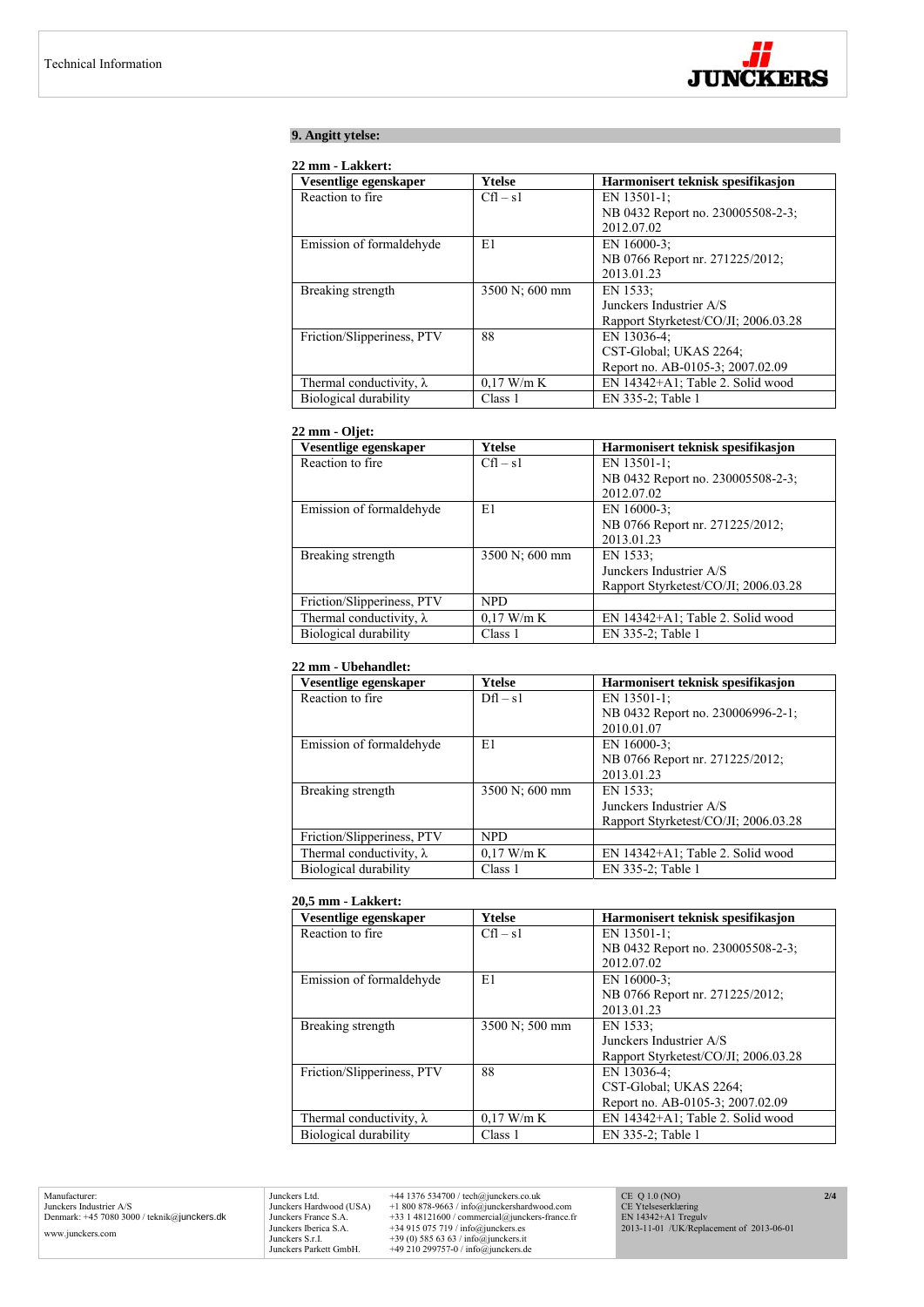## 9. Angitt ytelse:

**22 mm - Lakkert:**

| Vesentlige egenskaper | Ytelse | Harmonisert teknisk spesifikasjon |
|---|---|---|
| Reaction to fire | Cfl – s1 | EN 13501-1; NB 0432 Report no. 230005508-2-3; 2012.07.02 |
| Emission of formaldehyde | E1 | EN 16000-3; NB 0766 Report nr. 271225/2012; 2013.01.23 |
| Breaking strength | 3500 N; 600 mm | EN 1533; Junckers Industrier A/S Rapport Styrketest/CO/JI; 2006.03.28 |
| Friction/Slipperiness, PTV | 88 | EN 13036-4; CST-Global; UKAS 2264; Report no. AB-0105-3; 2007.02.09 |
| Thermal conductivity, λ | 0,17 W/m K | EN 14342+A1; Table 2. Solid wood |
| Biological durability | Class 1 | EN 335-2; Table 1 |

**22 mm - Oljet:**

| Vesentlige egenskaper | Ytelse | Harmonisert teknisk spesifikasjon |
|---|---|---|
| Reaction to fire | Cfl – s1 | EN 13501-1; NB 0432 Report no. 230005508-2-3; 2012.07.02 |
| Emission of formaldehyde | E1 | EN 16000-3; NB 0766 Report nr. 271225/2012; 2013.01.23 |
| Breaking strength | 3500 N; 600 mm | EN 1533; Junckers Industrier A/S Rapport Styrketest/CO/JI; 2006.03.28 |
| Friction/Slipperiness, PTV | NPD | |
| Thermal conductivity, λ | 0,17 W/m K | EN 14342+A1; Table 2. Solid wood |
| Biological durability | Class 1 | EN 335-2; Table 1 |

**22 mm - Ubehandlet:**

| Vesentlige egenskaper | Ytelse | Harmonisert teknisk spesifikasjon |
|---|---|---|
| Reaction to fire | Dfl – s1 | EN 13501-1; NB 0432 Report no. 230006996-2-1; 2010.01.07 |
| Emission of formaldehyde | E1 | EN 16000-3; NB 0766 Report nr. 271225/2012; 2013.01.23 |
| Breaking strength | 3500 N; 600 mm | EN 1533; Junckers Industrier A/S Rapport Styrketest/CO/JI; 2006.03.28 |
| Friction/Slipperiness, PTV | NPD | |
| Thermal conductivity, λ | 0,17 W/m K | EN 14342+A1; Table 2. Solid wood |
| Biological durability | Class 1 | EN 335-2; Table 1 |

**20,5 mm - Lakkert:**

| Vesentlige egenskaper | Ytelse | Harmonisert teknisk spesifikasjon |
|---|---|---|
| Reaction to fire | Cfl – s1 | EN 13501-1; NB 0432 Report no. 230005508-2-3; 2012.07.02 |
| Emission of formaldehyde | E1 | EN 16000-3; NB 0766 Report nr. 271225/2012; 2013.01.23 |
| Breaking strength | 3500 N; 500 mm | EN 1533; Junckers Industrier A/S Rapport Styrketest/CO/JI; 2006.03.28 |
| Friction/Slipperiness, PTV | 88 | EN 13036-4; CST-Global; UKAS 2264; Report no. AB-0105-3; 2007.02.09 |
| Thermal conductivity, λ | 0,17 W/m K | EN 14342+A1; Table 2. Solid wood |
| Biological durability | Class 1 | EN 335-2; Table 1 |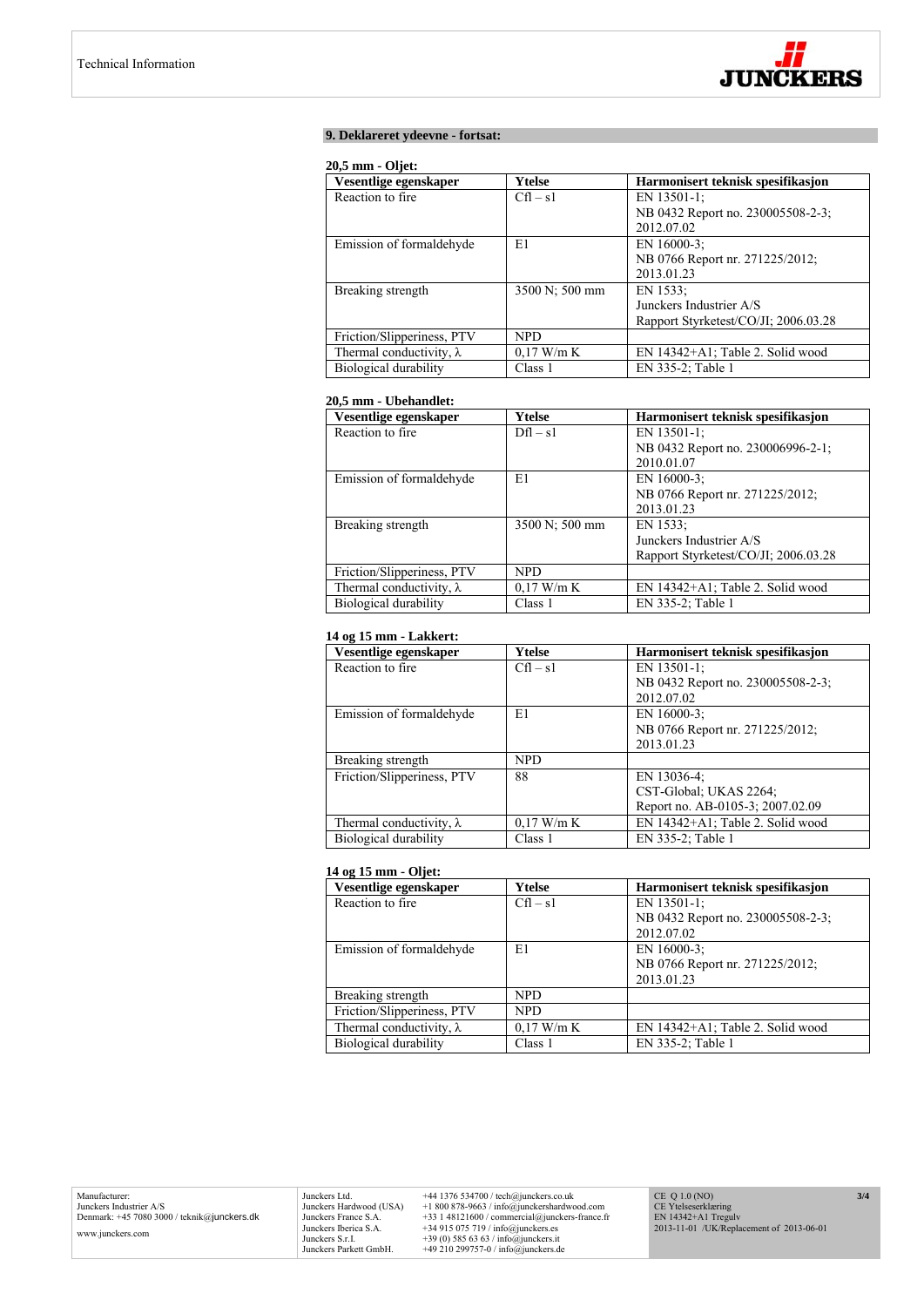## 9. Deklareret ydeevne - fortsat:

**20,5 mm - Oljet:**

| Vesentlige egenskaper | Ytelse | Harmonisert teknisk spesifikasjon |
|---|---|---|
| Reaction to fire | Cfl – s1 | EN 13501-1; NB 0432 Report no. 230005508-2-3; 2012.07.02 |
| Emission of formaldehyde | E1 | EN 16000-3; NB 0766 Report nr. 271225/2012; 2013.01.23 |
| Breaking strength | 3500 N; 500 mm | EN 1533; Junckers Industrier A/S Rapport Styrketest/CO/JI; 2006.03.28 |
| Friction/Slipperiness, PTV | NPD | |
| Thermal conductivity, λ | 0,17 W/m K | EN 14342+A1; Table 2. Solid wood |
| Biological durability | Class 1 | EN 335-2; Table 1 |

**20,5 mm - Ubehandlet:**

| Vesentlige egenskaper | Ytelse | Harmonisert teknisk spesifikasjon |
|---|---|---|
| Reaction to fire | Dfl – s1 | EN 13501-1; NB 0432 Report no. 230006996-2-1; 2010.01.07 |
| Emission of formaldehyde | E1 | EN 16000-3; NB 0766 Report nr. 271225/2012; 2013.01.23 |
| Breaking strength | 3500 N; 500 mm | EN 1533; Junckers Industrier A/S Rapport Styrketest/CO/JI; 2006.03.28 |
| Friction/Slipperiness, PTV | NPD | |
| Thermal conductivity, λ | 0,17 W/m K | EN 14342+A1; Table 2. Solid wood |
| Biological durability | Class 1 | EN 335-2; Table 1 |

**14 og 15 mm - Lakkert:**

| Vesentlige egenskaper | Ytelse | Harmonisert teknisk spesifikasjon |
|---|---|---|
| Reaction to fire | Cfl – s1 | EN 13501-1; NB 0432 Report no. 230005508-2-3; 2012.07.02 |
| Emission of formaldehyde | E1 | EN 16000-3; NB 0766 Report nr. 271225/2012; 2013.01.23 |
| Breaking strength | NPD | |
| Friction/Slipperiness, PTV | 88 | EN 13036-4; CST-Global; UKAS 2264; Report no. AB-0105-3; 2007.02.09 |
| Thermal conductivity, λ | 0,17 W/m K | EN 14342+A1; Table 2. Solid wood |
| Biological durability | Class 1 | EN 335-2; Table 1 |

**14 og 15 mm - Oljet:**

| Vesentlige egenskaper | Ytelse | Harmonisert teknisk spesifikasjon |
|---|---|---|
| Reaction to fire | Cfl – s1 | EN 13501-1; NB 0432 Report no. 230005508-2-3; 2012.07.02 |
| Emission of formaldehyde | E1 | EN 16000-3; NB 0766 Report nr. 271225/2012; 2013.01.23 |
| Breaking strength | NPD | |
| Friction/Slipperiness, PTV | NPD | |
| Thermal conductivity, λ | 0,17 W/m K | EN 14342+A1; Table 2. Solid wood |
| Biological durability | Class 1 | EN 335-2; Table 1 |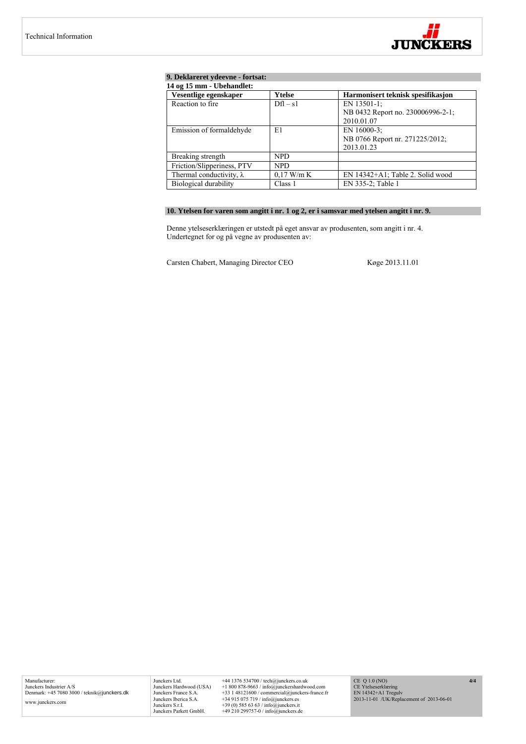## 9. Deklareret ydeevne - fortsat:

**14 og 15 mm - Ubehandlet:**

| Vesentlige egenskaper | Ytelse | Harmonisert teknisk spesifikasjon |
|---|---|---|
| Reaction to fire | Dfl – s1 | EN 13501-1; NB 0432 Report no. 230006996-2-1; 2010.01.07 |
| Emission of formaldehyde | E1 | EN 16000-3; NB 0766 Report nr. 271225/2012; 2013.01.23 |
| Breaking strength | NPD | |
| Friction/Slipperiness, PTV | NPD | |
| Thermal conductivity, $\lambda$ | 0,17 W/m K | EN 14342+A1; Table 2. Solid wood |
| Biological durability | Class 1 | EN 335-2; Table 1 |

## 10. Ytelsen for varen som angitt i nr. 1 og 2, er i samsvar med ytelsen angitt i nr. 9.

Denne ytelseserklæringen er utstedt på eget ansvar av produsenten, som angitt i nr. 4.
Undertegnet for og på vegne av produsenten av:

Carsten Chabert, Managing Director CEO

Køge 2013.11.01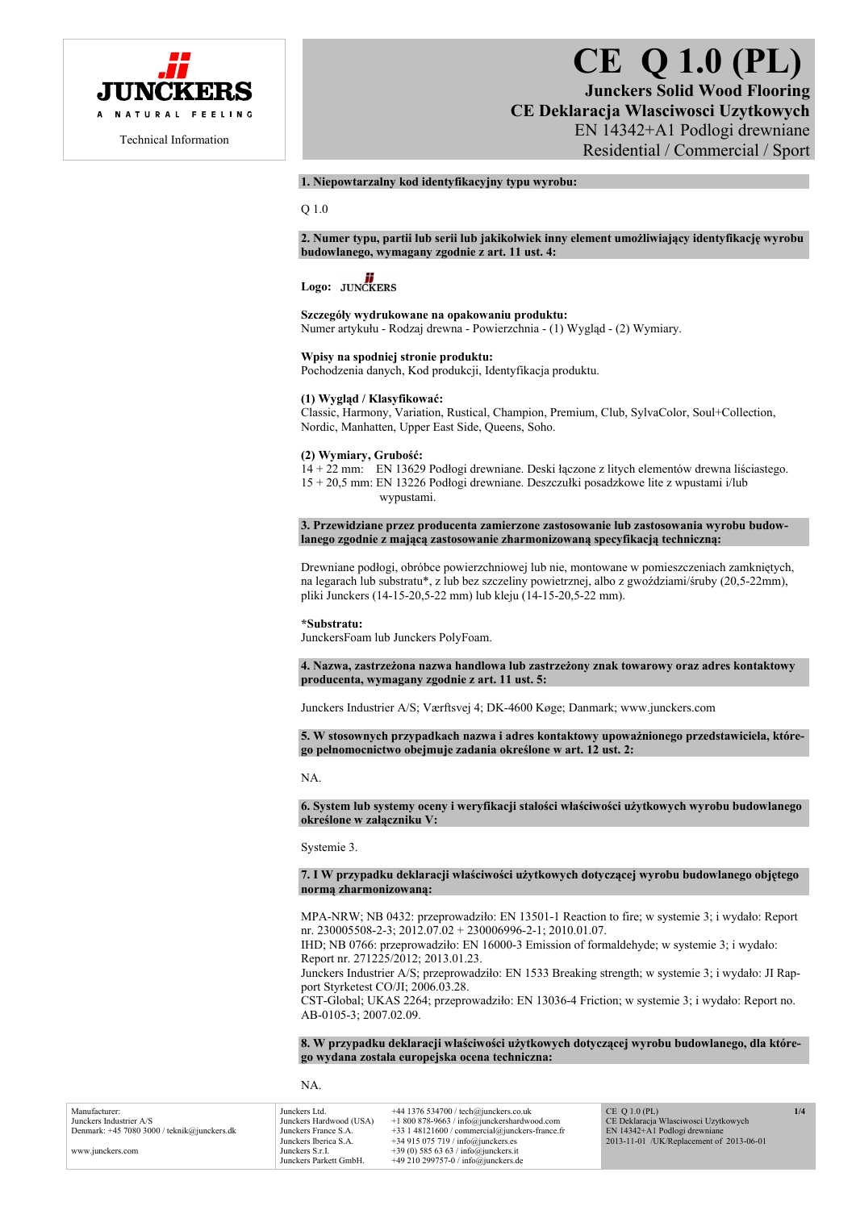JUNCKERS

A NATURAL FEELING

Technical Information

# CE Q 1.0 (PL)

**Junckers Solid Wood Flooring**

**CE Deklaracja Wlasciwosci Uzytkowych**

EN 14342+A1 Podlogi drewniane

Residential / Commercial / Sport

**1. Niepowtarzalny kod identyfikacyjny typu wyrobu:**

Q 1.0

**2. Numer typu, partii lub serii lub jakikolwiek inny element umożliwiający identyfikację wyrobu budowlanego, wymagany zgodnie z art. 11 ust. 4:**

**Logo:** JUNCKERS

**Szczegóły wydrukowane na opakowaniu produktu:**
Numer artykułu - Rodzaj drewna - Powierzchnia - (1) Wygląd - (2) Wymiary.

**Wpisy na spodniej stronie produktu:**
Pochodzenia danych, Kod produkcji, Identyfikacja produktu.

**(1) Wygląd / Klasyfikować:**
Classic, Harmony, Variation, Rustical, Champion, Premium, Club, SylvaColor, Soul+Collection, Nordic, Manhatten, Upper East Side, Queens, Soho.

**(2) Wymiary, Grubość:**
14 + 22 mm: EN 13629 Podłogi drewniane. Deski łączone z litych elementów drewna liściastego.
15 + 20,5 mm: EN 13226 Podłogi drewniane. Deszczułki posadzkowe lite z wpustami i/lub wypustami.

**3. Przewidziane przez producenta zamierzone zastosowanie lub zastosowania wyrobu budowlanego zgodnie z mającą zastosowanie zharmonizowaną specyfikacją techniczną:**

Drewniane podłogi, obróbce powierzchniowej lub nie, montowane w pomieszczeniach zamkniętych, na legarach lub substratu*, z lub bez szczeliny powietrznej, albo z gwoździami/śruby (20,5-22mm), pliki Junckers (14-15-20,5-22 mm) lub kleju (14-15-20,5-22 mm).

**\*Substratu:**
JunckersFoam lub Junckers PolyFoam.

**4. Nazwa, zastrzeżona nazwa handlowa lub zastrzeżony znak towarowy oraz adres kontaktowy producenta, wymagany zgodnie z art. 11 ust. 5:**

Junckers Industrier A/S; Værftsvej 4; DK-4600 Køge; Danmark; www.junckers.com

**5. W stosownych przypadkach nazwa i adres kontaktowy upoważnionego przedstawiciela, którego pełnomocnictwo obejmuje zadania określone w art. 12 ust. 2:**

NA.

**6. System lub systemy oceny i weryfikacji stałości właściwości użytkowych wyrobu budowlanego określone w załączniku V:**

Systemie 3.

**7. I W przypadku deklaracji właściwości użytkowych dotyczącej wyrobu budowlanego objętego normą zharmonizowaną:**

MPA-NRW; NB 0432: przeprowadziło: EN 13501-1 Reaction to fire; w systemie 3; i wydało: Report nr. 230005508-2-3; 2012.07.02 + 230006996-2-1; 2010.01.07.
IHD; NB 0766: przeprowadziło: EN 16000-3 Emission of formaldehyde; w systemie 3; i wydało: Report nr. 271225/2012; 2013.01.23.
Junckers Industrier A/S; przeprowadziło: EN 1533 Breaking strength; w systemie 3; i wydało: JI Rapport Styrketest CO/JI; 2006.03.28.
CST-Global; UKAS 2264; przeprowadziło: EN 13036-4 Friction; w systemie 3; i wydało: Report no. AB-0105-3; 2007.02.09.

**8. W przypadku deklaracji właściwości użytkowych dotyczącej wyrobu budowlanego, dla którego wydana została europejska ocena techniczna:**

NA.

Manufacturer:
Junckers Industrier A/S
Denmark: +45 7080 3000 / teknik@junckers.dk

www.junckers.com

| | |
|---|---|
| Junckers Ltd. | +44 1376 534700 / tech@junckers.co.uk |
| Junckers Hardwood (USA) | +1 800 878-9663 / info@junckershardwood.com |
| Junckers France S.A. | +33 1 48121600 / commercial@junckers-france.fr |
| Junckers Iberica S.A. | +34 915 075 719 / info@junckers.es |
| Junckers S.r.l. | +39 (0) 585 63 63 / info@junckers.it |
| Junckers Parkett GmbH. | +49 210 299757-0 / info@junckers.de |

CE Q 1.0 (PL)
CE Deklaracja Wlasciwosci Uzytkowych
EN 14342+A1 Podlogi drewniane
2013-11-01 /UK/Replacement of 2013-06-01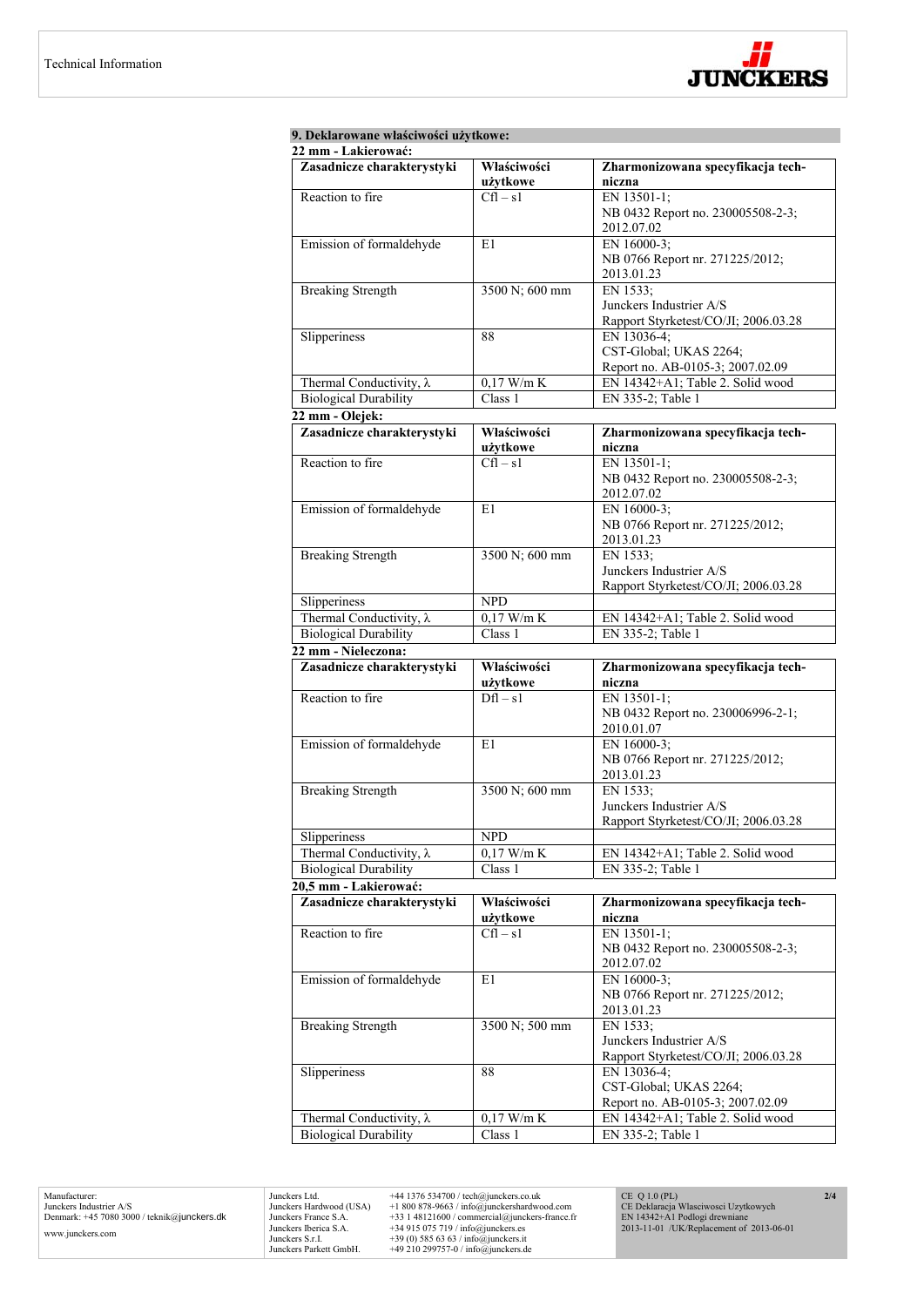## 9. Deklarowane właściwości użytkowe:

**22 mm - Lakierować:**

| Zasadnicze charakterystyki | Właściwości użytkowe | Zharmonizowana specyfikacja techniczna |
|---|---|---|
| Reaction to fire | Cfl – s1 | EN 13501-1; NB 0432 Report no. 230005508-2-3; 2012.07.02 |
| Emission of formaldehyde | E1 | EN 16000-3; NB 0766 Report nr. 271225/2012; 2013.01.23 |
| Breaking Strength | 3500 N; 600 mm | EN 1533; Junckers Industrier A/S Rapport Styrketest/CO/JI; 2006.03.28 |
| Slipperiness | 88 | EN 13036-4; CST-Global; UKAS 2264; Report no. AB-0105-3; 2007.02.09 |
| Thermal Conductivity, λ | 0,17 W/m K | EN 14342+A1; Table 2. Solid wood |
| Biological Durability | Class 1 | EN 335-2; Table 1 |

**22 mm - Olejek:**

| Zasadnicze charakterystyki | Właściwości użytkowe | Zharmonizowana specyfikacja techniczna |
|---|---|---|
| Reaction to fire | Cfl – s1 | EN 13501-1; NB 0432 Report no. 230005508-2-3; 2012.07.02 |
| Emission of formaldehyde | E1 | EN 16000-3; NB 0766 Report nr. 271225/2012; 2013.01.23 |
| Breaking Strength | 3500 N; 600 mm | EN 1533; Junckers Industrier A/S Rapport Styrketest/CO/JI; 2006.03.28 |
| Slipperiness | NPD | |
| Thermal Conductivity, λ | 0,17 W/m K | EN 14342+A1; Table 2. Solid wood |
| Biological Durability | Class 1 | EN 335-2; Table 1 |

**22 mm - Nieleczona:**

| Zasadnicze charakterystyki | Właściwości użytkowe | Zharmonizowana specyfikacja techniczna |
|---|---|---|
| Reaction to fire | Dfl – s1 | EN 13501-1; NB 0432 Report no. 230006996-2-1; 2010.01.07 |
| Emission of formaldehyde | E1 | EN 16000-3; NB 0766 Report nr. 271225/2012; 2013.01.23 |
| Breaking Strength | 3500 N; 600 mm | EN 1533; Junckers Industrier A/S Rapport Styrketest/CO/JI; 2006.03.28 |
| Slipperiness | NPD | |
| Thermal Conductivity, λ | 0,17 W/m K | EN 14342+A1; Table 2. Solid wood |
| Biological Durability | Class 1 | EN 335-2; Table 1 |

**20,5 mm - Lakierować:**

| Zasadnicze charakterystyki | Właściwości użytkowe | Zharmonizowana specyfikacja techniczna |
|---|---|---|
| Reaction to fire | Cfl – s1 | EN 13501-1; NB 0432 Report no. 230005508-2-3; 2012.07.02 |
| Emission of formaldehyde | E1 | EN 16000-3; NB 0766 Report nr. 271225/2012; 2013.01.23 |
| Breaking Strength | 3500 N; 500 mm | EN 1533; Junckers Industrier A/S Rapport Styrketest/CO/JI; 2006.03.28 |
| Slipperiness | 88 | EN 13036-4; CST-Global; UKAS 2264; Report no. AB-0105-3; 2007.02.09 |
| Thermal Conductivity, λ | 0,17 W/m K | EN 14342+A1; Table 2. Solid wood |
| Biological Durability | Class 1 | EN 335-2; Table 1 |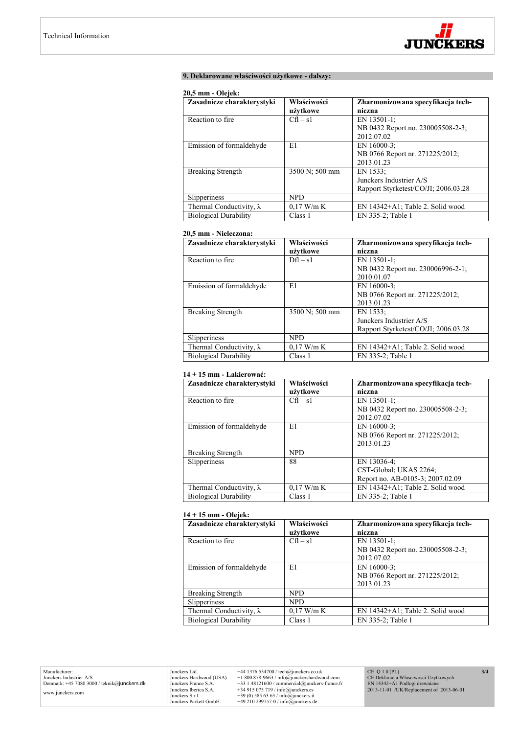## 9. Deklarowane właściwości użytkowe - dalszy:

**20,5 mm - Olejek:**

| Zasadnicze charakterystyki | Właściwości użytkowe | Zharmonizowana specyfikacja techniczna |
|---|---|---|
| Reaction to fire | Cfl – s1 | EN 13501-1; NB 0432 Report no. 230005508-2-3; 2012.07.02 |
| Emission of formaldehyde | E1 | EN 16000-3; NB 0766 Report nr. 271225/2012; 2013.01.23 |
| Breaking Strength | 3500 N; 500 mm | EN 1533; Junckers Industrier A/S Rapport Styrketest/CO/JI; 2006.03.28 |
| Slipperiness | NPD | |
| Thermal Conductivity, λ | 0,17 W/m K | EN 14342+A1; Table 2. Solid wood |
| Biological Durability | Class 1 | EN 335-2; Table 1 |

**20,5 mm - Nieleczona:**

| Zasadnicze charakterystyki | Właściwości użytkowe | Zharmonizowana specyfikacja techniczna |
|---|---|---|
| Reaction to fire | Dfl – s1 | EN 13501-1; NB 0432 Report no. 230006996-2-1; 2010.01.07 |
| Emission of formaldehyde | E1 | EN 16000-3; NB 0766 Report nr. 271225/2012; 2013.01.23 |
| Breaking Strength | 3500 N; 500 mm | EN 1533; Junckers Industrier A/S Rapport Styrketest/CO/JI; 2006.03.28 |
| Slipperiness | NPD | |
| Thermal Conductivity, λ | 0,17 W/m K | EN 14342+A1; Table 2. Solid wood |
| Biological Durability | Class 1 | EN 335-2; Table 1 |

**14 + 15 mm - Lakierować:**

| Zasadnicze charakterystyki | Właściwości użytkowe | Zharmonizowana specyfikacja techniczna |
|---|---|---|
| Reaction to fire | Cfl – s1 | EN 13501-1; NB 0432 Report no. 230005508-2-3; 2012.07.02 |
| Emission of formaldehyde | E1 | EN 16000-3; NB 0766 Report nr. 271225/2012; 2013.01.23 |
| Breaking Strength | NPD | |
| Slipperiness | 88 | EN 13036-4; CST-Global; UKAS 2264; Report no. AB-0105-3; 2007.02.09 |
| Thermal Conductivity, λ | 0,17 W/m K | EN 14342+A1; Table 2. Solid wood |
| Biological Durability | Class 1 | EN 335-2; Table 1 |

**14 + 15 mm - Olejek:**

| Zasadnicze charakterystyki | Właściwości użytkowe | Zharmonizowana specyfikacja techniczna |
|---|---|---|
| Reaction to fire | Cfl – s1 | EN 13501-1; NB 0432 Report no. 230005508-2-3; 2012.07.02 |
| Emission of formaldehyde | E1 | EN 16000-3; NB 0766 Report nr. 271225/2012; 2013.01.23 |
| Breaking Strength | NPD | |
| Slipperiness | NPD | |
| Thermal Conductivity, λ | 0,17 W/m K | EN 14342+A1; Table 2. Solid wood |
| Biological Durability | Class 1 | EN 335-2; Table 1 |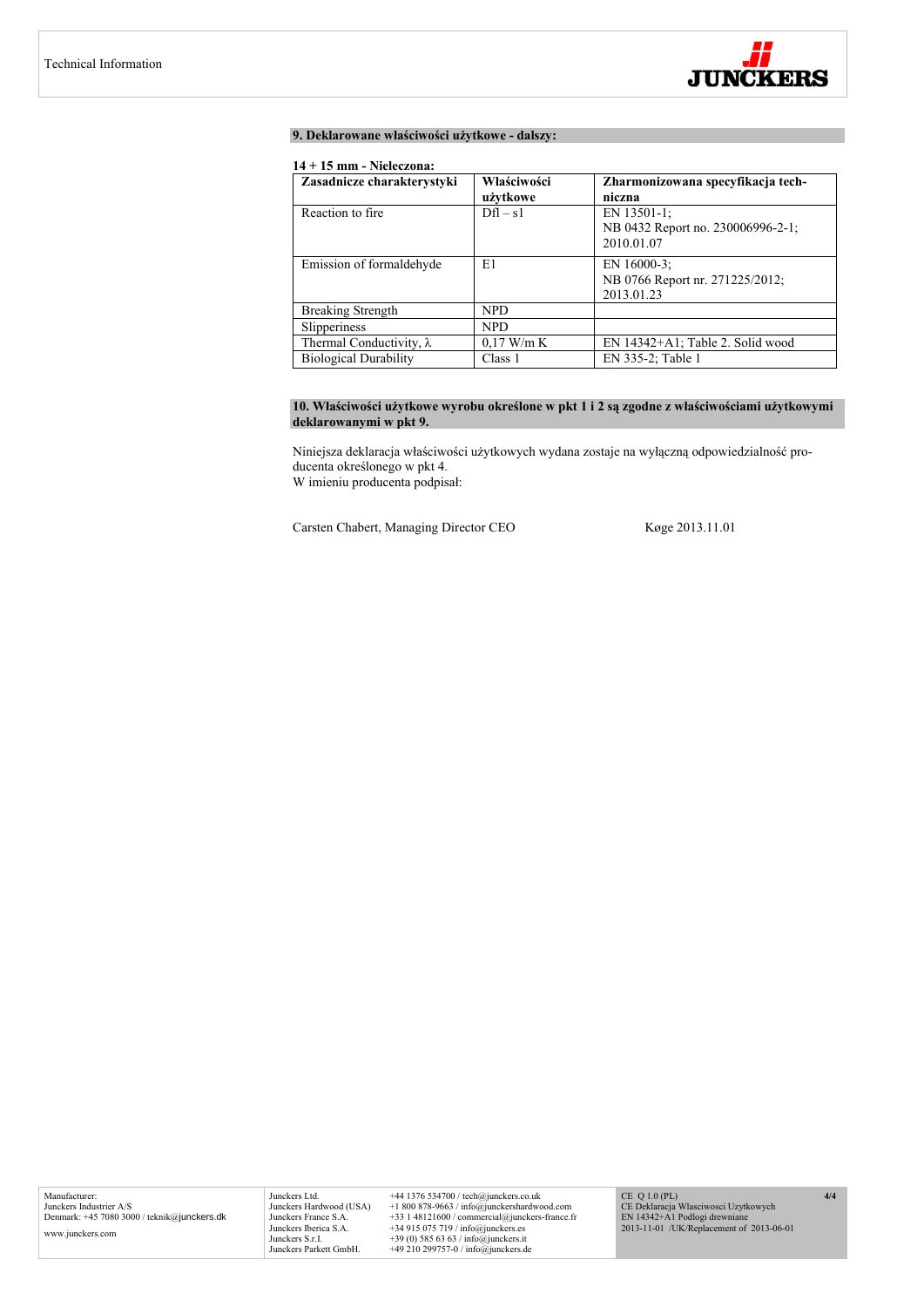## 9. Deklarowane właściwości użytkowe - dalszy:

**14 + 15 mm - Nieleczona:**

| Zasadnicze charakterystyki | Właściwości użytkowe | Zharmonizowana specyfikacja techniczna |
|---|---|---|
| Reaction to fire | Dfl – s1 | EN 13501-1; NB 0432 Report no. 230006996-2-1; 2010.01.07 |
| Emission of formaldehyde | E1 | EN 16000-3; NB 0766 Report nr. 271225/2012; 2013.01.23 |
| Breaking Strength | NPD | |
| Slipperiness | NPD | |
| Thermal Conductivity, λ | 0,17 W/m K | EN 14342+A1; Table 2. Solid wood |
| Biological Durability | Class 1 | EN 335-2; Table 1 |

## 10. Właściwości użytkowe wyrobu określone w pkt 1 i 2 są zgodne z właściwościami użytkowymi deklarowanymi w pkt 9.

Niniejsza deklaracja właściwości użytkowych wydana zostaje na wyłączną odpowiedzialność producenta określonego w pkt 4.
W imieniu producenta podpisał:

Carsten Chabert, Managing Director CEO Køge 2013.11.01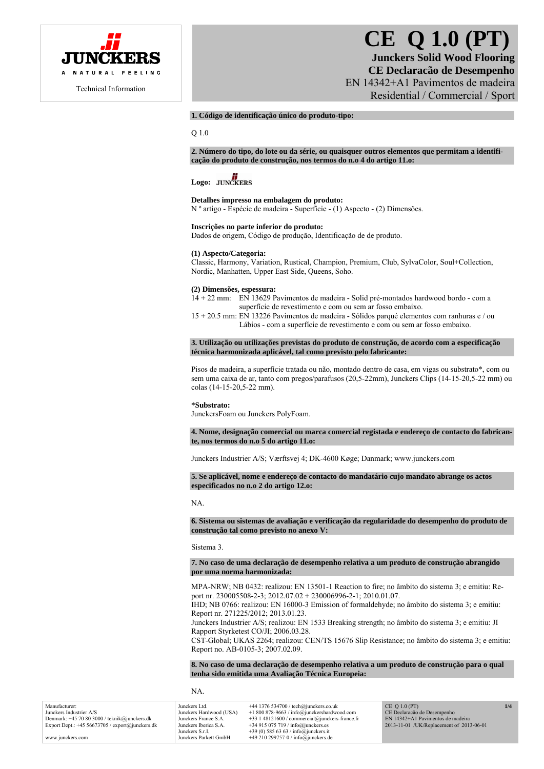JUNCKERS

A NATURAL FEELING

Technical Information

# CE Q 1.0 (PT)

## Junckers Solid Wood Flooring
## CE Declaracão de Desempenho

EN 14342+A1 Pavimentos de madeira
Residential / Commercial / Sport

**1. Código de identificação único do produto-tipo:**

Q 1.0

**2. Número do tipo, do lote ou da série, ou quaisquer outros elementos que permitam a identificação do produto de construção, nos termos do n.o 4 do artigo 11.o:**

**Logo:** JUNCKERS

**Detalhes impresso na embalagem do produto:**
N º artigo - Espécie de madeira - Superfície - (1) Aspecto - (2) Dimensões.

**Inscrições no parte inferior do produto:**
Dados de origem, Código de produção, Identificação de de produto.

**(1) Aspecto/Categoria:**
Classic, Harmony, Variation, Rustical, Champion, Premium, Club, SylvaColor, Soul+Collection, Nordic, Manhatten, Upper East Side, Queens, Soho.

**(2) Dimensões, espessura:**
14 + 22 mm: EN 13629 Pavimentos de madeira - Solid pré-montados hardwood bordo - com a superfície de revestimento e com ou sem ar fosso embaixo.
15 + 20.5 mm: EN 13226 Pavimentos de madeira - Sólidos parqué elementos com ranhuras e / ou Lábios - com a superfície de revestimento e com ou sem ar fosso embaixo.

**3. Utilização ou utilizações previstas do produto de construção, de acordo com a especificação técnica harmonizada aplicável, tal como previsto pelo fabricante:**

Pisos de madeira, a superfície tratada ou não, montado dentro de casa, em vigas ou substrato*, com ou sem uma caixa de ar, tanto com pregos/parafusos (20,5-22mm), Junckers Clips (14-15-20,5-22 mm) ou colas (14-15-20,5-22 mm).

**\*Substrato:**
JunckersFoam ou Junckers PolyFoam.

**4. Nome, designação comercial ou marca comercial registada e endereço de contacto do fabricante, nos termos do n.o 5 do artigo 11.o:**

Junckers Industrier A/S; Værftsvej 4; DK-4600 Køge; Danmark; www.junckers.com

**5. Se aplicável, nome e endereço de contacto do mandatário cujo mandato abrange os actos especificados no n.o 2 do artigo 12.o:**

NA.

**6. Sistema ou sistemas de avaliação e verificação da regularidade do desempenho do produto de construção tal como previsto no anexo V:**

Sistema 3.

**7. No caso de uma declaração de desempenho relativa a um produto de construção abrangido por uma norma harmonizada:**

MPA-NRW; NB 0432: realizou: EN 13501-1 Reaction to fire; no âmbito do sistema 3; e emitiu: Report nr. 230005508-2-3; 2012.07.02 + 230006996-2-1; 2010.01.07.
IHD; NB 0766: realizou: EN 16000-3 Emission of formaldehyde; no âmbito do sistema 3; e emitiu: Report nr. 271225/2012; 2013.01.23.
Junckers Industrier A/S; realizou: EN 1533 Breaking strength; no âmbito do sistema 3; e emitiu: JI Rapport Styrketest CO/JI; 2006.03.28.
CST-Global; UKAS 2264; realizou: CEN/TS 15676 Slip Resistance; no âmbito do sistema 3; e emitiu: Report no. AB-0105-3; 2007.02.09.

**8. No caso de uma declaração de desempenho relativa a um produto de construção para o qual tenha sido emitida uma Avaliação Técnica Europeia:**

NA.

Manufacturer:
Junckers Industrier A/S
Denmark: +45 70 80 3000 / teknik@junckers.dk
Export Dept.: +45 56673705 / export@junckers.dk

www.junckers.com

| | |
|---|---|
| Junckers Ltd. | +44 1376 534700 / tech@junckers.co.uk |
| Junckers Hardwood (USA) | +1 800 878-9663 / info@junckershardwood.com |
| Junckers France S.A. | +33 1 48121600 / commercial@junckers-france.fr |
| Junckers Iberica S.A. | +34 915 075 719 / info@junckers.es |
| Junckers S.r.l. | +39 (0) 585 63 63 / info@junckers.it |
| Junckers Parkett GmbH. | +49 210 299757-0 / info@junckers.de |

CE Q 1.0 (PT)
CE Declaracão de Desempenho
EN 14342+A1 Pavimentos de madeira
2013-11-01 /UK/Replacement of 2013-06-01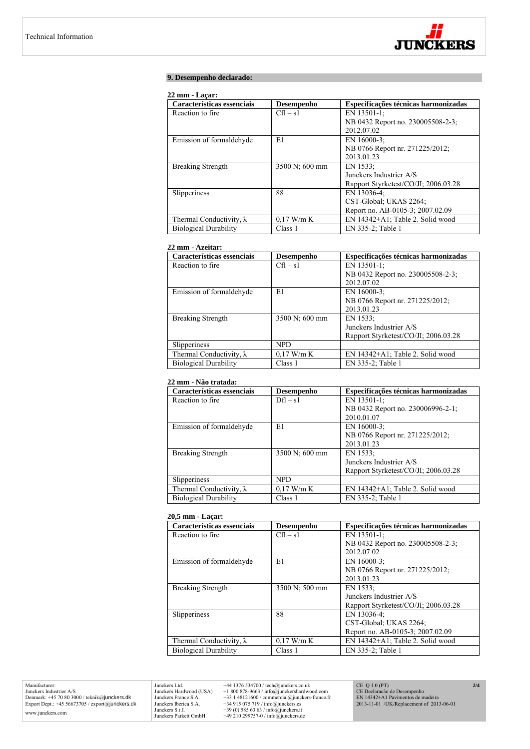## 9. Desempenho declarado:

**22 mm - Laçar:**

| Características essenciais | Desempenho | Especificações técnicas harmonizadas |
|---|---|---|
| Reaction to fire | Cfl – s1 | EN 13501-1; NB 0432 Report no. 230005508-2-3; 2012.07.02 |
| Emission of formaldehyde | E1 | EN 16000-3; NB 0766 Report nr. 271225/2012; 2013.01.23 |
| Breaking Strength | 3500 N; 600 mm | EN 1533; Junckers Industrier A/S Rapport Styrketest/CO/JI; 2006.03.28 |
| Slipperiness | 88 | EN 13036-4; CST-Global; UKAS 2264; Report no. AB-0105-3; 2007.02.09 |
| Thermal Conductivity, λ | 0,17 W/m K | EN 14342+A1; Table 2. Solid wood |
| Biological Durability | Class 1 | EN 335-2; Table 1 |

**22 mm - Azeitar:**

| Características essenciais | Desempenho | Especificações técnicas harmonizadas |
|---|---|---|
| Reaction to fire | Cfl – s1 | EN 13501-1; NB 0432 Report no. 230005508-2-3; 2012.07.02 |
| Emission of formaldehyde | E1 | EN 16000-3; NB 0766 Report nr. 271225/2012; 2013.01.23 |
| Breaking Strength | 3500 N; 600 mm | EN 1533; Junckers Industrier A/S Rapport Styrketest/CO/JI; 2006.03.28 |
| Slipperiness | NPD | |
| Thermal Conductivity, λ | 0,17 W/m K | EN 14342+A1; Table 2. Solid wood |
| Biological Durability | Class 1 | EN 335-2; Table 1 |

**22 mm - Não tratada:**

| Características essenciais | Desempenho | Especificações técnicas harmonizadas |
|---|---|---|
| Reaction to fire | Dfl – s1 | EN 13501-1; NB 0432 Report no. 230006996-2-1; 2010.01.07 |
| Emission of formaldehyde | E1 | EN 16000-3; NB 0766 Report nr. 271225/2012; 2013.01.23 |
| Breaking Strength | 3500 N; 600 mm | EN 1533; Junckers Industrier A/S Rapport Styrketest/CO/JI; 2006.03.28 |
| Slipperiness | NPD | |
| Thermal Conductivity, λ | 0,17 W/m K | EN 14342+A1; Table 2. Solid wood |
| Biological Durability | Class 1 | EN 335-2; Table 1 |

**20,5 mm - Laçar:**

| Características essenciais | Desempenho | Especificações técnicas harmonizadas |
|---|---|---|
| Reaction to fire | Cfl – s1 | EN 13501-1; NB 0432 Report no. 230005508-2-3; 2012.07.02 |
| Emission of formaldehyde | E1 | EN 16000-3; NB 0766 Report nr. 271225/2012; 2013.01.23 |
| Breaking Strength | 3500 N; 500 mm | EN 1533; Junckers Industrier A/S Rapport Styrketest/CO/JI; 2006.03.28 |
| Slipperiness | 88 | EN 13036-4; CST-Global; UKAS 2264; Report no. AB-0105-3; 2007.02.09 |
| Thermal Conductivity, λ | 0,17 W/m K | EN 14342+A1; Table 2. Solid wood |
| Biological Durability | Class 1 | EN 335-2; Table 1 |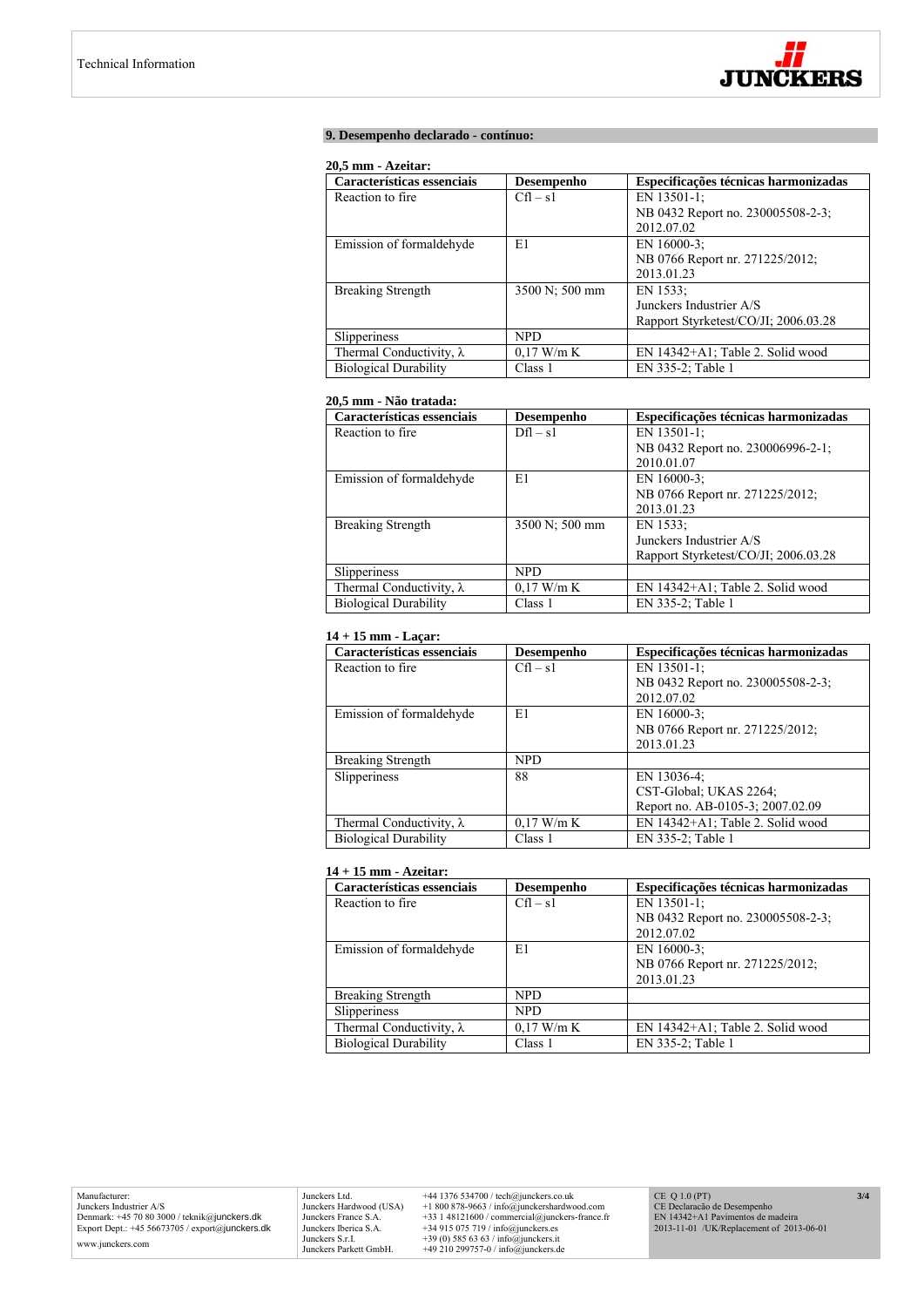## 9. Desempenho declarado - contínuo:

**20,5 mm - Azeitar:**

| Características essenciais | Desempenho | Especificações técnicas harmonizadas |
|---|---|---|
| Reaction to fire | Cfl – s1 | EN 13501-1; NB 0432 Report no. 230005508-2-3; 2012.07.02 |
| Emission of formaldehyde | E1 | EN 16000-3; NB 0766 Report nr. 271225/2012; 2013.01.23 |
| Breaking Strength | 3500 N; 500 mm | EN 1533; Junckers Industrier A/S Rapport Styrketest/CO/JI; 2006.03.28 |
| Slipperiness | NPD | |
| Thermal Conductivity, λ | 0,17 W/m K | EN 14342+A1; Table 2. Solid wood |
| Biological Durability | Class 1 | EN 335-2; Table 1 |

**20,5 mm - Não tratada:**

| Características essenciais | Desempenho | Especificações técnicas harmonizadas |
|---|---|---|
| Reaction to fire | Dfl – s1 | EN 13501-1; NB 0432 Report no. 230006996-2-1; 2010.01.07 |
| Emission of formaldehyde | E1 | EN 16000-3; NB 0766 Report nr. 271225/2012; 2013.01.23 |
| Breaking Strength | 3500 N; 500 mm | EN 1533; Junckers Industrier A/S Rapport Styrketest/CO/JI; 2006.03.28 |
| Slipperiness | NPD | |
| Thermal Conductivity, λ | 0,17 W/m K | EN 14342+A1; Table 2. Solid wood |
| Biological Durability | Class 1 | EN 335-2; Table 1 |

**14 + 15 mm - Laçar:**

| Características essenciais | Desempenho | Especificações técnicas harmonizadas |
|---|---|---|
| Reaction to fire | Cfl – s1 | EN 13501-1; NB 0432 Report no. 230005508-2-3; 2012.07.02 |
| Emission of formaldehyde | E1 | EN 16000-3; NB 0766 Report nr. 271225/2012; 2013.01.23 |
| Breaking Strength | NPD | |
| Slipperiness | 88 | EN 13036-4; CST-Global; UKAS 2264; Report no. AB-0105-3; 2007.02.09 |
| Thermal Conductivity, λ | 0,17 W/m K | EN 14342+A1; Table 2. Solid wood |
| Biological Durability | Class 1 | EN 335-2; Table 1 |

**14 + 15 mm - Azeitar:**

| Características essenciais | Desempenho | Especificações técnicas harmonizadas |
|---|---|---|
| Reaction to fire | Cfl – s1 | EN 13501-1; NB 0432 Report no. 230005508-2-3; 2012.07.02 |
| Emission of formaldehyde | E1 | EN 16000-3; NB 0766 Report nr. 271225/2012; 2013.01.23 |
| Breaking Strength | NPD | |
| Slipperiness | NPD | |
| Thermal Conductivity, λ | 0,17 W/m K | EN 14342+A1; Table 2. Solid wood |
| Biological Durability | Class 1 | EN 335-2; Table 1 |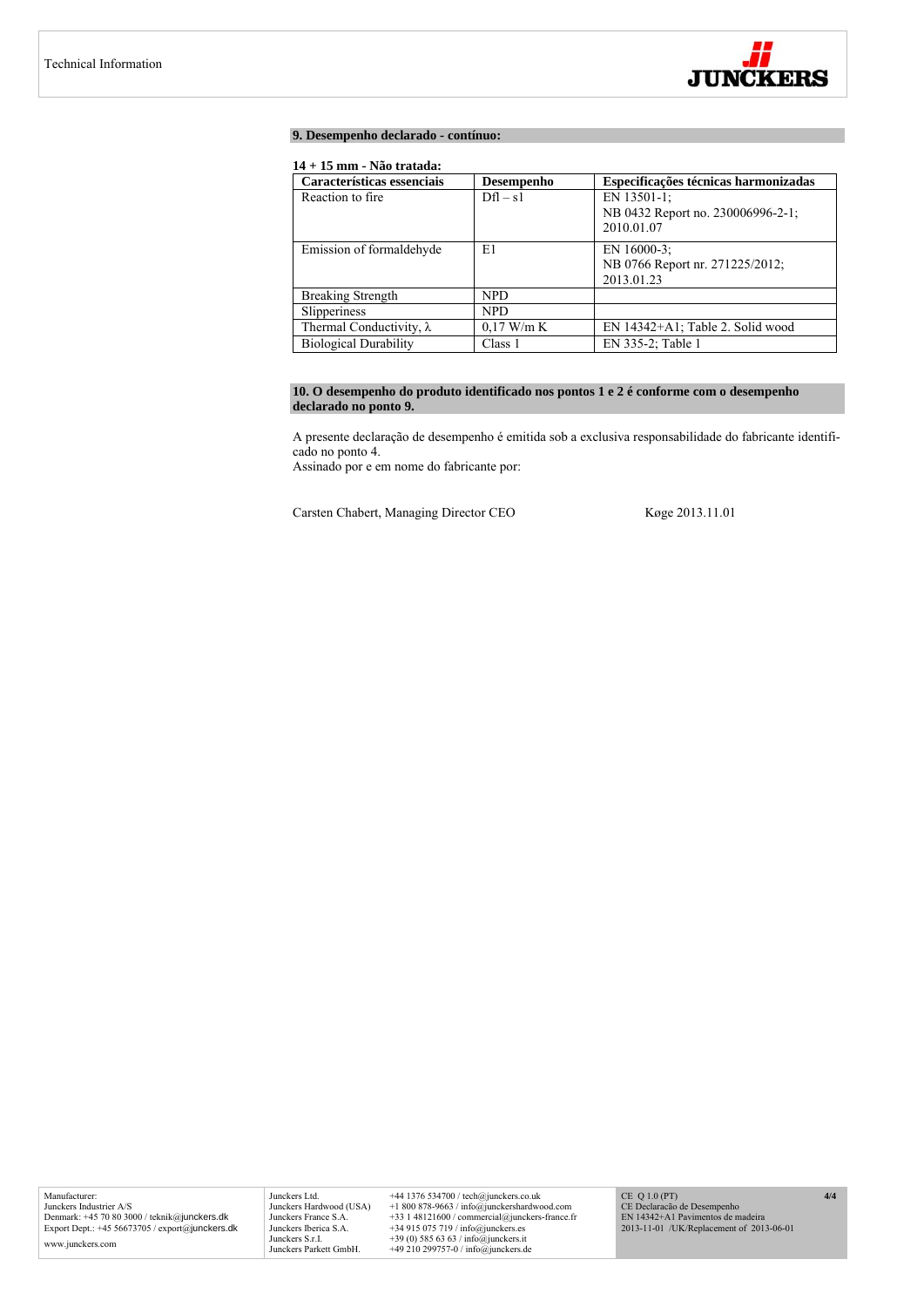## 9. Desempenho declarado - contínuo:

**14 + 15 mm - Não tratada:**

| Características essenciais | Desempenho | Especificações técnicas harmonizadas |
|---|---|---|
| Reaction to fire | Dfl – s1 | EN 13501-1; NB 0432 Report no. 230006996-2-1; 2010.01.07 |
| Emission of formaldehyde | E1 | EN 16000-3; NB 0766 Report nr. 271225/2012; 2013.01.23 |
| Breaking Strength | NPD | |
| Slipperiness | NPD | |
| Thermal Conductivity, λ | 0,17 W/m K | EN 14342+A1; Table 2. Solid wood |
| Biological Durability | Class 1 | EN 335-2; Table 1 |

## 10. O desempenho do produto identificado nos pontos 1 e 2 é conforme com o desempenho declarado no ponto 9.

A presente declaração de desempenho é emitida sob a exclusiva responsabilidade do fabricante identificado no ponto 4.
Assinado por e em nome do fabricante por:

Carsten Chabert, Managing Director CEO — Køge 2013.11.01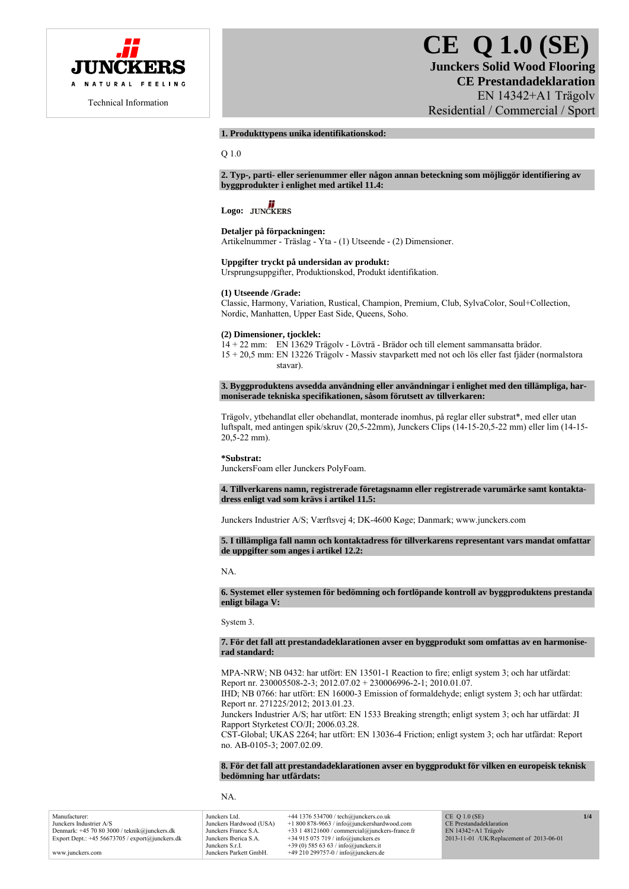JUNCKERS

A NATURAL FEELING

Technical Information

# CE Q 1.0 (SE)

**Junckers Solid Wood Flooring**
**CE Prestandadeklaration**
EN 14342+A1 Trägolv
Residential / Commercial / Sport

**1. Produkttypens unika identifikationskod:**

Q 1.0

**2. Typ-, parti- eller serienummer eller någon annan beteckning som möjliggör identifiering av byggprodukter i enlighet med artikel 11.4:**

**Logo:** JUNCKERS

**Detaljer på förpackningen:**
Artikelnummer - Träslag - Yta - (1) Utseende - (2) Dimensioner.

**Uppgifter tryckt på undersidan av produkt:**
Ursprungsuppgifter, Produktionskod, Produkt identifikation.

**(1) Utseende /Grade:**
Classic, Harmony, Variation, Rustical, Champion, Premium, Club, SylvaColor, Soul+Collection, Nordic, Manhatten, Upper East Side, Queens, Soho.

**(2) Dimensioner, tjocklek:**
14 + 22 mm: EN 13629 Trägolv - Lövträ - Brädor och till element sammansatta brädor.
15 + 20,5 mm: EN 13226 Trägolv - Massiv stavparkett med not och lös eller fast fjäder (normalstora stavar).

**3. Byggproduktens avsedda användning eller användningar i enlighet med den tillämpliga, harmoniserade tekniska specifikationen, såsom förutsett av tillverkaren:**

Trägolv, ytbehandlat eller obehandlat, monterade inomhus, på reglar eller substrat*, med eller utan luftspalt, med antingen spik/skruv (20,5-22mm), Junckers Clips (14-15-20,5-22 mm) eller lim (14-15-20,5-22 mm).

***Substrat:**
JunckersFoam eller Junckers PolyFoam.

**4. Tillverkarens namn, registrerade företagsnamn eller registrerade varumärke samt kontaktadress enligt vad som krävs i artikel 11.5:**

Junckers Industrier A/S; Værftsvej 4; DK-4600 Køge; Danmark; www.junckers.com

**5. I tillämpliga fall namn och kontaktadress för tillverkarens representant vars mandat omfattar de uppgifter som anges i artikel 12.2:**

NA.

**6. Systemet eller systemen för bedömning och fortlöpande kontroll av byggproduktens prestanda enligt bilaga V:**

System 3.

**7. För det fall att prestandadeklarationen avser en byggprodukt som omfattas av en harmoniserad standard:**

MPA-NRW; NB 0432: har utfört: EN 13501-1 Reaction to fire; enligt system 3; och har utfärdat: Report nr. 230005508-2-3; 2012.07.02 + 230006996-2-1; 2010.01.07.
IHD; NB 0766: har utfört: EN 16000-3 Emission of formaldehyde; enligt system 3; och har utfärdat: Report nr. 271225/2012; 2013.01.23.
Junckers Industrier A/S; har utfört: EN 1533 Breaking strength; enligt system 3; och har utfärdat: JI Rapport Styrketest CO/JI; 2006.03.28.
CST-Global; UKAS 2264; har utfört: EN 13036-4 Friction; enligt system 3; och har utfärdat: Report no. AB-0105-3; 2007.02.09.

**8. För det fall att prestandadeklarationen avser en byggprodukt för vilken en europeisk teknisk bedömning har utfärdats:**

NA.

Manufacturer:
Junckers Industrier A/S
Denmark: +45 70 80 3000 / teknik@junckers.dk
Export Dept.: +45 56673705 / export@junckers.dk

www.junckers.com

| | |
|---|---|
| Junckers Ltd. | +44 1376 534700 / tech@junckers.co.uk |
| Junckers Hardwood (USA) | +1 800 878-9663 / info@junckershardwood.com |
| Junckers France S.A. | +33 1 48121600 / commercial@junckers-france.fr |
| Junckers Iberica S.A. | +34 915 075 719 / info@junckers.es |
| Junckers S.r.l. | +39 (0) 585 63 63 / info@junckers.it |
| Junckers Parkett GmbH. | +49 210 299757-0 / info@junckers.de |

CE Q 1.0 (SE)
CE Prestandadeklaration
EN 14342+A1 Trägolv
2013-11-01 /UK/Replacement of 2013-06-01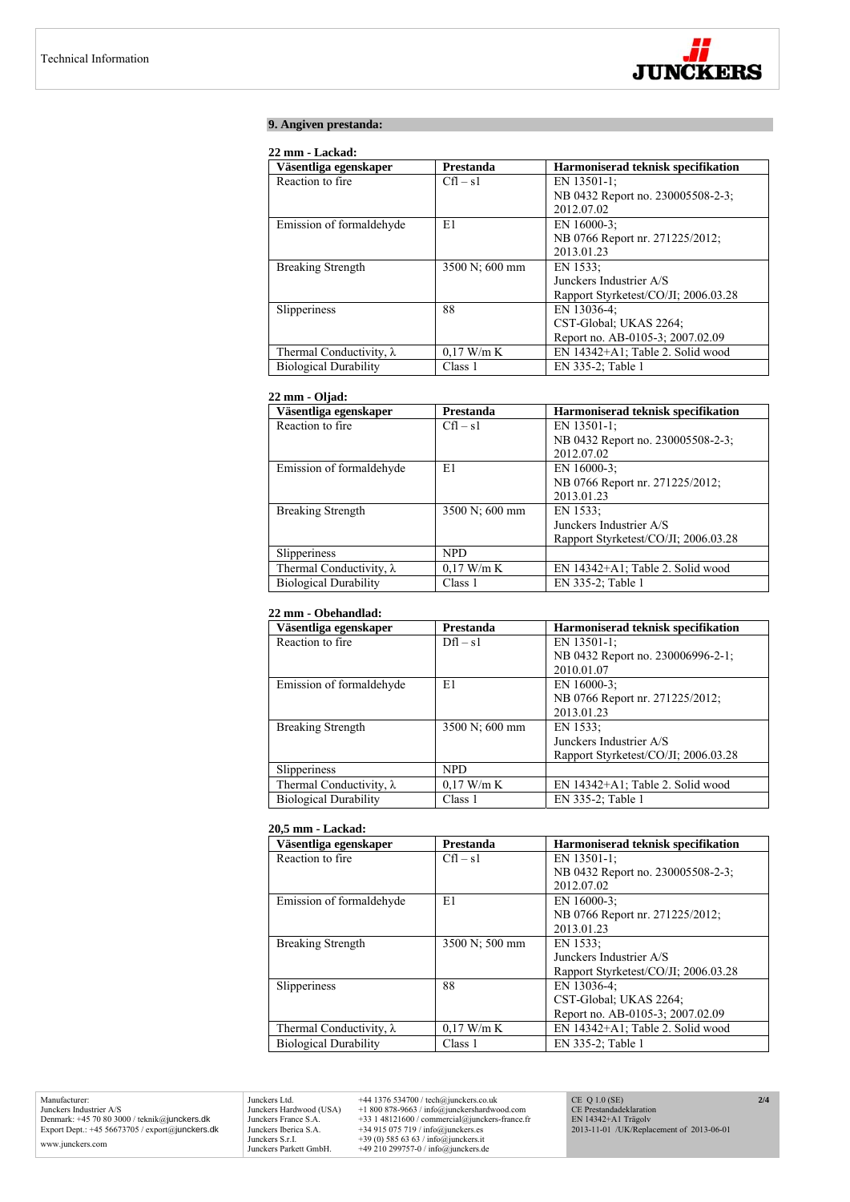## 9. Angiven prestanda:

**22 mm - Lackad:**

| Väsentliga egenskaper | Prestanda | Harmoniserad teknisk specifikation |
| --- | --- | --- |
| Reaction to fire | Cfl – s1 | EN 13501-1; NB 0432 Report no. 230005508-2-3; 2012.07.02 |
| Emission of formaldehyde | E1 | EN 16000-3; NB 0766 Report nr. 271225/2012; 2013.01.23 |
| Breaking Strength | 3500 N; 600 mm | EN 1533; Junckers Industrier A/S Rapport Styrketest/CO/JI; 2006.03.28 |
| Slipperiness | 88 | EN 13036-4; CST-Global; UKAS 2264; Report no. AB-0105-3; 2007.02.09 |
| Thermal Conductivity, λ | 0,17 W/m K | EN 14342+A1; Table 2. Solid wood |
| Biological Durability | Class 1 | EN 335-2; Table 1 |

**22 mm - Oljad:**

| Väsentliga egenskaper | Prestanda | Harmoniserad teknisk specifikation |
| --- | --- | --- |
| Reaction to fire | Cfl – s1 | EN 13501-1; NB 0432 Report no. 230005508-2-3; 2012.07.02 |
| Emission of formaldehyde | E1 | EN 16000-3; NB 0766 Report nr. 271225/2012; 2013.01.23 |
| Breaking Strength | 3500 N; 600 mm | EN 1533; Junckers Industrier A/S Rapport Styrketest/CO/JI; 2006.03.28 |
| Slipperiness | NPD | |
| Thermal Conductivity, λ | 0,17 W/m K | EN 14342+A1; Table 2. Solid wood |
| Biological Durability | Class 1 | EN 335-2; Table 1 |

**22 mm - Obehandlad:**

| Väsentliga egenskaper | Prestanda | Harmoniserad teknisk specifikation |
| --- | --- | --- |
| Reaction to fire | Dfl – s1 | EN 13501-1; NB 0432 Report no. 230006996-2-1; 2010.01.07 |
| Emission of formaldehyde | E1 | EN 16000-3; NB 0766 Report nr. 271225/2012; 2013.01.23 |
| Breaking Strength | 3500 N; 600 mm | EN 1533; Junckers Industrier A/S Rapport Styrketest/CO/JI; 2006.03.28 |
| Slipperiness | NPD | |
| Thermal Conductivity, λ | 0,17 W/m K | EN 14342+A1; Table 2. Solid wood |
| Biological Durability | Class 1 | EN 335-2; Table 1 |

**20,5 mm - Lackad:**

| Väsentliga egenskaper | Prestanda | Harmoniserad teknisk specifikation |
| --- | --- | --- |
| Reaction to fire | Cfl – s1 | EN 13501-1; NB 0432 Report no. 230005508-2-3; 2012.07.02 |
| Emission of formaldehyde | E1 | EN 16000-3; NB 0766 Report nr. 271225/2012; 2013.01.23 |
| Breaking Strength | 3500 N; 500 mm | EN 1533; Junckers Industrier A/S Rapport Styrketest/CO/JI; 2006.03.28 |
| Slipperiness | 88 | EN 13036-4; CST-Global; UKAS 2264; Report no. AB-0105-3; 2007.02.09 |
| Thermal Conductivity, λ | 0,17 W/m K | EN 14342+A1; Table 2. Solid wood |
| Biological Durability | Class 1 | EN 335-2; Table 1 |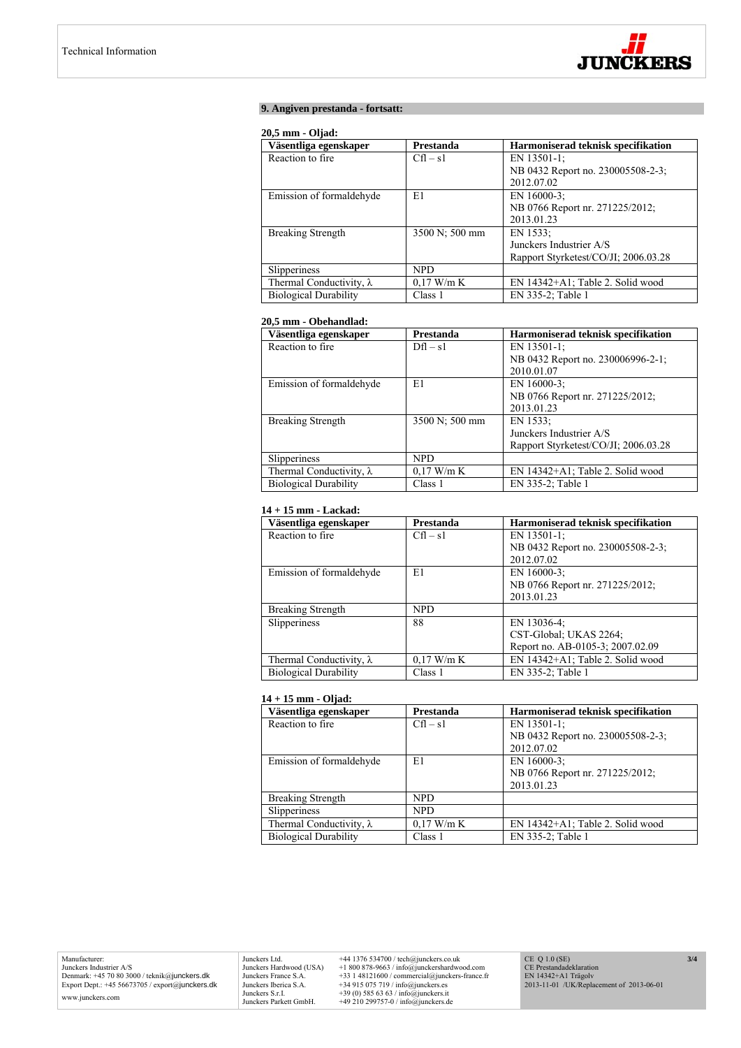## 9. Angiven prestanda - fortsatt:

**20,5 mm - Oljad:**

| Väsentliga egenskaper | Prestanda | Harmoniserad teknisk specifikation |
|---|---|---|
| Reaction to fire | Cfl – s1 | EN 13501-1; NB 0432 Report no. 230005508-2-3; 2012.07.02 |
| Emission of formaldehyde | E1 | EN 16000-3; NB 0766 Report nr. 271225/2012; 2013.01.23 |
| Breaking Strength | 3500 N; 500 mm | EN 1533; Junckers Industrier A/S Rapport Styrketest/CO/JI; 2006.03.28 |
| Slipperiness | NPD | |
| Thermal Conductivity, λ | 0,17 W/m K | EN 14342+A1; Table 2. Solid wood |
| Biological Durability | Class 1 | EN 335-2; Table 1 |

**20,5 mm - Obehandlad:**

| Väsentliga egenskaper | Prestanda | Harmoniserad teknisk specifikation |
|---|---|---|
| Reaction to fire | Dfl – s1 | EN 13501-1; NB 0432 Report no. 230006996-2-1; 2010.01.07 |
| Emission of formaldehyde | E1 | EN 16000-3; NB 0766 Report nr. 271225/2012; 2013.01.23 |
| Breaking Strength | 3500 N; 500 mm | EN 1533; Junckers Industrier A/S Rapport Styrketest/CO/JI; 2006.03.28 |
| Slipperiness | NPD | |
| Thermal Conductivity, λ | 0,17 W/m K | EN 14342+A1; Table 2. Solid wood |
| Biological Durability | Class 1 | EN 335-2; Table 1 |

**14 + 15 mm - Lackad:**

| Väsentliga egenskaper | Prestanda | Harmoniserad teknisk specifikation |
|---|---|---|
| Reaction to fire | Cfl – s1 | EN 13501-1; NB 0432 Report no. 230005508-2-3; 2012.07.02 |
| Emission of formaldehyde | E1 | EN 16000-3; NB 0766 Report nr. 271225/2012; 2013.01.23 |
| Breaking Strength | NPD | |
| Slipperiness | 88 | EN 13036-4; CST-Global; UKAS 2264; Report no. AB-0105-3; 2007.02.09 |
| Thermal Conductivity, λ | 0,17 W/m K | EN 14342+A1; Table 2. Solid wood |
| Biological Durability | Class 1 | EN 335-2; Table 1 |

**14 + 15 mm - Oljad:**

| Väsentliga egenskaper | Prestanda | Harmoniserad teknisk specifikation |
|---|---|---|
| Reaction to fire | Cfl – s1 | EN 13501-1; NB 0432 Report no. 230005508-2-3; 2012.07.02 |
| Emission of formaldehyde | E1 | EN 16000-3; NB 0766 Report nr. 271225/2012; 2013.01.23 |
| Breaking Strength | NPD | |
| Slipperiness | NPD | |
| Thermal Conductivity, λ | 0,17 W/m K | EN 14342+A1; Table 2. Solid wood |
| Biological Durability | Class 1 | EN 335-2; Table 1 |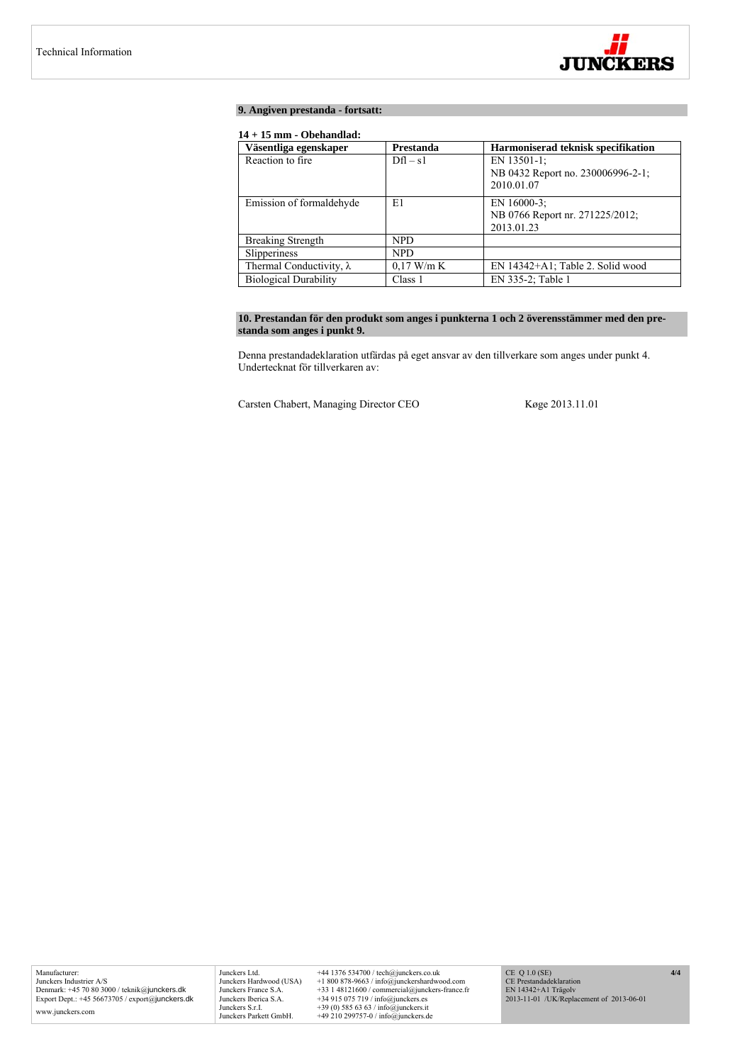## 9. Angiven prestanda - fortsatt:

**14 + 15 mm - Obehandlad:**

| Väsentliga egenskaper | Prestanda | Harmoniserad teknisk specifikation |
|---|---|---|
| Reaction to fire | Dfl – s1 | EN 13501-1;<br>NB 0432 Report no. 230006996-2-1;<br>2010.01.07 |
| Emission of formaldehyde | E1 | EN 16000-3;<br>NB 0766 Report nr. 271225/2012;<br>2013.01.23 |
| Breaking Strength | NPD | |
| Slipperiness | NPD | |
| Thermal Conductivity, λ | 0,17 W/m K | EN 14342+A1; Table 2. Solid wood |
| Biological Durability | Class 1 | EN 335-2; Table 1 |

## 10. Prestandan för den produkt som anges i punkterna 1 och 2 överensstämmer med den prestanda som anges i punkt 9.

Denna prestandadeklaration utfärdas på eget ansvar av den tillverkare som anges under punkt 4.
Undertecknat för tillverkaren av:

Carsten Chabert, Managing Director CEO          Køge 2013.11.01